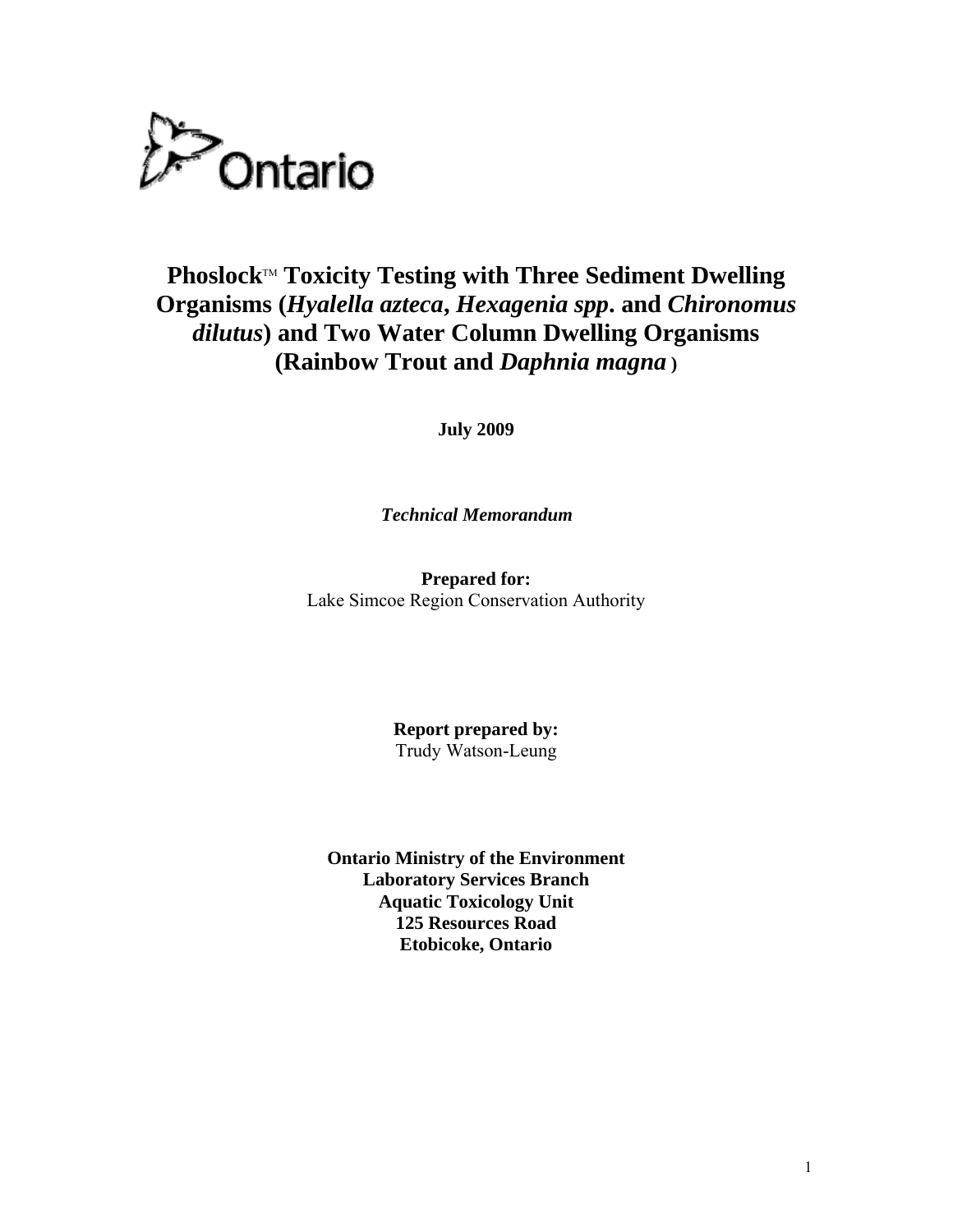Ontario

# Phoslock™ Toxicity Testing with Three Sediment Dwelling Organisms (*Hyalella azteca*, *Hexagenia spp*. and *Chironomus dilutus*) and Two Water Column Dwelling Organisms (Rainbow Trout and *Daphnia magna* )

**July 2009**

***Technical Memorandum***

**Prepared for:**
Lake Simcoe Region Conservation Authority

**Report prepared by:**
Trudy Watson-Leung

**Ontario Ministry of the Environment**
**Laboratory Services Branch**
**Aquatic Toxicology Unit**
**125 Resources Road**
**Etobicoke, Ontario**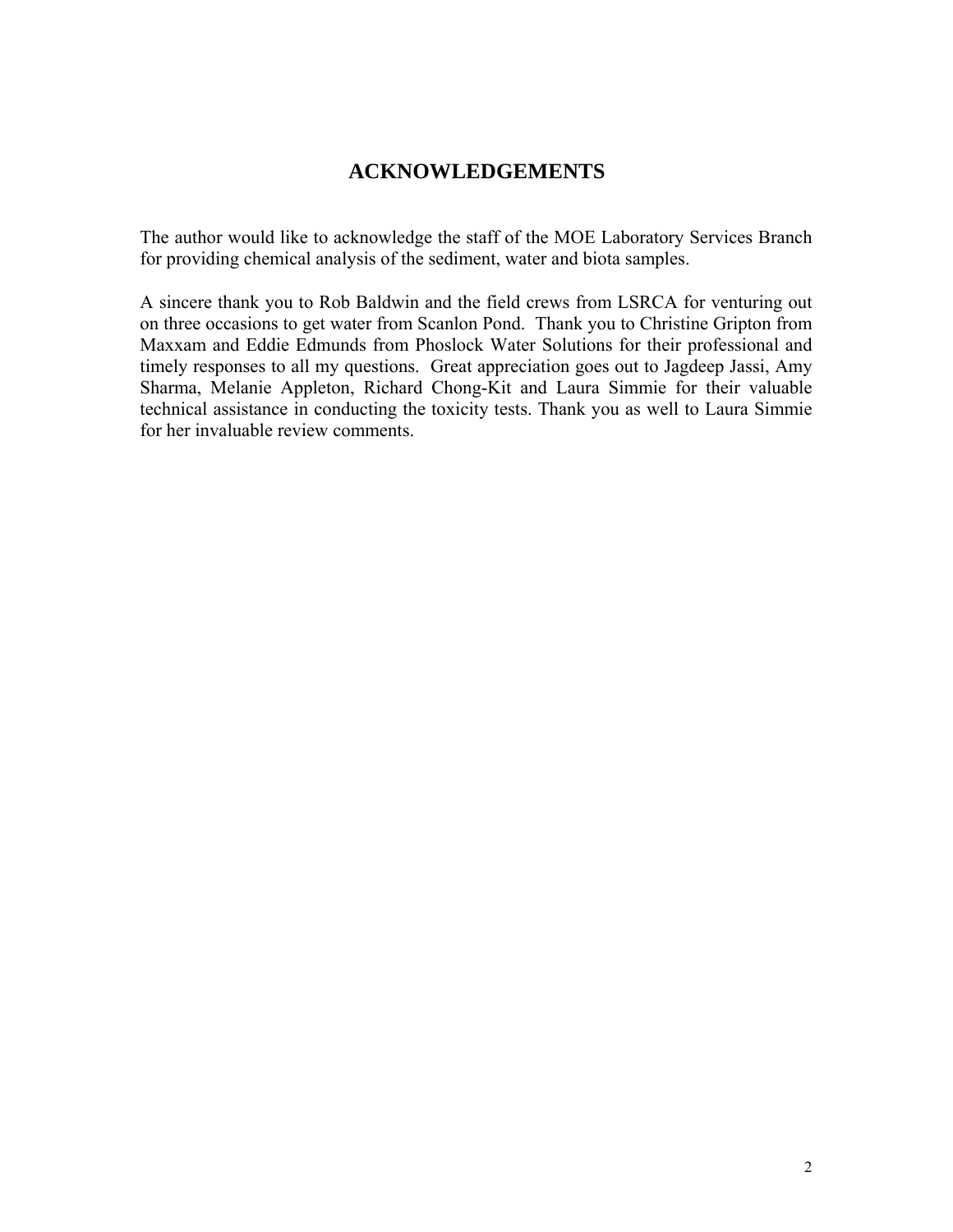# ACKNOWLEDGEMENTS

The author would like to acknowledge the staff of the MOE Laboratory Services Branch for providing chemical analysis of the sediment, water and biota samples.

A sincere thank you to Rob Baldwin and the field crews from LSRCA for venturing out on three occasions to get water from Scanlon Pond. Thank you to Christine Gripton from Maxxam and Eddie Edmunds from Phoslock Water Solutions for their professional and timely responses to all my questions. Great appreciation goes out to Jagdeep Jassi, Amy Sharma, Melanie Appleton, Richard Chong-Kit and Laura Simmie for their valuable technical assistance in conducting the toxicity tests. Thank you as well to Laura Simmie for her invaluable review comments.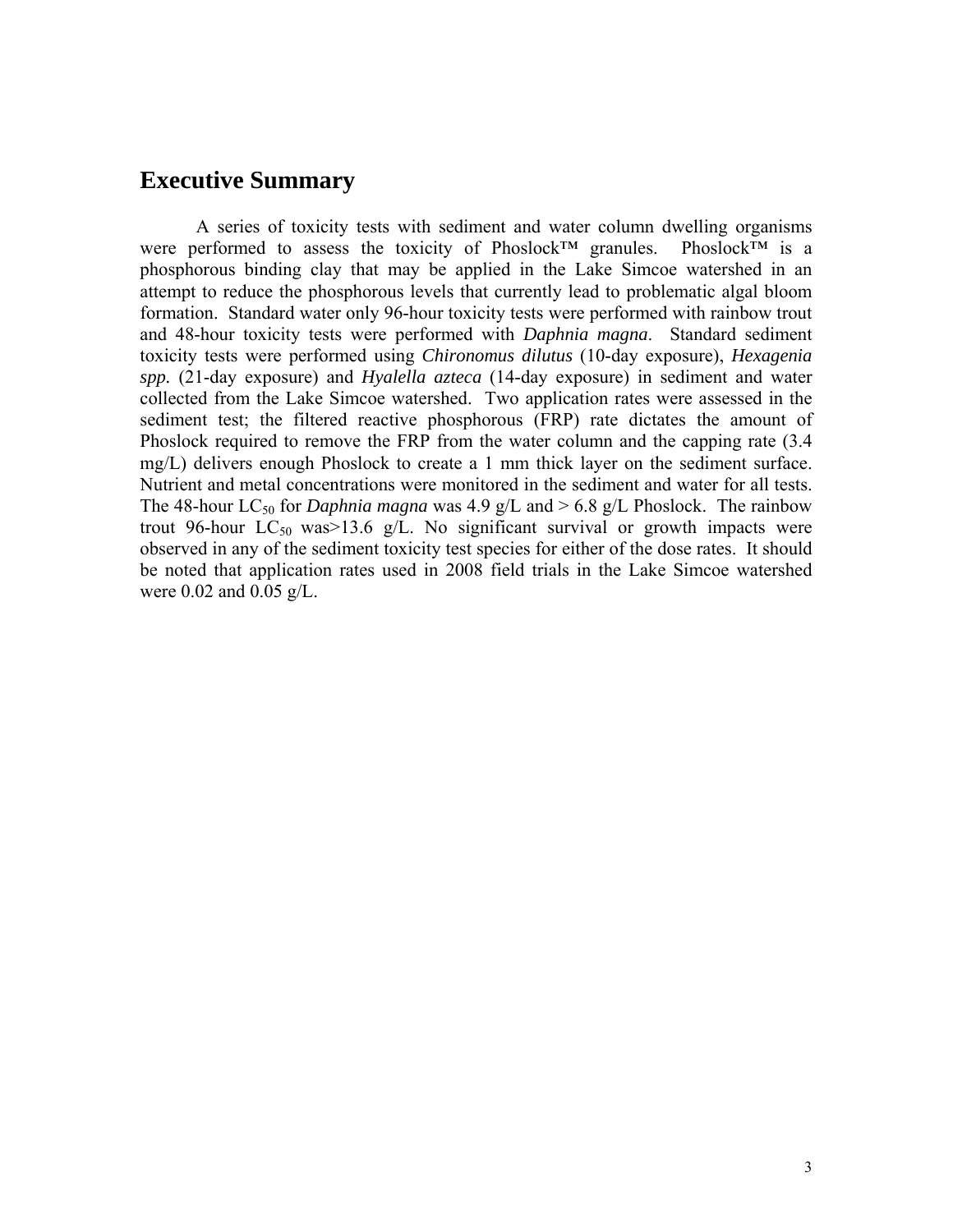## Executive Summary

A series of toxicity tests with sediment and water column dwelling organisms were performed to assess the toxicity of Phoslock™ granules. Phoslock™ is a phosphorous binding clay that may be applied in the Lake Simcoe watershed in an attempt to reduce the phosphorous levels that currently lead to problematic algal bloom formation. Standard water only 96-hour toxicity tests were performed with rainbow trout and 48-hour toxicity tests were performed with *Daphnia magna*. Standard sediment toxicity tests were performed using *Chironomus dilutus* (10-day exposure), *Hexagenia spp.* (21-day exposure) and *Hyalella azteca* (14-day exposure) in sediment and water collected from the Lake Simcoe watershed. Two application rates were assessed in the sediment test; the filtered reactive phosphorous (FRP) rate dictates the amount of Phoslock required to remove the FRP from the water column and the capping rate (3.4 mg/L) delivers enough Phoslock to create a 1 mm thick layer on the sediment surface. Nutrient and metal concentrations were monitored in the sediment and water for all tests. The 48-hour $LC_{50}$ for *Daphnia magna* was 4.9 g/L and > 6.8 g/L Phoslock. The rainbow trout 96-hour $LC_{50}$ was>13.6 g/L. No significant survival or growth impacts were observed in any of the sediment toxicity test species for either of the dose rates. It should be noted that application rates used in 2008 field trials in the Lake Simcoe watershed were 0.02 and 0.05 g/L.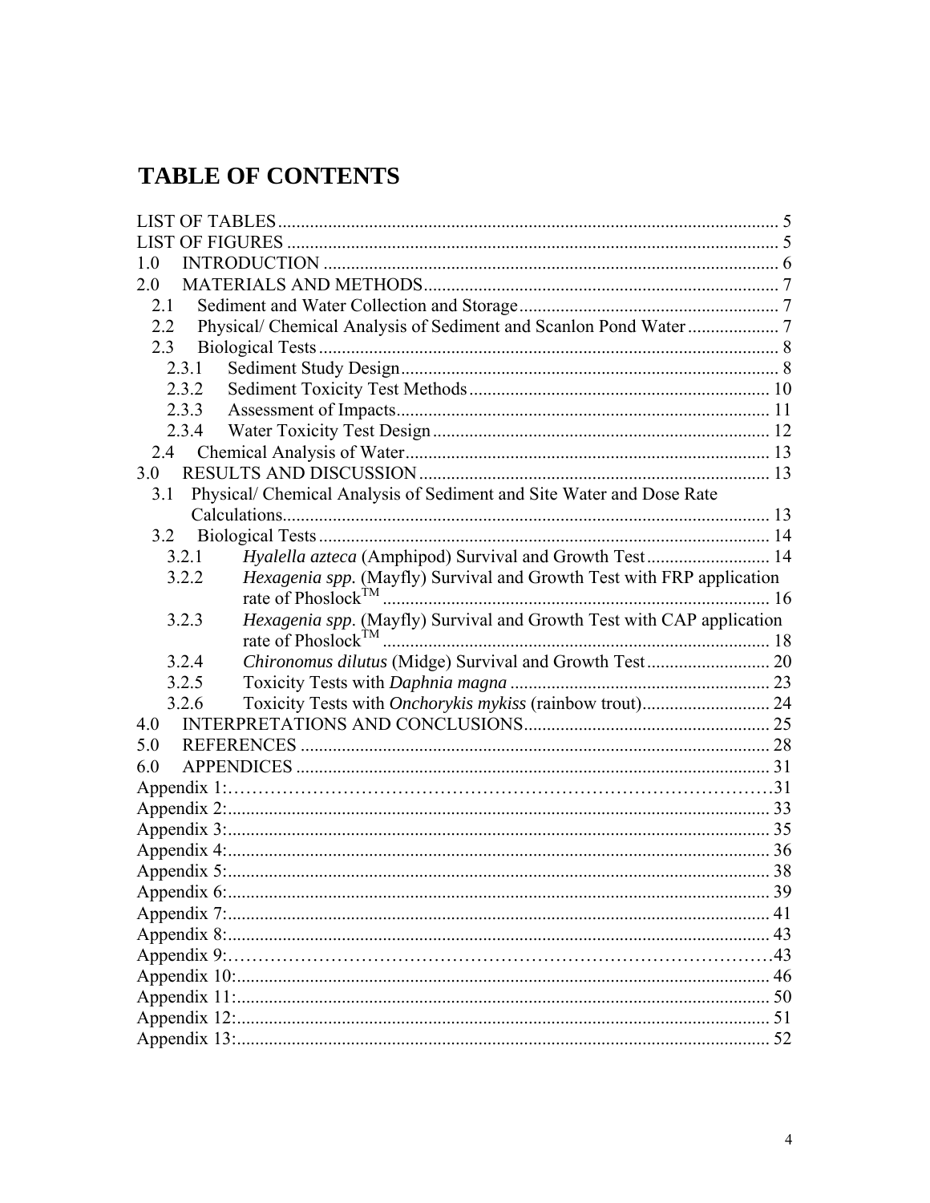# TABLE OF CONTENTS

LIST OF TABLES .............................................................................................................. 5
LIST OF FIGURES ............................................................................................................ 5
1.0 INTRODUCTION ..................................................................................................... 6
2.0 MATERIALS AND METHODS ............................................................................... 7
 2.1 Sediment and Water Collection and Storage ......................................................... 7
 2.2 Physical/ Chemical Analysis of Sediment and Scanlon Pond Water .................... 7
 2.3 Biological Tests ..................................................................................................... 8
  2.3.1 Sediment Study Design .................................................................................. 8
  2.3.2 Sediment Toxicity Test Methods .................................................................. 10
  2.3.3 Assessment of Impacts .................................................................................. 11
  2.3.4 Water Toxicity Test Design .......................................................................... 12
 2.4 Chemical Analysis of Water ................................................................................. 13
3.0 RESULTS AND DISCUSSION ............................................................................. 13
 3.1 Physical/ Chemical Analysis of Sediment and Site Water and Dose Rate Calculations ............................................................................................................ 13
 3.2 Biological Tests .................................................................................................... 14
  3.2.1 *Hyalella azteca* (Amphipod) Survival and Growth Test ............................ 14
  3.2.2 *Hexagenia spp.* (Mayfly) Survival and Growth Test with FRP application rate of Phoslock™ ..................................................................................... 16
  3.2.3 *Hexagenia spp*. (Mayfly) Survival and Growth Test with CAP application rate of Phoslock™ ..................................................................................... 18
  3.2.4 *Chironomus dilutus* (Midge) Survival and Growth Test ............................ 20
  3.2.5 Toxicity Tests with *Daphnia magna* ......................................................... 23
  3.2.6 Toxicity Tests with *Onchorykis mykiss* (rainbow trout) ............................ 24
4.0 INTERPRETATIONS AND CONCLUSIONS ...................................................... 25
5.0 REFERENCES ....................................................................................................... 28
6.0 APPENDICES ........................................................................................................ 31
Appendix 1: .................................................................................................................. 31
Appendix 2: .................................................................................................................. 33
Appendix 3: .................................................................................................................. 35
Appendix 4: .................................................................................................................. 36
Appendix 5: .................................................................................................................. 38
Appendix 6: .................................................................................................................. 39
Appendix 7: .................................................................................................................. 41
Appendix 8: .................................................................................................................. 43
Appendix 9: .................................................................................................................. 43
Appendix 10: ................................................................................................................ 46
Appendix 11: ................................................................................................................ 50
Appendix 12: ................................................................................................................ 51
Appendix 13: ................................................................................................................ 52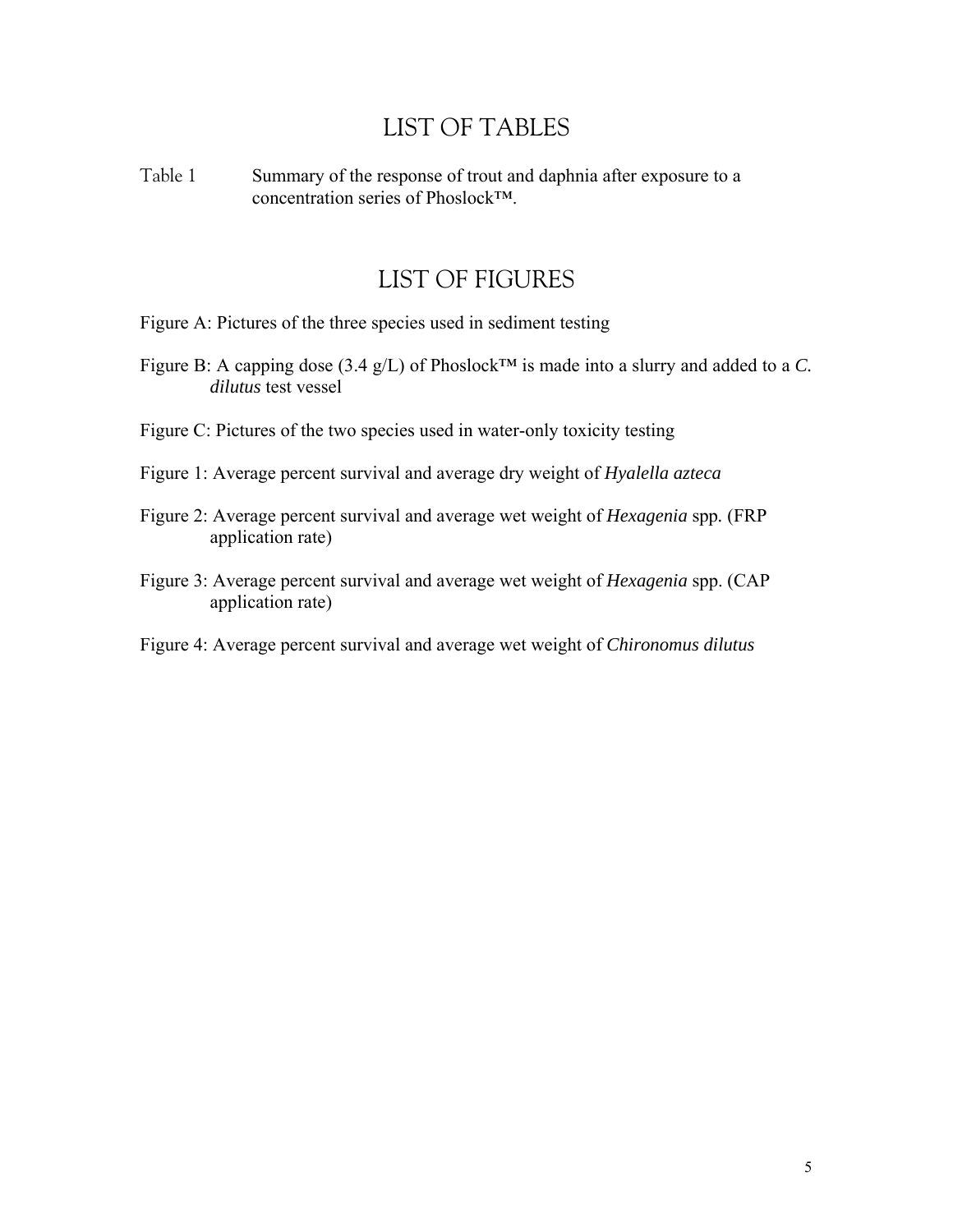# LIST OF TABLES

Table 1 Summary of the response of trout and daphnia after exposure to a concentration series of Phoslock™.

# LIST OF FIGURES

Figure A: Pictures of the three species used in sediment testing

Figure B: A capping dose (3.4 g/L) of Phoslock™ is made into a slurry and added to a *C. dilutus* test vessel

Figure C: Pictures of the two species used in water-only toxicity testing

Figure 1: Average percent survival and average dry weight of *Hyalella azteca*

Figure 2: Average percent survival and average wet weight of *Hexagenia* spp. (FRP application rate)

Figure 3: Average percent survival and average wet weight of *Hexagenia* spp. (CAP application rate)

Figure 4: Average percent survival and average wet weight of *Chironomus dilutus*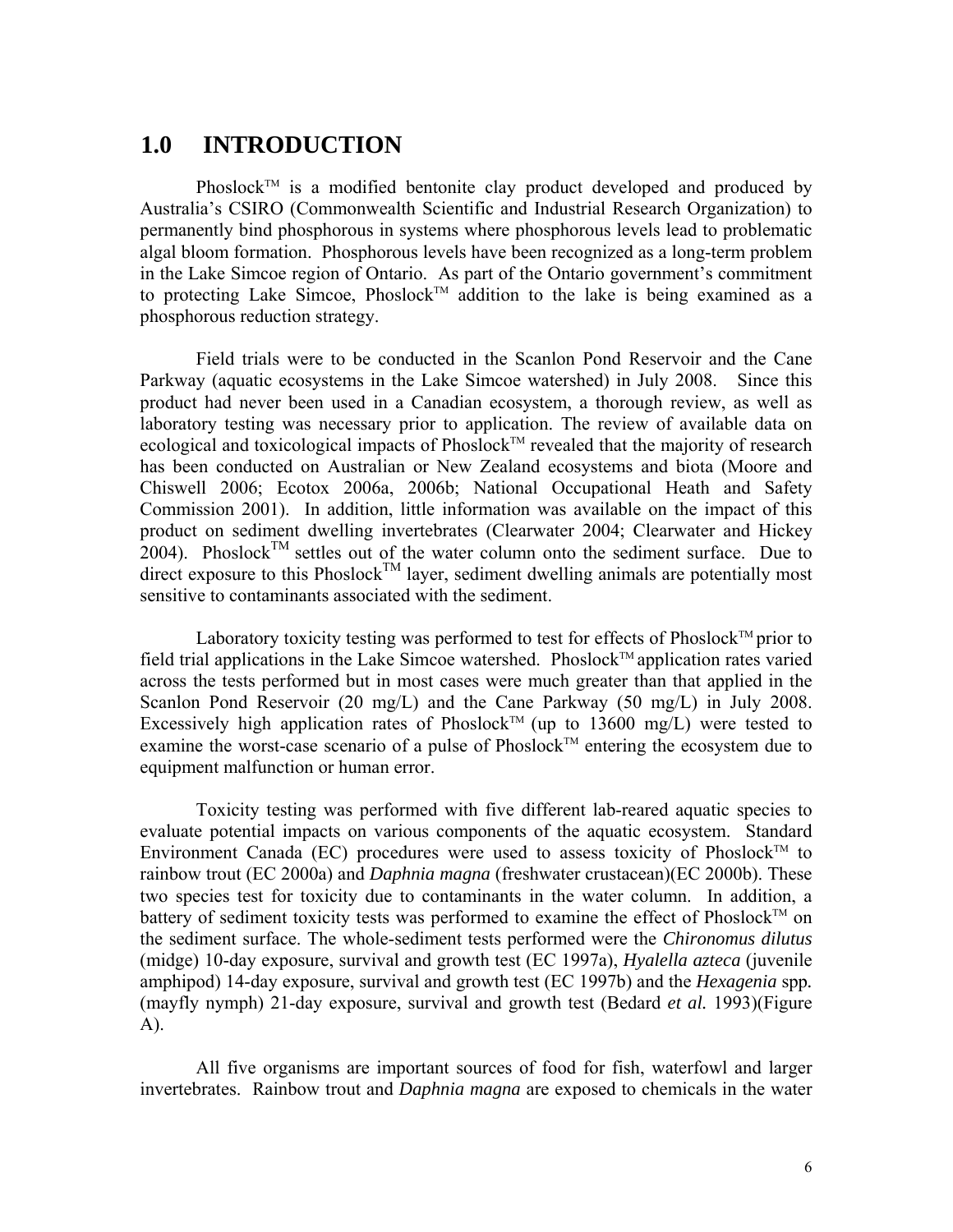# 1.0 INTRODUCTION

Phoslock™ is a modified bentonite clay product developed and produced by Australia's CSIRO (Commonwealth Scientific and Industrial Research Organization) to permanently bind phosphorous in systems where phosphorous levels lead to problematic algal bloom formation. Phosphorous levels have been recognized as a long-term problem in the Lake Simcoe region of Ontario. As part of the Ontario government's commitment to protecting Lake Simcoe, Phoslock™ addition to the lake is being examined as a phosphorous reduction strategy.

Field trials were to be conducted in the Scanlon Pond Reservoir and the Cane Parkway (aquatic ecosystems in the Lake Simcoe watershed) in July 2008. Since this product had never been used in a Canadian ecosystem, a thorough review, as well as laboratory testing was necessary prior to application. The review of available data on ecological and toxicological impacts of Phoslock™ revealed that the majority of research has been conducted on Australian or New Zealand ecosystems and biota (Moore and Chiswell 2006; Ecotox 2006a, 2006b; National Occupational Heath and Safety Commission 2001). In addition, little information was available on the impact of this product on sediment dwelling invertebrates (Clearwater 2004; Clearwater and Hickey 2004). Phoslock™ settles out of the water column onto the sediment surface. Due to direct exposure to this Phoslock™ layer, sediment dwelling animals are potentially most sensitive to contaminants associated with the sediment.

Laboratory toxicity testing was performed to test for effects of Phoslock™ prior to field trial applications in the Lake Simcoe watershed. Phoslock™ application rates varied across the tests performed but in most cases were much greater than that applied in the Scanlon Pond Reservoir (20 mg/L) and the Cane Parkway (50 mg/L) in July 2008. Excessively high application rates of Phoslock™ (up to 13600 mg/L) were tested to examine the worst-case scenario of a pulse of Phoslock™ entering the ecosystem due to equipment malfunction or human error.

Toxicity testing was performed with five different lab-reared aquatic species to evaluate potential impacts on various components of the aquatic ecosystem. Standard Environment Canada (EC) procedures were used to assess toxicity of Phoslock™ to rainbow trout (EC 2000a) and *Daphnia magna* (freshwater crustacean)(EC 2000b). These two species test for toxicity due to contaminants in the water column. In addition, a battery of sediment toxicity tests was performed to examine the effect of Phoslock™ on the sediment surface. The whole-sediment tests performed were the *Chironomus dilutus* (midge) 10-day exposure, survival and growth test (EC 1997a), *Hyalella azteca* (juvenile amphipod) 14-day exposure, survival and growth test (EC 1997b) and the *Hexagenia* spp. (mayfly nymph) 21-day exposure, survival and growth test (Bedard *et al.* 1993)(Figure A).

All five organisms are important sources of food for fish, waterfowl and larger invertebrates. Rainbow trout and *Daphnia magna* are exposed to chemicals in the water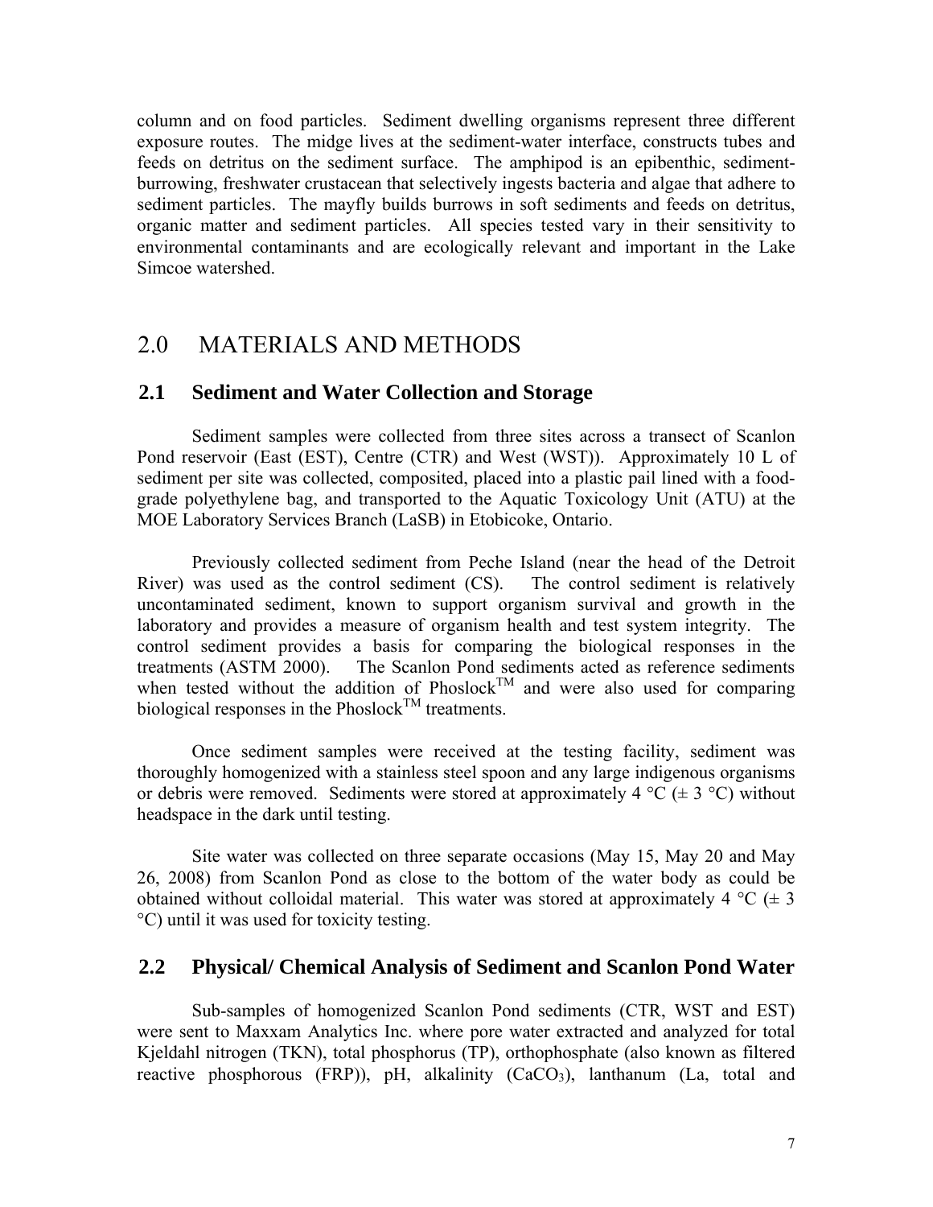column and on food particles. Sediment dwelling organisms represent three different exposure routes. The midge lives at the sediment-water interface, constructs tubes and feeds on detritus on the sediment surface. The amphipod is an epibenthic, sediment-burrowing, freshwater crustacean that selectively ingests bacteria and algae that adhere to sediment particles. The mayfly builds burrows in soft sediments and feeds on detritus, organic matter and sediment particles. All species tested vary in their sensitivity to environmental contaminants and are ecologically relevant and important in the Lake Simcoe watershed.

# 2.0 MATERIALS AND METHODS

## 2.1 Sediment and Water Collection and Storage

Sediment samples were collected from three sites across a transect of Scanlon Pond reservoir (East (EST), Centre (CTR) and West (WST)). Approximately 10 L of sediment per site was collected, composited, placed into a plastic pail lined with a food-grade polyethylene bag, and transported to the Aquatic Toxicology Unit (ATU) at the MOE Laboratory Services Branch (LaSB) in Etobicoke, Ontario.

Previously collected sediment from Peche Island (near the head of the Detroit River) was used as the control sediment (CS). The control sediment is relatively uncontaminated sediment, known to support organism survival and growth in the laboratory and provides a measure of organism health and test system integrity. The control sediment provides a basis for comparing the biological responses in the treatments (ASTM 2000). The Scanlon Pond sediments acted as reference sediments when tested without the addition of Phoslock™ and were also used for comparing biological responses in the Phoslock™ treatments.

Once sediment samples were received at the testing facility, sediment was thoroughly homogenized with a stainless steel spoon and any large indigenous organisms or debris were removed. Sediments were stored at approximately 4 °C (± 3 °C) without headspace in the dark until testing.

Site water was collected on three separate occasions (May 15, May 20 and May 26, 2008) from Scanlon Pond as close to the bottom of the water body as could be obtained without colloidal material. This water was stored at approximately 4 °C (± 3 °C) until it was used for toxicity testing.

## 2.2 Physical/ Chemical Analysis of Sediment and Scanlon Pond Water

Sub-samples of homogenized Scanlon Pond sediments (CTR, WST and EST) were sent to Maxxam Analytics Inc. where pore water extracted and analyzed for total Kjeldahl nitrogen (TKN), total phosphorus (TP), orthophosphate (also known as filtered reactive phosphorous (FRP)), pH, alkalinity ($CaCO_3$), lanthanum (La, total and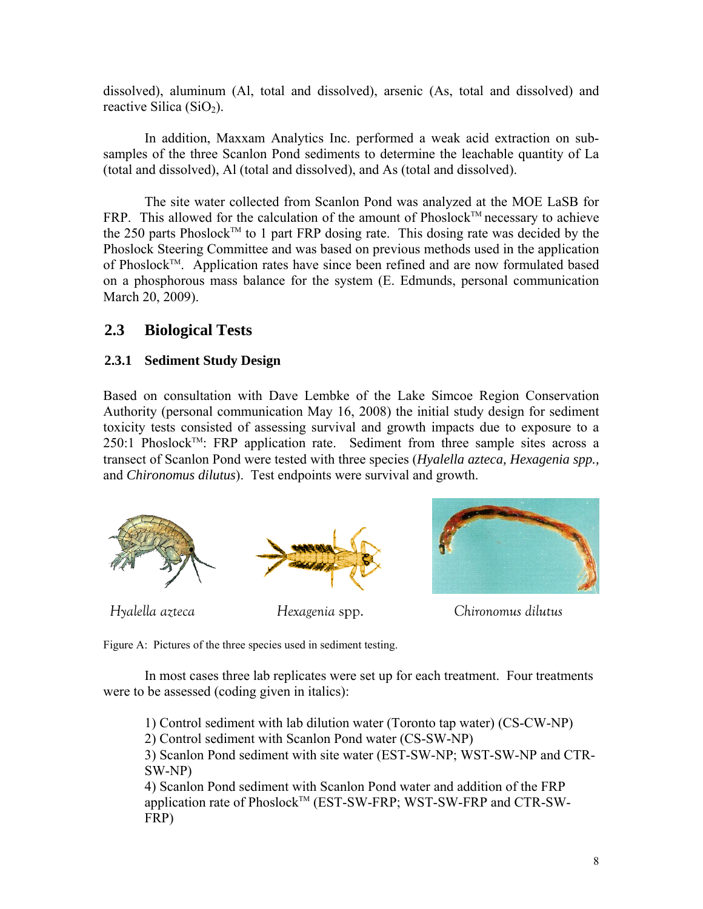dissolved), aluminum (Al, total and dissolved), arsenic (As, total and dissolved) and reactive Silica ($SiO_2$).

In addition, Maxxam Analytics Inc. performed a weak acid extraction on sub-samples of the three Scanlon Pond sediments to determine the leachable quantity of La (total and dissolved), Al (total and dissolved), and As (total and dissolved).

The site water collected from Scanlon Pond was analyzed at the MOE LaSB for FRP. This allowed for the calculation of the amount of Phoslock™ necessary to achieve the 250 parts Phoslock™ to 1 part FRP dosing rate. This dosing rate was decided by the Phoslock Steering Committee and was based on previous methods used in the application of Phoslock™. Application rates have since been refined and are now formulated based on a phosphorous mass balance for the system (E. Edmunds, personal communication March 20, 2009).

## 2.3 Biological Tests

### 2.3.1 Sediment Study Design

Based on consultation with Dave Lembke of the Lake Simcoe Region Conservation Authority (personal communication May 16, 2008) the initial study design for sediment toxicity tests consisted of assessing survival and growth impacts due to exposure to a 250:1 Phoslock™: FRP application rate. Sediment from three sample sites across a transect of Scanlon Pond were tested with three species (*Hyalella azteca, Hexagenia spp.,* and *Chironomus dilutus*). Test endpoints were survival and growth.

*Hyalella azteca* *Hexagenia* spp. *Chironomus dilutus*

Figure A: Pictures of the three species used in sediment testing.

In most cases three lab replicates were set up for each treatment. Four treatments were to be assessed (coding given in italics):

1) Control sediment with lab dilution water (Toronto tap water) (CS-CW-NP)
2) Control sediment with Scanlon Pond water (CS-SW-NP)
3) Scanlon Pond sediment with site water (EST-SW-NP; WST-SW-NP and CTR-SW-NP)
4) Scanlon Pond sediment with Scanlon Pond water and addition of the FRP application rate of Phoslock™ (EST-SW-FRP; WST-SW-FRP and CTR-SW-FRP)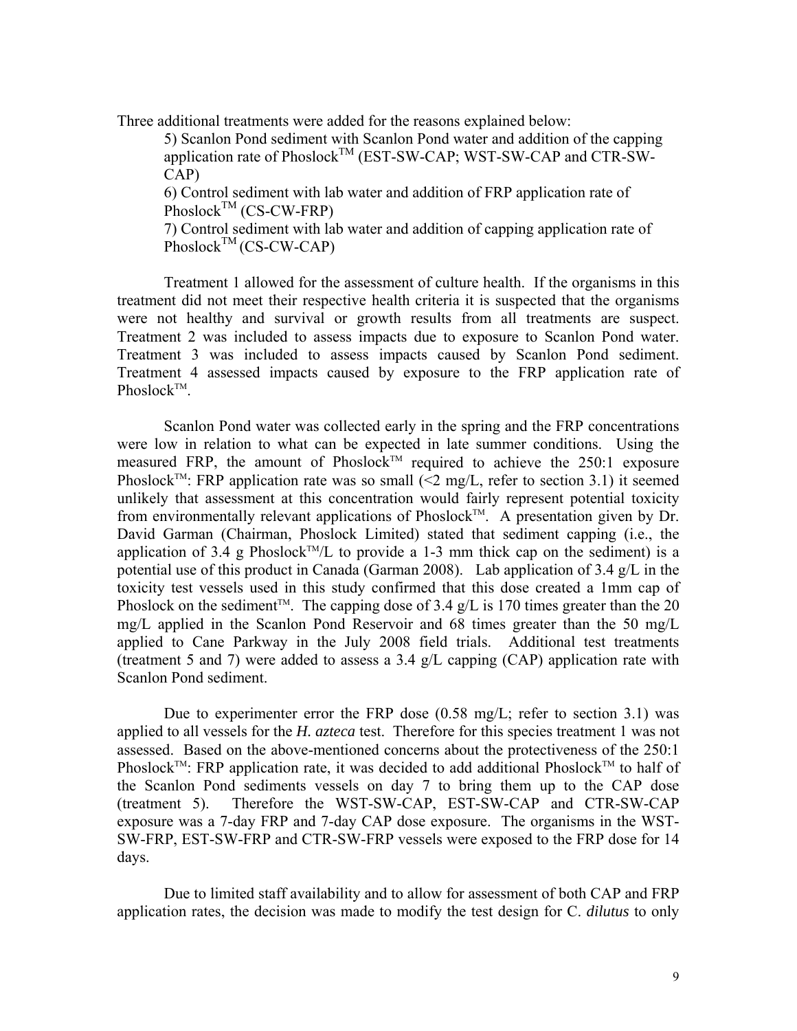Three additional treatments were added for the reasons explained below:

5) Scanlon Pond sediment with Scanlon Pond water and addition of the capping application rate of Phoslock™ (EST-SW-CAP; WST-SW-CAP and CTR-SW-CAP)

6) Control sediment with lab water and addition of FRP application rate of Phoslock™ (CS-CW-FRP)

7) Control sediment with lab water and addition of capping application rate of Phoslock™ (CS-CW-CAP)

Treatment 1 allowed for the assessment of culture health. If the organisms in this treatment did not meet their respective health criteria it is suspected that the organisms were not healthy and survival or growth results from all treatments are suspect. Treatment 2 was included to assess impacts due to exposure to Scanlon Pond water. Treatment 3 was included to assess impacts caused by Scanlon Pond sediment. Treatment 4 assessed impacts caused by exposure to the FRP application rate of Phoslock™.

Scanlon Pond water was collected early in the spring and the FRP concentrations were low in relation to what can be expected in late summer conditions. Using the measured FRP, the amount of Phoslock™ required to achieve the 250:1 exposure Phoslock™: FRP application rate was so small (<2 mg/L, refer to section 3.1) it seemed unlikely that assessment at this concentration would fairly represent potential toxicity from environmentally relevant applications of Phoslock™. A presentation given by Dr. David Garman (Chairman, Phoslock Limited) stated that sediment capping (i.e., the application of 3.4 g Phoslock™/L to provide a 1-3 mm thick cap on the sediment) is a potential use of this product in Canada (Garman 2008). Lab application of 3.4 g/L in the toxicity test vessels used in this study confirmed that this dose created a 1mm cap of Phoslock on the sediment™. The capping dose of 3.4 g/L is 170 times greater than the 20 mg/L applied in the Scanlon Pond Reservoir and 68 times greater than the 50 mg/L applied to Cane Parkway in the July 2008 field trials. Additional test treatments (treatment 5 and 7) were added to assess a 3.4 g/L capping (CAP) application rate with Scanlon Pond sediment.

Due to experimenter error the FRP dose (0.58 mg/L; refer to section 3.1) was applied to all vessels for the *H. azteca* test. Therefore for this species treatment 1 was not assessed. Based on the above-mentioned concerns about the protectiveness of the 250:1 Phoslock™: FRP application rate, it was decided to add additional Phoslock™ to half of the Scanlon Pond sediments vessels on day 7 to bring them up to the CAP dose (treatment 5). Therefore the WST-SW-CAP, EST-SW-CAP and CTR-SW-CAP exposure was a 7-day FRP and 7-day CAP dose exposure. The organisms in the WST-SW-FRP, EST-SW-FRP and CTR-SW-FRP vessels were exposed to the FRP dose for 14 days.

Due to limited staff availability and to allow for assessment of both CAP and FRP application rates, the decision was made to modify the test design for C. *dilutus* to only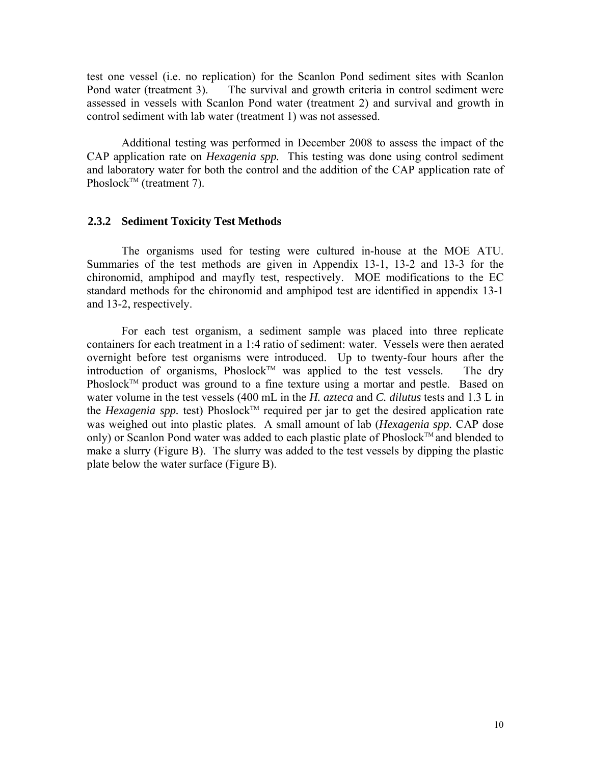test one vessel (i.e. no replication) for the Scanlon Pond sediment sites with Scanlon Pond water (treatment 3). The survival and growth criteria in control sediment were assessed in vessels with Scanlon Pond water (treatment 2) and survival and growth in control sediment with lab water (treatment 1) was not assessed.

Additional testing was performed in December 2008 to assess the impact of the CAP application rate on *Hexagenia spp.* This testing was done using control sediment and laboratory water for both the control and the addition of the CAP application rate of Phoslock™ (treatment 7).

### 2.3.2 Sediment Toxicity Test Methods

The organisms used for testing were cultured in-house at the MOE ATU. Summaries of the test methods are given in Appendix 13-1, 13-2 and 13-3 for the chironomid, amphipod and mayfly test, respectively. MOE modifications to the EC standard methods for the chironomid and amphipod test are identified in appendix 13-1 and 13-2, respectively.

For each test organism, a sediment sample was placed into three replicate containers for each treatment in a 1:4 ratio of sediment: water. Vessels were then aerated overnight before test organisms were introduced. Up to twenty-four hours after the introduction of organisms, Phoslock™ was applied to the test vessels. The dry Phoslock™ product was ground to a fine texture using a mortar and pestle. Based on water volume in the test vessels (400 mL in the *H. azteca* and *C. dilutus* tests and 1.3 L in the *Hexagenia spp.* test) Phoslock™ required per jar to get the desired application rate was weighed out into plastic plates. A small amount of lab (*Hexagenia spp.* CAP dose only) or Scanlon Pond water was added to each plastic plate of Phoslock™ and blended to make a slurry (Figure B). The slurry was added to the test vessels by dipping the plastic plate below the water surface (Figure B).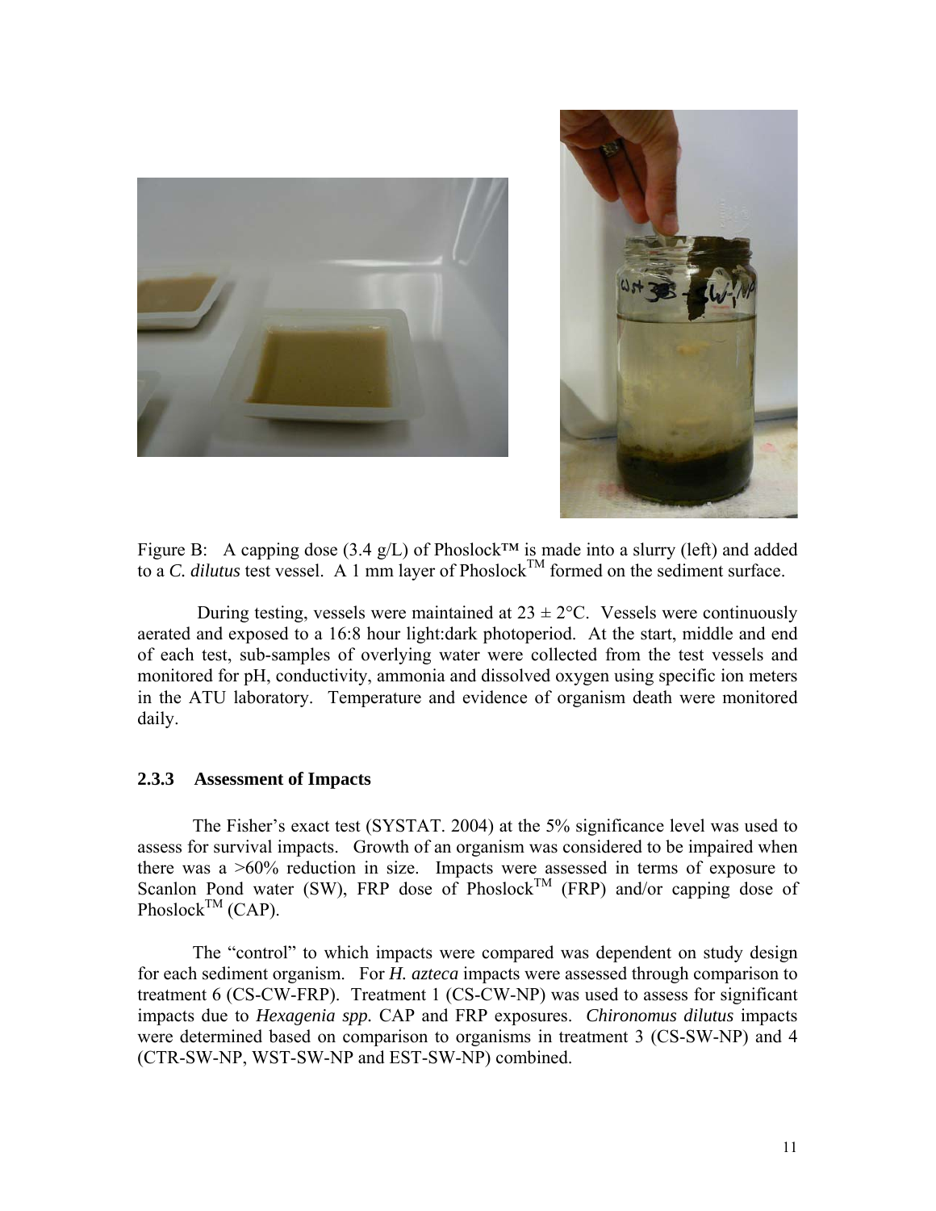Figure B: A capping dose (3.4 g/L) of Phoslock™ is made into a slurry (left) and added to a *C. dilutus* test vessel. A 1 mm layer of Phoslock™ formed on the sediment surface.

During testing, vessels were maintained at 23 ± 2°C. Vessels were continuously aerated and exposed to a 16:8 hour light:dark photoperiod. At the start, middle and end of each test, sub-samples of overlying water were collected from the test vessels and monitored for pH, conductivity, ammonia and dissolved oxygen using specific ion meters in the ATU laboratory. Temperature and evidence of organism death were monitored daily.

### 2.3.3 Assessment of Impacts

The Fisher's exact test (SYSTAT. 2004) at the 5% significance level was used to assess for survival impacts. Growth of an organism was considered to be impaired when there was a >60% reduction in size. Impacts were assessed in terms of exposure to Scanlon Pond water (SW), FRP dose of Phoslock™ (FRP) and/or capping dose of Phoslock™ (CAP).

The "control" to which impacts were compared was dependent on study design for each sediment organism. For *H. azteca* impacts were assessed through comparison to treatment 6 (CS-CW-FRP). Treatment 1 (CS-CW-NP) was used to assess for significant impacts due to ***Hexagenia spp.*** CAP and FRP exposures. ***Chironomus dilutus*** impacts were determined based on comparison to organisms in treatment 3 (CS-SW-NP) and 4 (CTR-SW-NP, WST-SW-NP and EST-SW-NP) combined.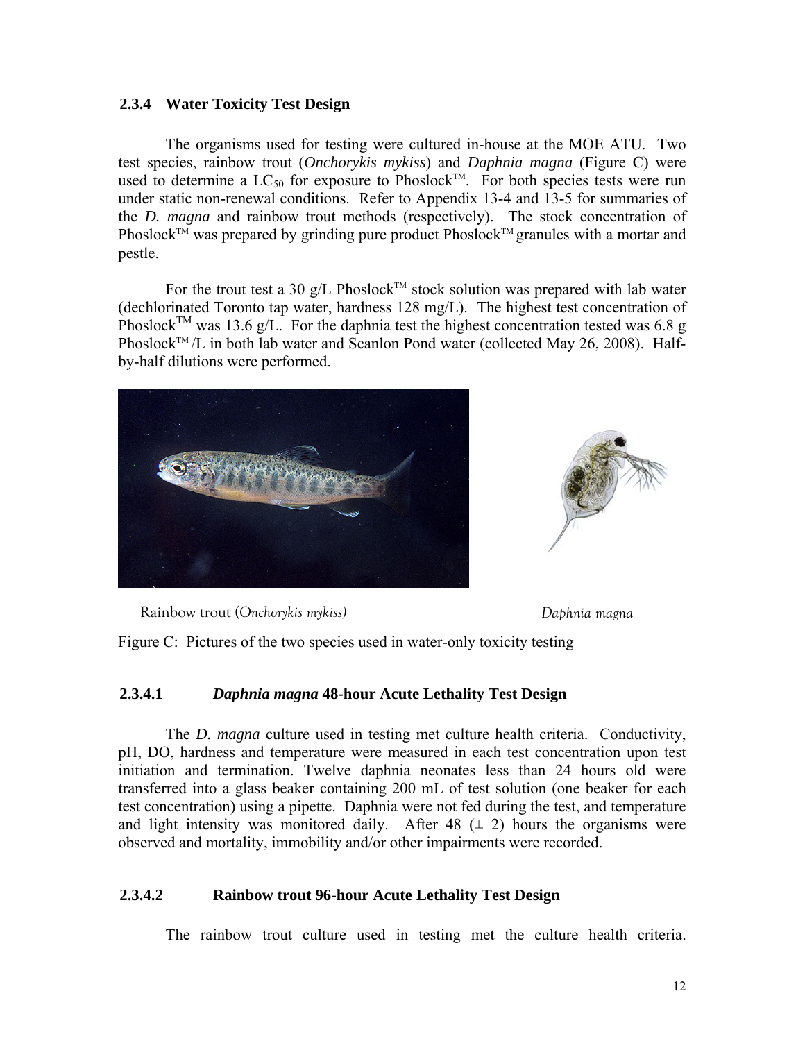### 2.3.4 Water Toxicity Test Design

The organisms used for testing were cultured in-house at the MOE ATU. Two test species, rainbow trout (*Onchorykis mykiss*) and *Daphnia magna* (Figure C) were used to determine a $LC_{50}$ for exposure to Phoslock™. For both species tests were run under static non-renewal conditions. Refer to Appendix 13-4 and 13-5 for summaries of the *D. magna* and rainbow trout methods (respectively). The stock concentration of Phoslock™ was prepared by grinding pure product Phoslock™ granules with a mortar and pestle.

For the trout test a 30 g/L Phoslock™ stock solution was prepared with lab water (dechlorinated Toronto tap water, hardness 128 mg/L). The highest test concentration of Phoslock™ was 13.6 g/L. For the daphnia test the highest concentration tested was 6.8 g Phoslock™ /L in both lab water and Scanlon Pond water (collected May 26, 2008). Half-by-half dilutions were performed.

Rainbow trout (*Onchorykis mykiss*) *Daphnia magna*

Figure C: Pictures of the two species used in water-only toxicity testing

#### 2.3.4.1 *Daphnia magna* 48-hour Acute Lethality Test Design

The *D. magna* culture used in testing met culture health criteria. Conductivity, pH, DO, hardness and temperature were measured in each test concentration upon test initiation and termination. Twelve daphnia neonates less than 24 hours old were transferred into a glass beaker containing 200 mL of test solution (one beaker for each test concentration) using a pipette. Daphnia were not fed during the test, and temperature and light intensity was monitored daily. After 48 (± 2) hours the organisms were observed and mortality, immobility and/or other impairments were recorded.

#### 2.3.4.2 Rainbow trout 96-hour Acute Lethality Test Design

The rainbow trout culture used in testing met the culture health criteria.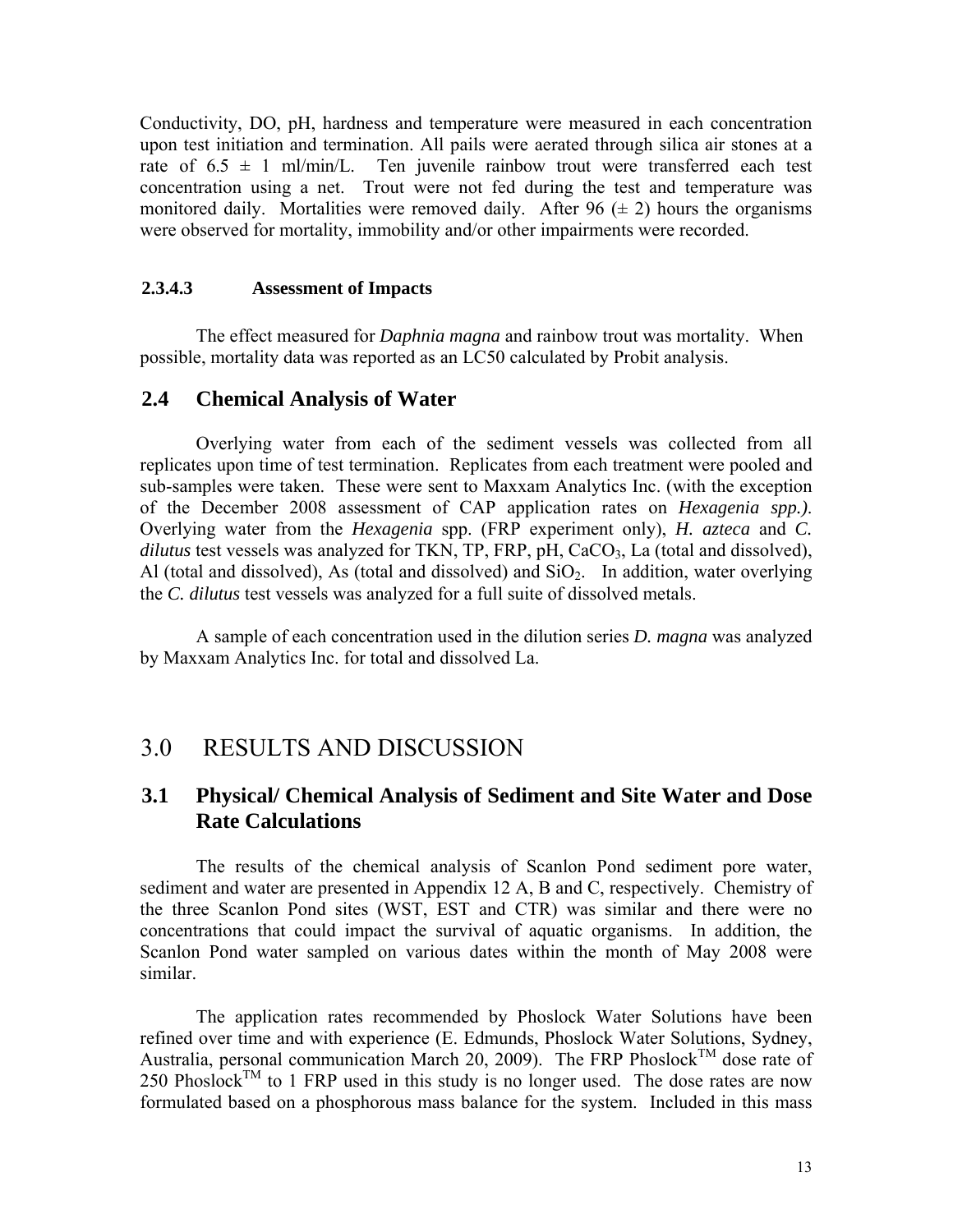Conductivity, DO, pH, hardness and temperature were measured in each concentration upon test initiation and termination. All pails were aerated through silica air stones at a rate of 6.5 ± 1 ml/min/L. Ten juvenile rainbow trout were transferred each test concentration using a net. Trout were not fed during the test and temperature was monitored daily. Mortalities were removed daily. After 96 (± 2) hours the organisms were observed for mortality, immobility and/or other impairments were recorded.

#### 2.3.4.3 Assessment of Impacts

The effect measured for *Daphnia magna* and rainbow trout was mortality. When possible, mortality data was reported as an LC50 calculated by Probit analysis.

### 2.4 Chemical Analysis of Water

Overlying water from each of the sediment vessels was collected from all replicates upon time of test termination. Replicates from each treatment were pooled and sub-samples were taken. These were sent to Maxxam Analytics Inc. (with the exception of the December 2008 assessment of CAP application rates on *Hexagenia spp.)*. Overlying water from the *Hexagenia* spp. (FRP experiment only), *H. azteca* and *C. dilutus* test vessels was analyzed for TKN, TP, FRP, pH, $CaCO_3$, La (total and dissolved), Al (total and dissolved), As (total and dissolved) and $SiO_2$. In addition, water overlying the *C. dilutus* test vessels was analyzed for a full suite of dissolved metals.

A sample of each concentration used in the dilution series *D. magna* was analyzed by Maxxam Analytics Inc. for total and dissolved La.

## 3.0 RESULTS AND DISCUSSION

### 3.1 Physical/ Chemical Analysis of Sediment and Site Water and Dose Rate Calculations

The results of the chemical analysis of Scanlon Pond sediment pore water, sediment and water are presented in Appendix 12 A, B and C, respectively. Chemistry of the three Scanlon Pond sites (WST, EST and CTR) was similar and there were no concentrations that could impact the survival of aquatic organisms. In addition, the Scanlon Pond water sampled on various dates within the month of May 2008 were similar.

The application rates recommended by Phoslock Water Solutions have been refined over time and with experience (E. Edmunds, Phoslock Water Solutions, Sydney, Australia, personal communication March 20, 2009). The FRP Phoslock™ dose rate of 250 Phoslock™ to 1 FRP used in this study is no longer used. The dose rates are now formulated based on a phosphorous mass balance for the system. Included in this mass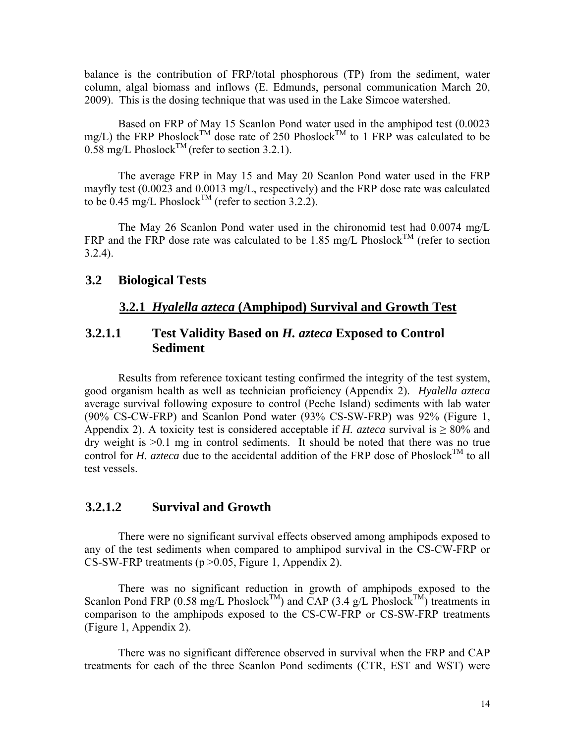balance is the contribution of FRP/total phosphorous (TP) from the sediment, water column, algal biomass and inflows (E. Edmunds, personal communication March 20, 2009). This is the dosing technique that was used in the Lake Simcoe watershed.

Based on FRP of May 15 Scanlon Pond water used in the amphipod test (0.0023 mg/L) the FRP Phoslock™ dose rate of 250 Phoslock™ to 1 FRP was calculated to be 0.58 mg/L Phoslock™ (refer to section 3.2.1).

The average FRP in May 15 and May 20 Scanlon Pond water used in the FRP mayfly test (0.0023 and 0.0013 mg/L, respectively) and the FRP dose rate was calculated to be 0.45 mg/L Phoslock™ (refer to section 3.2.2).

The May 26 Scanlon Pond water used in the chironomid test had 0.0074 mg/L FRP and the FRP dose rate was calculated to be 1.85 mg/L Phoslock™ (refer to section 3.2.4).

## 3.2 Biological Tests

### 3.2.1 *Hyalella azteca* (Amphipod) Survival and Growth Test

#### 3.2.1.1 Test Validity Based on *H. azteca* Exposed to Control Sediment

Results from reference toxicant testing confirmed the integrity of the test system, good organism health as well as technician proficiency (Appendix 2). *Hyalella azteca* average survival following exposure to control (Peche Island) sediments with lab water (90% CS-CW-FRP) and Scanlon Pond water (93% CS-SW-FRP) was 92% (Figure 1, Appendix 2). A toxicity test is considered acceptable if *H. azteca* survival is ≥ 80% and dry weight is >0.1 mg in control sediments. It should be noted that there was no true control for *H. azteca* due to the accidental addition of the FRP dose of Phoslock™ to all test vessels.

#### 3.2.1.2 Survival and Growth

There were no significant survival effects observed among amphipods exposed to any of the test sediments when compared to amphipod survival in the CS-CW-FRP or CS-SW-FRP treatments ($p > 0.05$, Figure 1, Appendix 2).

There was no significant reduction in growth of amphipods exposed to the Scanlon Pond FRP (0.58 mg/L Phoslock™) and CAP (3.4 g/L Phoslock™) treatments in comparison to the amphipods exposed to the CS-CW-FRP or CS-SW-FRP treatments (Figure 1, Appendix 2).

There was no significant difference observed in survival when the FRP and CAP treatments for each of the three Scanlon Pond sediments (CTR, EST and WST) were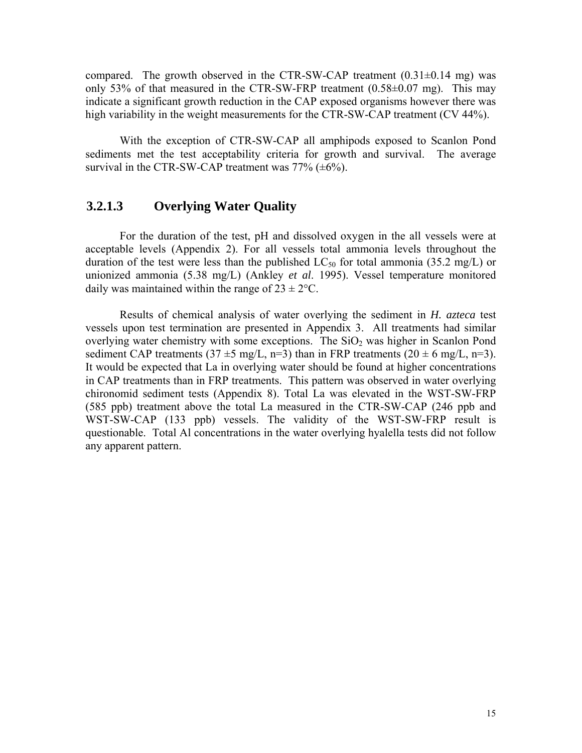compared. The growth observed in the CTR-SW-CAP treatment (0.31±0.14 mg) was only 53% of that measured in the CTR-SW-FRP treatment (0.58±0.07 mg). This may indicate a significant growth reduction in the CAP exposed organisms however there was high variability in the weight measurements for the CTR-SW-CAP treatment (CV 44%).

With the exception of CTR-SW-CAP all amphipods exposed to Scanlon Pond sediments met the test acceptability criteria for growth and survival. The average survival in the CTR-SW-CAP treatment was 77% (±6%).

### 3.2.1.3 Overlying Water Quality

For the duration of the test, pH and dissolved oxygen in the all vessels were at acceptable levels (Appendix 2). For all vessels total ammonia levels throughout the duration of the test were less than the published $LC_{50}$ for total ammonia (35.2 mg/L) or unionized ammonia (5.38 mg/L) (Ankley *et al*. 1995). Vessel temperature monitored daily was maintained within the range of 23 ± 2°C.

Results of chemical analysis of water overlying the sediment in *H. azteca* test vessels upon test termination are presented in Appendix 3. All treatments had similar overlying water chemistry with some exceptions. The $SiO_2$ was higher in Scanlon Pond sediment CAP treatments (37 ±5 mg/L, n=3) than in FRP treatments (20 ± 6 mg/L, n=3). It would be expected that La in overlying water should be found at higher concentrations in CAP treatments than in FRP treatments. This pattern was observed in water overlying chironomid sediment tests (Appendix 8). Total La was elevated in the WST-SW-FRP (585 ppb) treatment above the total La measured in the CTR-SW-CAP (246 ppb and WST-SW-CAP (133 ppb) vessels. The validity of the WST-SW-FRP result is questionable. Total Al concentrations in the water overlying hyalella tests did not follow any apparent pattern.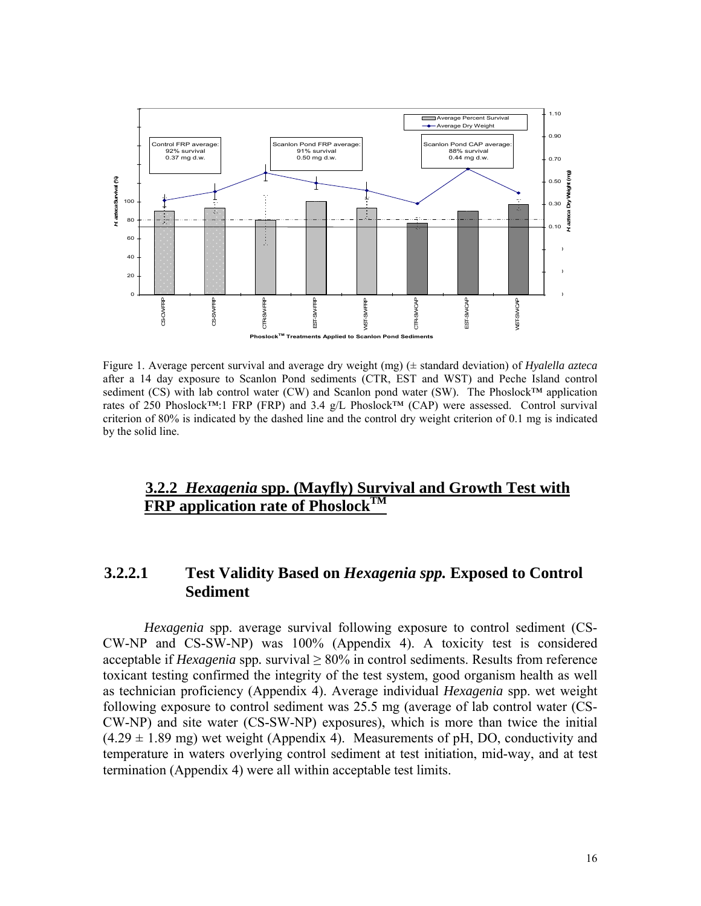Figure 1. Average percent survival and average dry weight (mg) (± standard deviation) of *Hyalella azteca* after a 14 day exposure to Scanlon Pond sediments (CTR, EST and WST) and Peche Island control sediment (CS) with lab control water (CW) and Scanlon pond water (SW). The Phoslock™ application rates of 250 Phoslock™:1 FRP (FRP) and 3.4 g/L Phoslock™ (CAP) were assessed. Control survival criterion of 80% is indicated by the dashed line and the control dry weight criterion of 0.1 mg is indicated by the solid line.

## 3.2.2 *Hexagenia* spp. (Mayfly) Survival and Growth Test with FRP application rate of Phoslock™

### 3.2.2.1 Test Validity Based on *Hexagenia spp.* Exposed to Control Sediment

*Hexagenia* spp. average survival following exposure to control sediment (CS-CW-NP and CS-SW-NP) was 100% (Appendix 4). A toxicity test is considered acceptable if *Hexagenia* spp. survival ≥ 80% in control sediments. Results from reference toxicant testing confirmed the integrity of the test system, good organism health as well as technician proficiency (Appendix 4). Average individual *Hexagenia* spp. wet weight following exposure to control sediment was 25.5 mg (average of lab control water (CS-CW-NP) and site water (CS-SW-NP) exposures), which is more than twice the initial (4.29 ± 1.89 mg) wet weight (Appendix 4). Measurements of pH, DO, conductivity and temperature in waters overlying control sediment at test initiation, mid-way, and at test termination (Appendix 4) were all within acceptable test limits.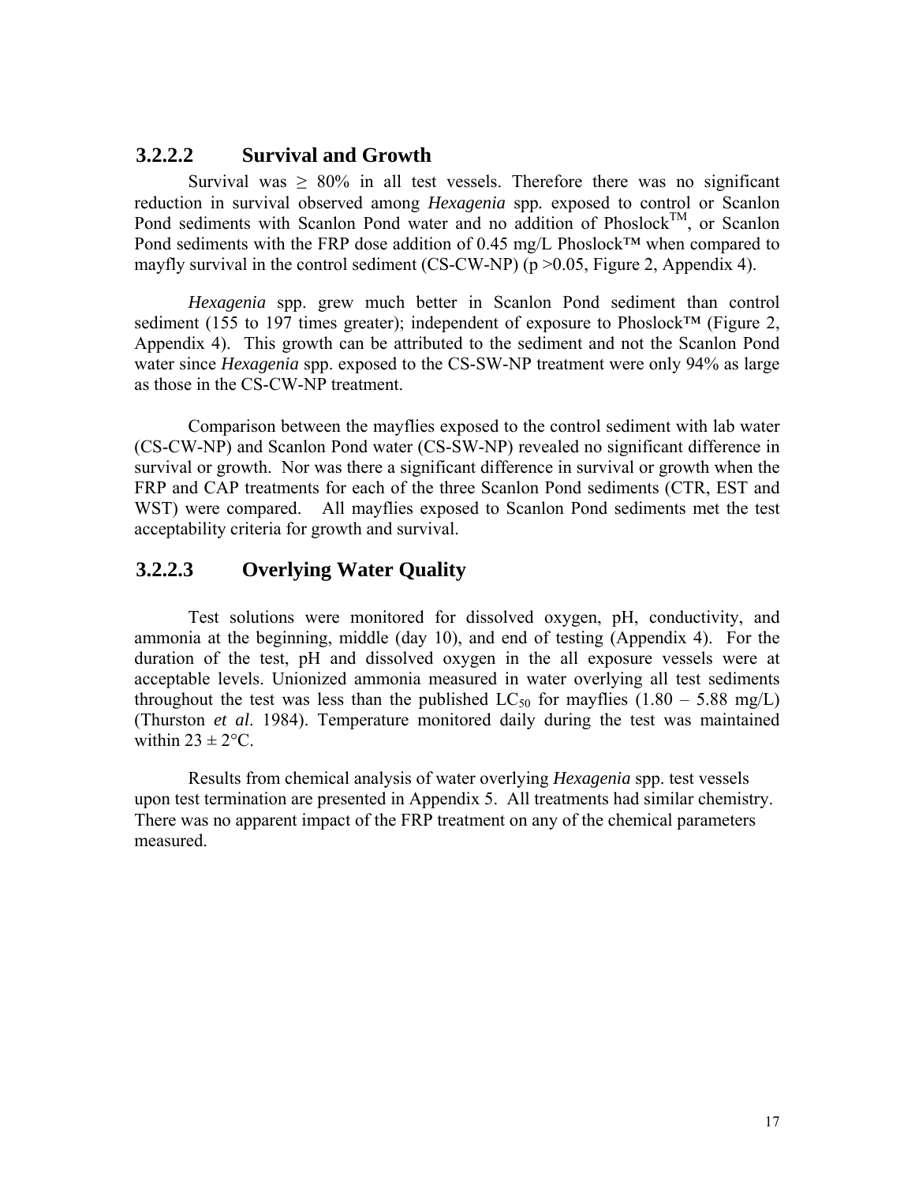### 3.2.2.2 Survival and Growth

Survival was $\geq$ 80% in all test vessels. Therefore there was no significant reduction in survival observed among *Hexagenia* spp. exposed to control or Scanlon Pond sediments with Scanlon Pond water and no addition of Phoslock™, or Scanlon Pond sediments with the FRP dose addition of 0.45 mg/L Phoslock™ when compared to mayfly survival in the control sediment (CS-CW-NP) ($p > 0.05$, Figure 2, Appendix 4).

*Hexagenia* spp. grew much better in Scanlon Pond sediment than control sediment (155 to 197 times greater); independent of exposure to Phoslock™ (Figure 2, Appendix 4). This growth can be attributed to the sediment and not the Scanlon Pond water since *Hexagenia* spp. exposed to the CS-SW-NP treatment were only 94% as large as those in the CS-CW-NP treatment.

Comparison between the mayflies exposed to the control sediment with lab water (CS-CW-NP) and Scanlon Pond water (CS-SW-NP) revealed no significant difference in survival or growth. Nor was there a significant difference in survival or growth when the FRP and CAP treatments for each of the three Scanlon Pond sediments (CTR, EST and WST) were compared. All mayflies exposed to Scanlon Pond sediments met the test acceptability criteria for growth and survival.

### 3.2.2.3 Overlying Water Quality

Test solutions were monitored for dissolved oxygen, pH, conductivity, and ammonia at the beginning, middle (day 10), and end of testing (Appendix 4). For the duration of the test, pH and dissolved oxygen in the all exposure vessels were at acceptable levels. Unionized ammonia measured in water overlying all test sediments throughout the test was less than the published $LC_{50}$ for mayflies (1.80 – 5.88 mg/L) (Thurston *et al*. 1984). Temperature monitored daily during the test was maintained within $23 \pm 2$°C.

Results from chemical analysis of water overlying *Hexagenia* spp. test vessels upon test termination are presented in Appendix 5. All treatments had similar chemistry. There was no apparent impact of the FRP treatment on any of the chemical parameters measured.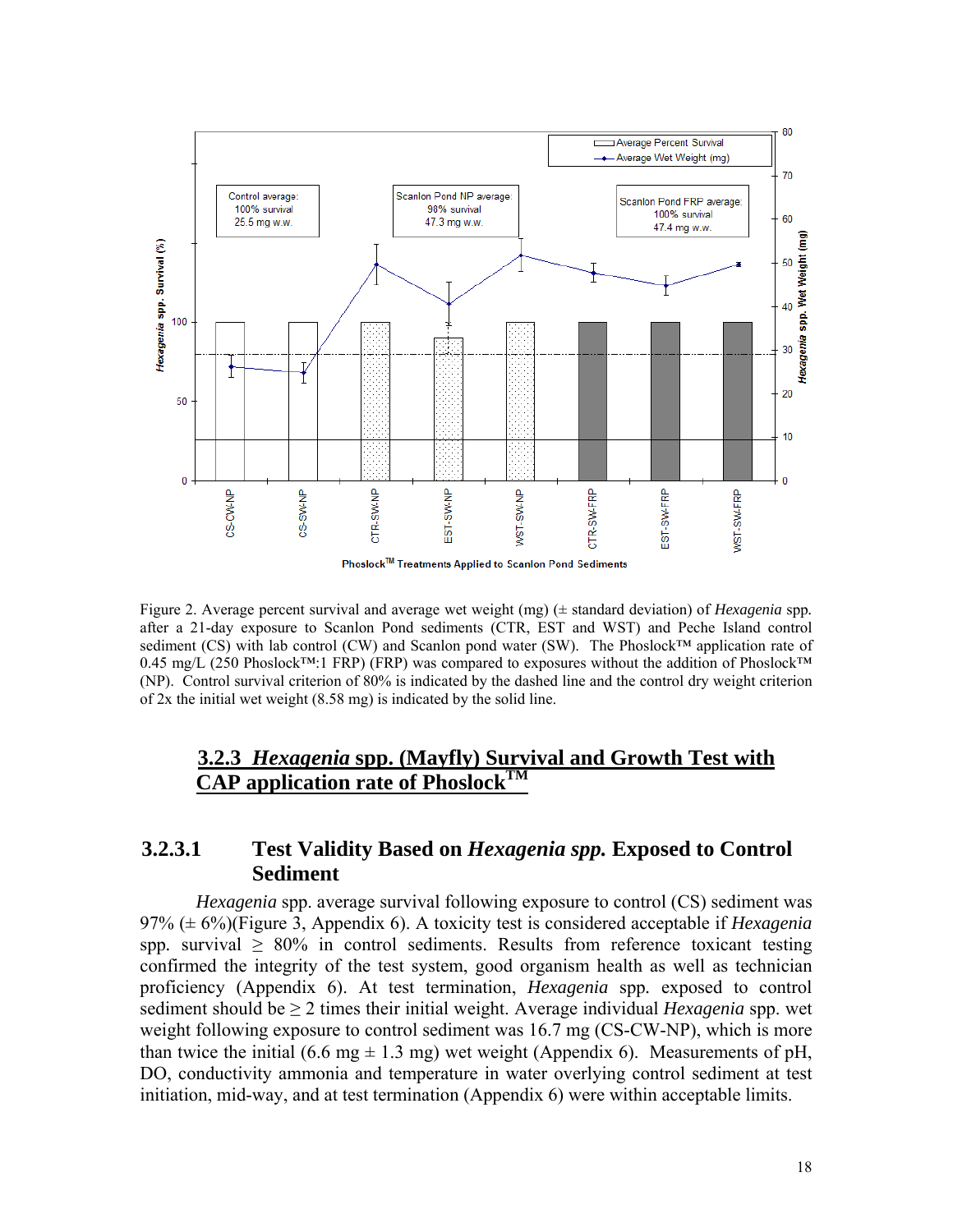Figure 2. Average percent survival and average wet weight (mg) (± standard deviation) of *Hexagenia* spp. after a 21-day exposure to Scanlon Pond sediments (CTR, EST and WST) and Peche Island control sediment (CS) with lab control (CW) and Scanlon pond water (SW). The Phoslock™ application rate of 0.45 mg/L (250 Phoslock™:1 FRP) (FRP) was compared to exposures without the addition of Phoslock™ (NP). Control survival criterion of 80% is indicated by the dashed line and the control dry weight criterion of 2x the initial wet weight (8.58 mg) is indicated by the solid line.

### 3.2.3 *Hexagenia* spp. (Mayfly) Survival and Growth Test with CAP application rate of Phoslock™

#### 3.2.3.1 Test Validity Based on *Hexagenia spp.* Exposed to Control Sediment

*Hexagenia* spp. average survival following exposure to control (CS) sediment was 97% (± 6%)(Figure 3, Appendix 6). A toxicity test is considered acceptable if *Hexagenia* spp. survival ≥ 80% in control sediments. Results from reference toxicant testing confirmed the integrity of the test system, good organism health as well as technician proficiency (Appendix 6). At test termination, *Hexagenia* spp. exposed to control sediment should be ≥ 2 times their initial weight. Average individual *Hexagenia* spp. wet weight following exposure to control sediment was 16.7 mg (CS-CW-NP), which is more than twice the initial (6.6 mg ± 1.3 mg) wet weight (Appendix 6). Measurements of pH, DO, conductivity ammonia and temperature in water overlying control sediment at test initiation, mid-way, and at test termination (Appendix 6) were within acceptable limits.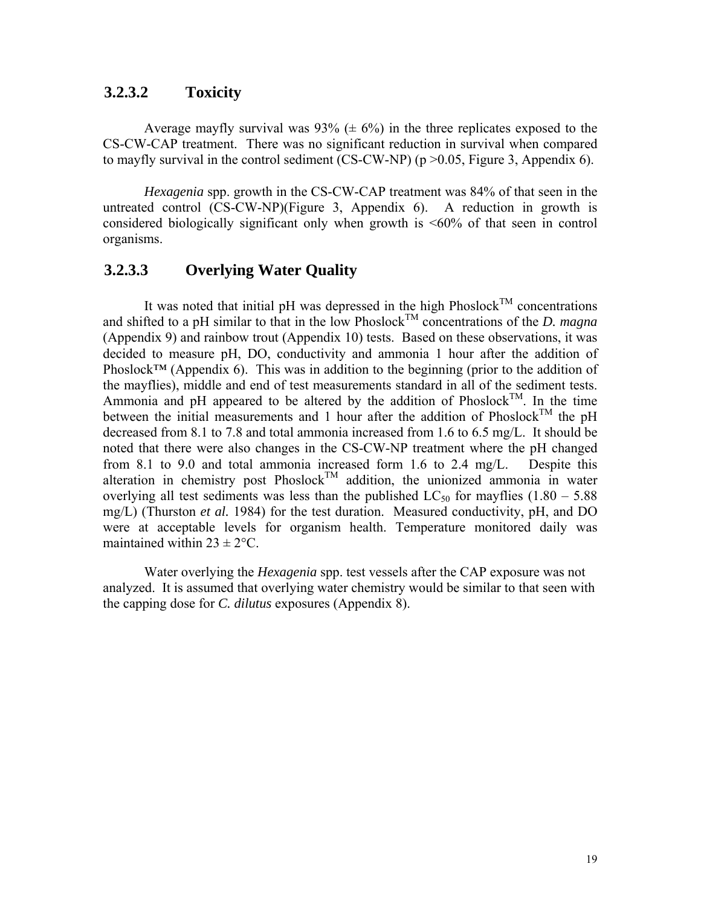### 3.2.3.2 Toxicity

Average mayfly survival was 93% (± 6%) in the three replicates exposed to the CS-CW-CAP treatment. There was no significant reduction in survival when compared to mayfly survival in the control sediment (CS-CW-NP) ($p > 0.05$, Figure 3, Appendix 6).

*Hexagenia* spp. growth in the CS-CW-CAP treatment was 84% of that seen in the untreated control (CS-CW-NP)(Figure 3, Appendix 6). A reduction in growth is considered biologically significant only when growth is <60% of that seen in control organisms.

### 3.2.3.3 Overlying Water Quality

It was noted that initial pH was depressed in the high Phoslock™ concentrations and shifted to a pH similar to that in the low Phoslock™ concentrations of the *D. magna* (Appendix 9) and rainbow trout (Appendix 10) tests. Based on these observations, it was decided to measure pH, DO, conductivity and ammonia 1 hour after the addition of Phoslock™ (Appendix 6). This was in addition to the beginning (prior to the addition of the mayflies), middle and end of test measurements standard in all of the sediment tests. Ammonia and pH appeared to be altered by the addition of Phoslock™. In the time between the initial measurements and 1 hour after the addition of Phoslock™ the pH decreased from 8.1 to 7.8 and total ammonia increased from 1.6 to 6.5 mg/L. It should be noted that there were also changes in the CS-CW-NP treatment where the pH changed from 8.1 to 9.0 and total ammonia increased form 1.6 to 2.4 mg/L. Despite this alteration in chemistry post Phoslock™ addition, the unionized ammonia in water overlying all test sediments was less than the published $LC_{50}$ for mayflies (1.80 – 5.88 mg/L) (Thurston *et al.* 1984) for the test duration. Measured conductivity, pH, and DO were at acceptable levels for organism health. Temperature monitored daily was maintained within 23 ± 2°C.

Water overlying the *Hexagenia* spp. test vessels after the CAP exposure was not analyzed. It is assumed that overlying water chemistry would be similar to that seen with the capping dose for *C. dilutus* exposures (Appendix 8).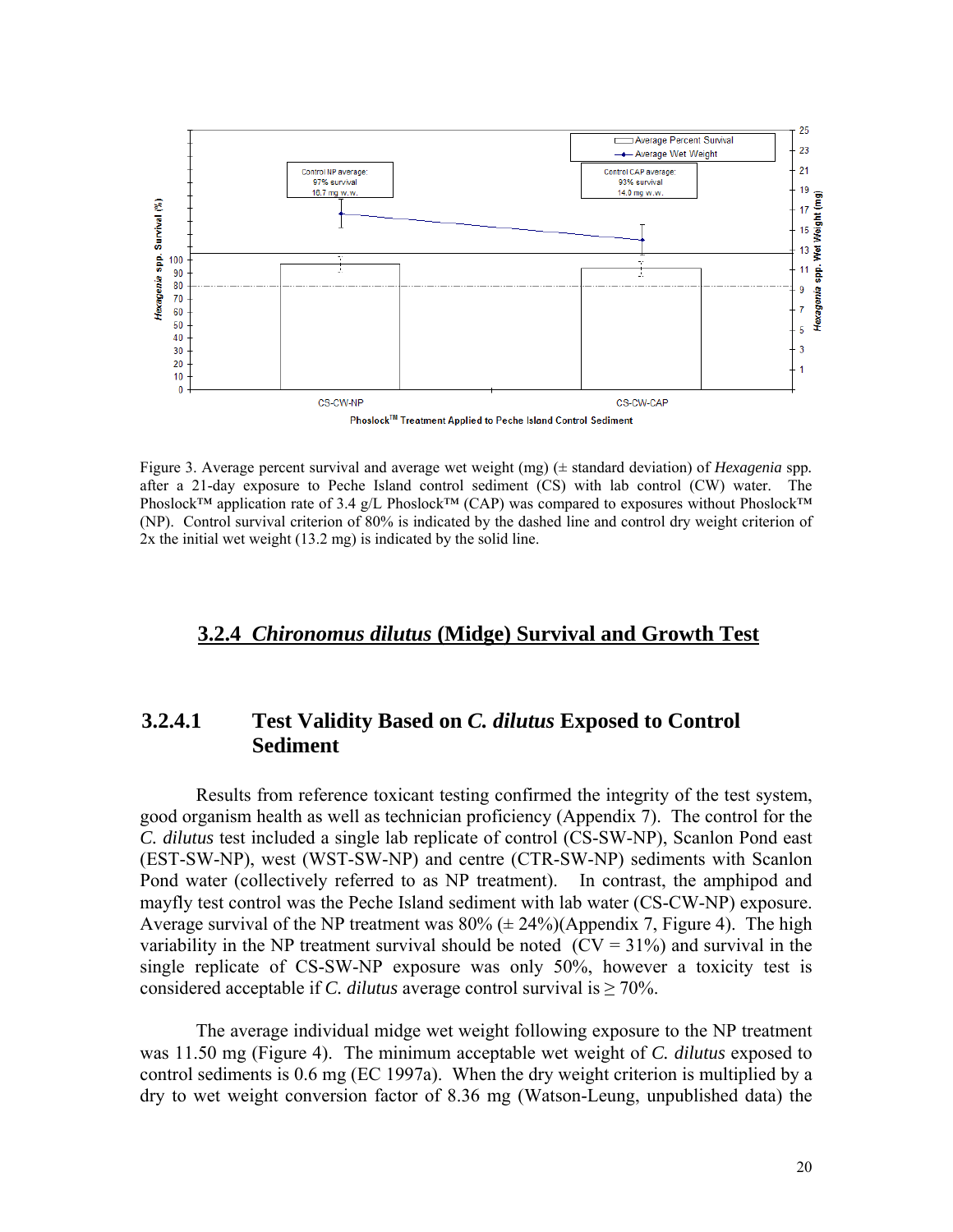Figure 3. Average percent survival and average wet weight (mg) (± standard deviation) of *Hexagenia* spp. after a 21-day exposure to Peche Island control sediment (CS) with lab control (CW) water. The Phoslock™ application rate of 3.4 g/L Phoslock™ (CAP) was compared to exposures without Phoslock™ (NP). Control survival criterion of 80% is indicated by the dashed line and control dry weight criterion of 2x the initial wet weight (13.2 mg) is indicated by the solid line.

### 3.2.4 *Chironomus dilutus* (Midge) Survival and Growth Test

#### 3.2.4.1 Test Validity Based on *C. dilutus* Exposed to Control Sediment

Results from reference toxicant testing confirmed the integrity of the test system, good organism health as well as technician proficiency (Appendix 7). The control for the *C. dilutus* test included a single lab replicate of control (CS-SW-NP), Scanlon Pond east (EST-SW-NP), west (WST-SW-NP) and centre (CTR-SW-NP) sediments with Scanlon Pond water (collectively referred to as NP treatment). In contrast, the amphipod and mayfly test control was the Peche Island sediment with lab water (CS-CW-NP) exposure. Average survival of the NP treatment was 80% (± 24%)(Appendix 7, Figure 4). The high variability in the NP treatment survival should be noted (CV = 31%) and survival in the single replicate of CS-SW-NP exposure was only 50%, however a toxicity test is considered acceptable if *C. dilutus* average control survival is ≥ 70%.

The average individual midge wet weight following exposure to the NP treatment was 11.50 mg (Figure 4). The minimum acceptable wet weight of *C. dilutus* exposed to control sediments is 0.6 mg (EC 1997a). When the dry weight criterion is multiplied by a dry to wet weight conversion factor of 8.36 mg (Watson-Leung, unpublished data) the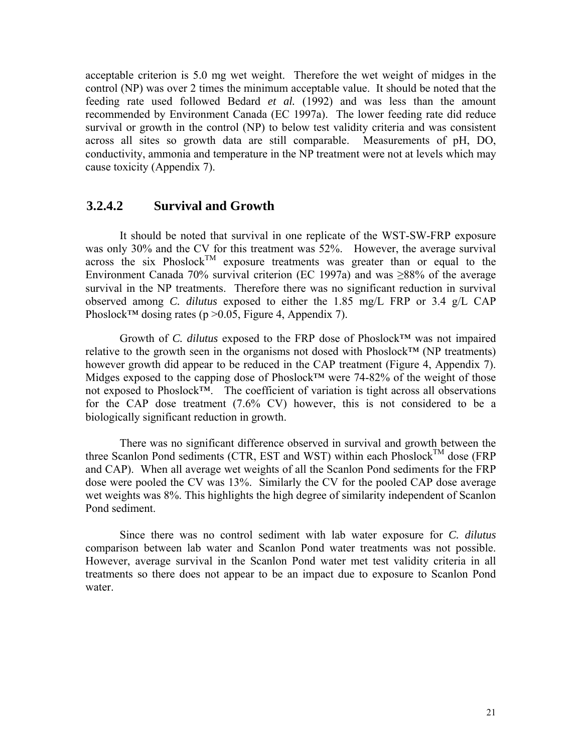acceptable criterion is 5.0 mg wet weight. Therefore the wet weight of midges in the control (NP) was over 2 times the minimum acceptable value. It should be noted that the feeding rate used followed Bedard *et al.* (1992) and was less than the amount recommended by Environment Canada (EC 1997a). The lower feeding rate did reduce survival or growth in the control (NP) to below test validity criteria and was consistent across all sites so growth data are still comparable. Measurements of pH, DO, conductivity, ammonia and temperature in the NP treatment were not at levels which may cause toxicity (Appendix 7).

### 3.2.4.2 Survival and Growth

It should be noted that survival in one replicate of the WST-SW-FRP exposure was only 30% and the CV for this treatment was 52%. However, the average survival across the six Phoslock™ exposure treatments was greater than or equal to the Environment Canada 70% survival criterion (EC 1997a) and was ≥88% of the average survival in the NP treatments. Therefore there was no significant reduction in survival observed among *C. dilutus* exposed to either the 1.85 mg/L FRP or 3.4 g/L CAP Phoslock™ dosing rates ($p > 0.05$, Figure 4, Appendix 7).

Growth of *C. dilutus* exposed to the FRP dose of Phoslock™ was not impaired relative to the growth seen in the organisms not dosed with Phoslock™ (NP treatments) however growth did appear to be reduced in the CAP treatment (Figure 4, Appendix 7). Midges exposed to the capping dose of Phoslock™ were 74-82% of the weight of those not exposed to Phoslock™. The coefficient of variation is tight across all observations for the CAP dose treatment (7.6% CV) however, this is not considered to be a biologically significant reduction in growth.

There was no significant difference observed in survival and growth between the three Scanlon Pond sediments (CTR, EST and WST) within each Phoslock™ dose (FRP and CAP). When all average wet weights of all the Scanlon Pond sediments for the FRP dose were pooled the CV was 13%. Similarly the CV for the pooled CAP dose average wet weights was 8%. This highlights the high degree of similarity independent of Scanlon Pond sediment.

Since there was no control sediment with lab water exposure for *C. dilutus* comparison between lab water and Scanlon Pond water treatments was not possible. However, average survival in the Scanlon Pond water met test validity criteria in all treatments so there does not appear to be an impact due to exposure to Scanlon Pond water.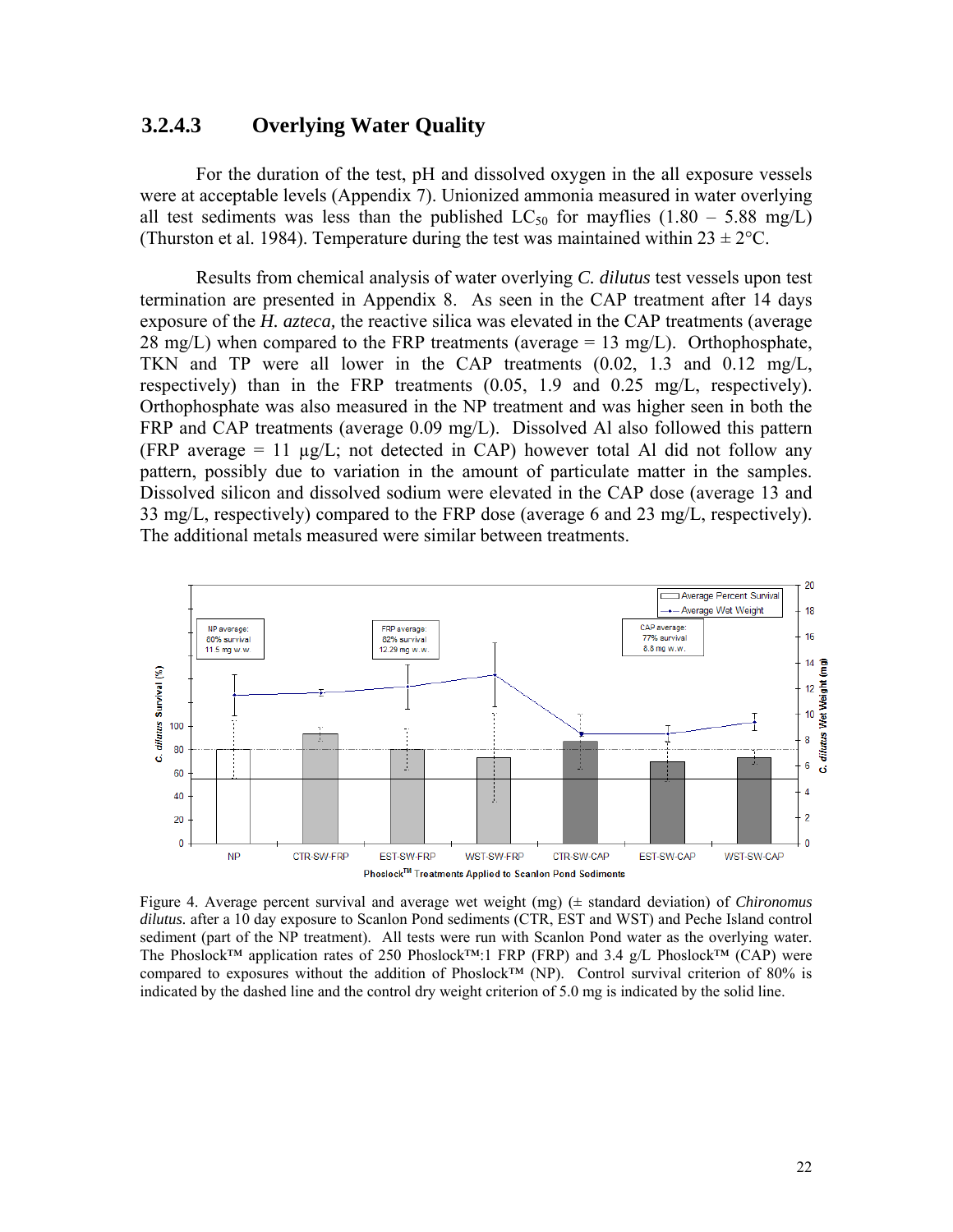### 3.2.4.3 Overlying Water Quality

For the duration of the test, pH and dissolved oxygen in the all exposure vessels were at acceptable levels (Appendix 7). Unionized ammonia measured in water overlying all test sediments was less than the published $LC_{50}$ for mayflies (1.80 – 5.88 mg/L) (Thurston et al. 1984). Temperature during the test was maintained within 23 ± 2°C.

Results from chemical analysis of water overlying *C. dilutus* test vessels upon test termination are presented in Appendix 8. As seen in the CAP treatment after 14 days exposure of the *H. azteca,* the reactive silica was elevated in the CAP treatments (average 28 mg/L) when compared to the FRP treatments (average = 13 mg/L). Orthophosphate, TKN and TP were all lower in the CAP treatments (0.02, 1.3 and 0.12 mg/L, respectively) than in the FRP treatments (0.05, 1.9 and 0.25 mg/L, respectively). Orthophosphate was also measured in the NP treatment and was higher seen in both the FRP and CAP treatments (average 0.09 mg/L). Dissolved Al also followed this pattern (FRP average = 11 µg/L; not detected in CAP) however total Al did not follow any pattern, possibly due to variation in the amount of particulate matter in the samples. Dissolved silicon and dissolved sodium were elevated in the CAP dose (average 13 and 33 mg/L, respectively) compared to the FRP dose (average 6 and 23 mg/L, respectively). The additional metals measured were similar between treatments.

Figure 4. Average percent survival and average wet weight (mg) (± standard deviation) of *Chironomus dilutus.* after a 10 day exposure to Scanlon Pond sediments (CTR, EST and WST) and Peche Island control sediment (part of the NP treatment). All tests were run with Scanlon Pond water as the overlying water. The Phoslock™ application rates of 250 Phoslock™:1 FRP (FRP) and 3.4 g/L Phoslock™ (CAP) were compared to exposures without the addition of Phoslock™ (NP). Control survival criterion of 80% is indicated by the dashed line and the control dry weight criterion of 5.0 mg is indicated by the solid line.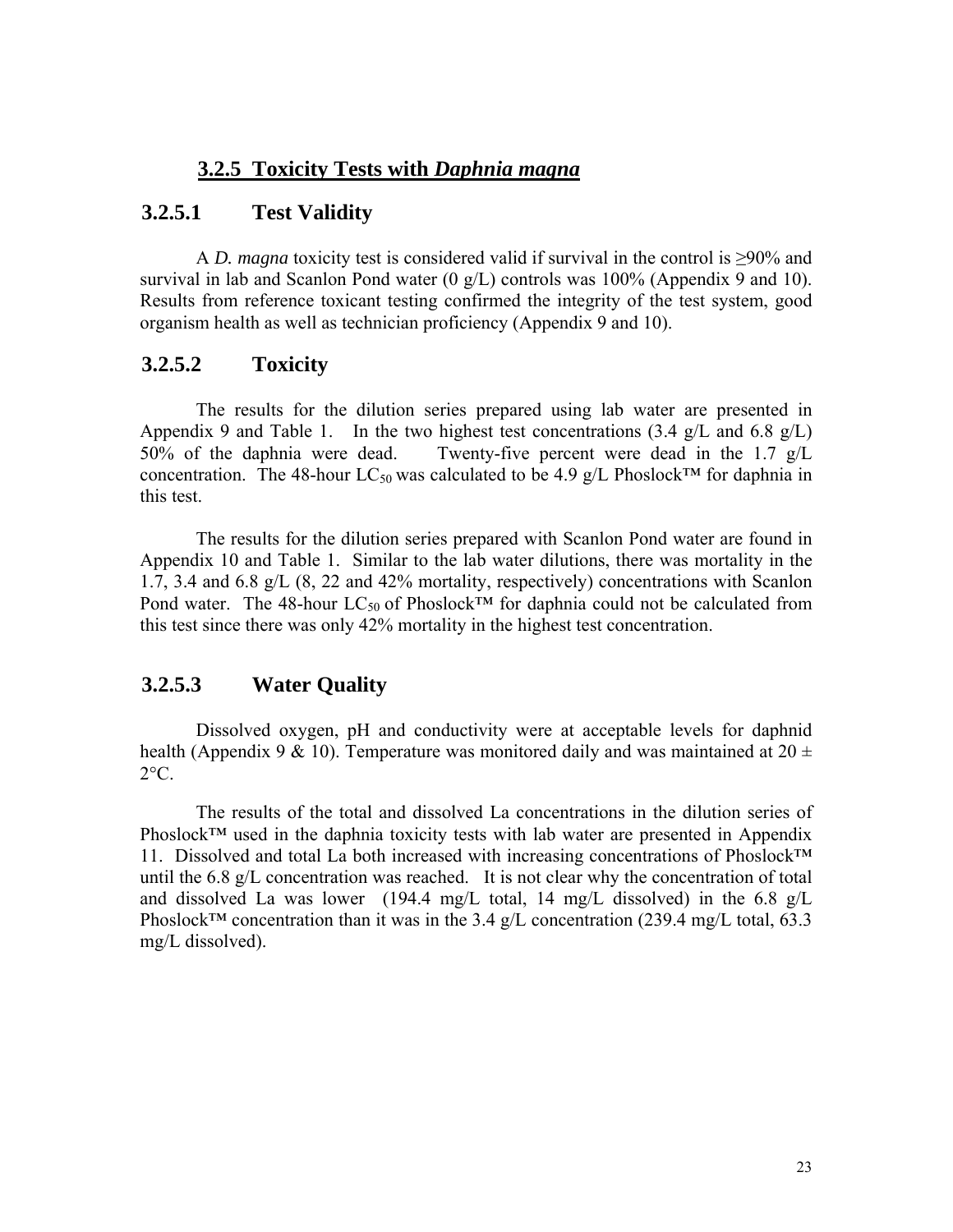## 3.2.5 Toxicity Tests with *Daphnia magna*

### 3.2.5.1 Test Validity

A *D. magna* toxicity test is considered valid if survival in the control is ≥90% and survival in lab and Scanlon Pond water (0 g/L) controls was 100% (Appendix 9 and 10). Results from reference toxicant testing confirmed the integrity of the test system, good organism health as well as technician proficiency (Appendix 9 and 10).

### 3.2.5.2 Toxicity

The results for the dilution series prepared using lab water are presented in Appendix 9 and Table 1. In the two highest test concentrations (3.4 g/L and 6.8 g/L) 50% of the daphnia were dead. Twenty-five percent were dead in the 1.7 g/L concentration. The 48-hour $LC_{50}$ was calculated to be 4.9 g/L Phoslock™ for daphnia in this test.

The results for the dilution series prepared with Scanlon Pond water are found in Appendix 10 and Table 1. Similar to the lab water dilutions, there was mortality in the 1.7, 3.4 and 6.8 g/L (8, 22 and 42% mortality, respectively) concentrations with Scanlon Pond water. The 48-hour $LC_{50}$ of Phoslock™ for daphnia could not be calculated from this test since there was only 42% mortality in the highest test concentration.

### 3.2.5.3 Water Quality

Dissolved oxygen, pH and conductivity were at acceptable levels for daphnid health (Appendix 9 & 10). Temperature was monitored daily and was maintained at 20 ± 2°C.

The results of the total and dissolved La concentrations in the dilution series of Phoslock™ used in the daphnia toxicity tests with lab water are presented in Appendix 11. Dissolved and total La both increased with increasing concentrations of Phoslock™ until the 6.8 g/L concentration was reached. It is not clear why the concentration of total and dissolved La was lower (194.4 mg/L total, 14 mg/L dissolved) in the 6.8 g/L Phoslock™ concentration than it was in the 3.4 g/L concentration (239.4 mg/L total, 63.3 mg/L dissolved).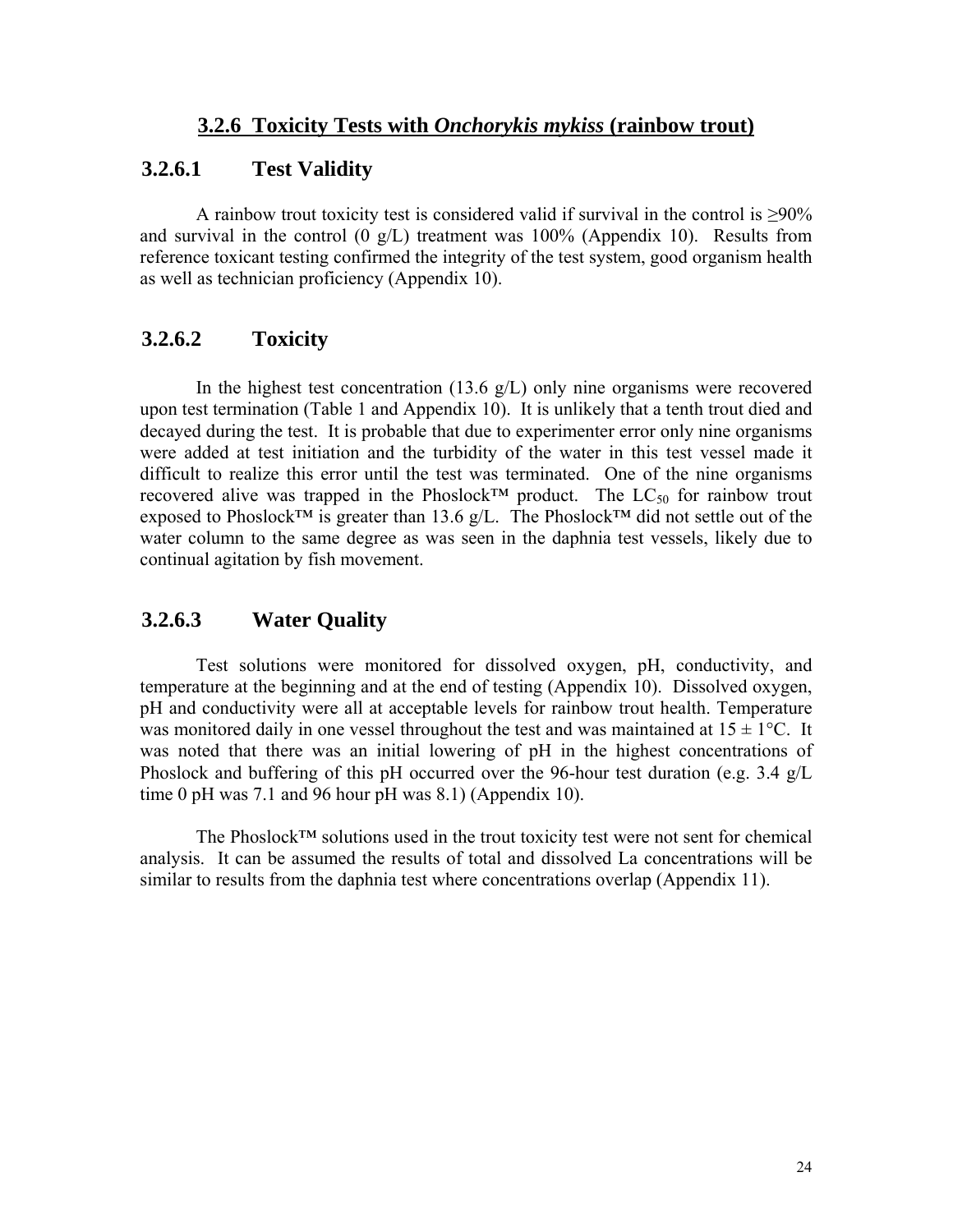### 3.2.6 Toxicity Tests with *Onchorykis mykiss* (rainbow trout)

#### 3.2.6.1 Test Validity

A rainbow trout toxicity test is considered valid if survival in the control is ≥90% and survival in the control (0 g/L) treatment was 100% (Appendix 10). Results from reference toxicant testing confirmed the integrity of the test system, good organism health as well as technician proficiency (Appendix 10).

#### 3.2.6.2 Toxicity

In the highest test concentration (13.6 g/L) only nine organisms were recovered upon test termination (Table 1 and Appendix 10). It is unlikely that a tenth trout died and decayed during the test. It is probable that due to experimenter error only nine organisms were added at test initiation and the turbidity of the water in this test vessel made it difficult to realize this error until the test was terminated. One of the nine organisms recovered alive was trapped in the Phoslock™ product. The $LC_{50}$ for rainbow trout exposed to Phoslock™ is greater than 13.6 g/L. The Phoslock™ did not settle out of the water column to the same degree as was seen in the daphnia test vessels, likely due to continual agitation by fish movement.

#### 3.2.6.3 Water Quality

Test solutions were monitored for dissolved oxygen, pH, conductivity, and temperature at the beginning and at the end of testing (Appendix 10). Dissolved oxygen, pH and conductivity were all at acceptable levels for rainbow trout health. Temperature was monitored daily in one vessel throughout the test and was maintained at 15 ± 1°C. It was noted that there was an initial lowering of pH in the highest concentrations of Phoslock and buffering of this pH occurred over the 96-hour test duration (e.g. 3.4 g/L time 0 pH was 7.1 and 96 hour pH was 8.1) (Appendix 10).

The Phoslock™ solutions used in the trout toxicity test were not sent for chemical analysis. It can be assumed the results of total and dissolved La concentrations will be similar to results from the daphnia test where concentrations overlap (Appendix 11).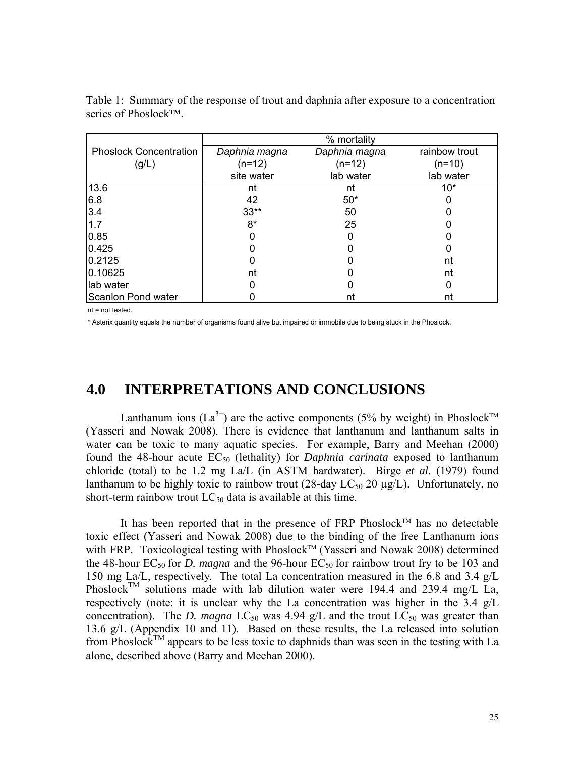Table 1: Summary of the response of trout and daphnia after exposure to a concentration series of Phoslock™.

| Phoslock Concentration (g/L) | % mortality | | |
|---|---|---|---|
| | *Daphnia magna* (n=12) site water | *Daphnia magna* (n=12) lab water | rainbow trout (n=10) lab water |
| 13.6 | nt | nt | 10* |
| 6.8 | 42 | 50* | 0 |
| 3.4 | 33** | 50 | 0 |
| 1.7 | 8* | 25 | 0 |
| 0.85 | 0 | 0 | 0 |
| 0.425 | 0 | 0 | 0 |
| 0.2125 | 0 | 0 | nt |
| 0.10625 | nt | 0 | nt |
| lab water | 0 | 0 | 0 |
| Scanlon Pond water | 0 | nt | nt |

nt = not tested.

* Asterix quantity equals the number of organisms found alive but impaired or immobile due to being stuck in the Phoslock.

# 4.0 INTERPRETATIONS AND CONCLUSIONS

Lanthanum ions ($La^{3+}$) are the active components (5% by weight) in Phoslock™ (Yasseri and Nowak 2008). There is evidence that lanthanum and lanthanum salts in water can be toxic to many aquatic species. For example, Barry and Meehan (2000) found the 48-hour acute $EC_{50}$ (lethality) for *Daphnia carinata* exposed to lanthanum chloride (total) to be 1.2 mg La/L (in ASTM hardwater). Birge *et al.* (1979) found lanthanum to be highly toxic to rainbow trout (28-day $LC_{50}$ 20 μg/L). Unfortunately, no short-term rainbow trout $LC_{50}$ data is available at this time.

It has been reported that in the presence of FRP Phoslock™ has no detectable toxic effect (Yasseri and Nowak 2008) due to the binding of the free Lanthanum ions with FRP. Toxicological testing with Phoslock™ (Yasseri and Nowak 2008) determined the 48-hour $EC_{50}$ for *D. magna* and the 96-hour $EC_{50}$ for rainbow trout fry to be 103 and 150 mg La/L, respectively. The total La concentration measured in the 6.8 and 3.4 g/L Phoslock™ solutions made with lab dilution water were 194.4 and 239.4 mg/L La, respectively (note: it is unclear why the La concentration was higher in the 3.4 g/L concentration). The *D. magna* $LC_{50}$ was 4.94 g/L and the trout $LC_{50}$ was greater than 13.6 g/L (Appendix 10 and 11). Based on these results, the La released into solution from Phoslock™ appears to be less toxic to daphnids than was seen in the testing with La alone, described above (Barry and Meehan 2000).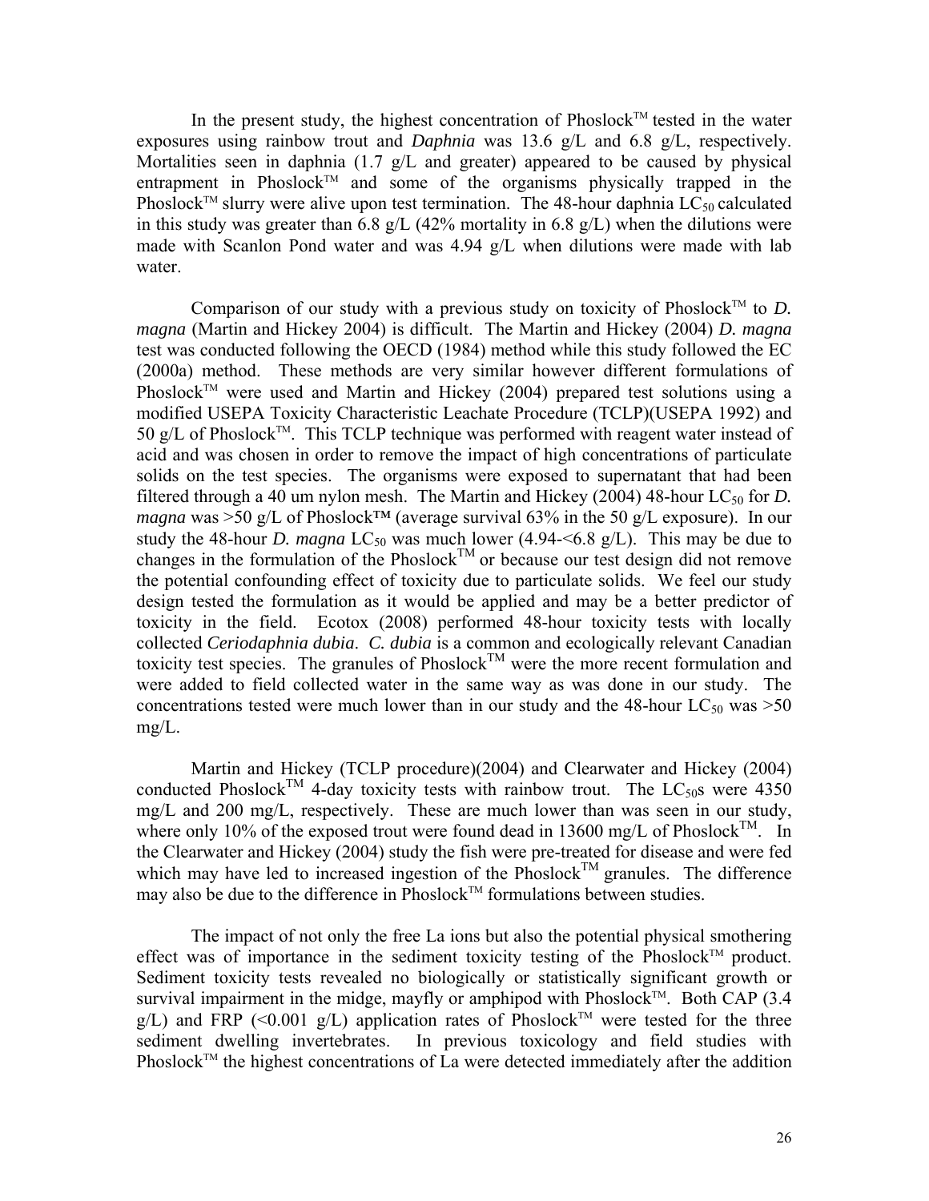In the present study, the highest concentration of Phoslock™ tested in the water exposures using rainbow trout and *Daphnia* was 13.6 g/L and 6.8 g/L, respectively. Mortalities seen in daphnia (1.7 g/L and greater) appeared to be caused by physical entrapment in Phoslock™ and some of the organisms physically trapped in the Phoslock™ slurry were alive upon test termination. The 48-hour daphnia $LC_{50}$ calculated in this study was greater than 6.8 g/L (42% mortality in 6.8 g/L) when the dilutions were made with Scanlon Pond water and was 4.94 g/L when dilutions were made with lab water.

Comparison of our study with a previous study on toxicity of Phoslock™ to *D. magna* (Martin and Hickey 2004) is difficult. The Martin and Hickey (2004) *D. magna* test was conducted following the OECD (1984) method while this study followed the EC (2000a) method. These methods are very similar however different formulations of Phoslock™ were used and Martin and Hickey (2004) prepared test solutions using a modified USEPA Toxicity Characteristic Leachate Procedure (TCLP)(USEPA 1992) and 50 g/L of Phoslock™. This TCLP technique was performed with reagent water instead of acid and was chosen in order to remove the impact of high concentrations of particulate solids on the test species. The organisms were exposed to supernatant that had been filtered through a 40 um nylon mesh. The Martin and Hickey (2004) 48-hour $LC_{50}$ for *D. magna* was >50 g/L of Phoslock™ (average survival 63% in the 50 g/L exposure). In our study the 48-hour *D. magna* $LC_{50}$ was much lower (4.94-<6.8 g/L). This may be due to changes in the formulation of the Phoslock™ or because our test design did not remove the potential confounding effect of toxicity due to particulate solids. We feel our study design tested the formulation as it would be applied and may be a better predictor of toxicity in the field. Ecotox (2008) performed 48-hour toxicity tests with locally collected *Ceriodaphnia dubia*. *C. dubia* is a common and ecologically relevant Canadian toxicity test species. The granules of Phoslock™ were the more recent formulation and were added to field collected water in the same way as was done in our study. The concentrations tested were much lower than in our study and the 48-hour $LC_{50}$ was >50 mg/L.

Martin and Hickey (TCLP procedure)(2004) and Clearwater and Hickey (2004) conducted Phoslock™ 4-day toxicity tests with rainbow trout. The $LC_{50}$s were 4350 mg/L and 200 mg/L, respectively. These are much lower than was seen in our study, where only 10% of the exposed trout were found dead in 13600 mg/L of Phoslock™. In the Clearwater and Hickey (2004) study the fish were pre-treated for disease and were fed which may have led to increased ingestion of the Phoslock™ granules. The difference may also be due to the difference in Phoslock™ formulations between studies.

The impact of not only the free La ions but also the potential physical smothering effect was of importance in the sediment toxicity testing of the Phoslock™ product. Sediment toxicity tests revealed no biologically or statistically significant growth or survival impairment in the midge, mayfly or amphipod with Phoslock™. Both CAP (3.4 g/L) and FRP (<0.001 g/L) application rates of Phoslock™ were tested for the three sediment dwelling invertebrates. In previous toxicology and field studies with Phoslock™ the highest concentrations of La were detected immediately after the addition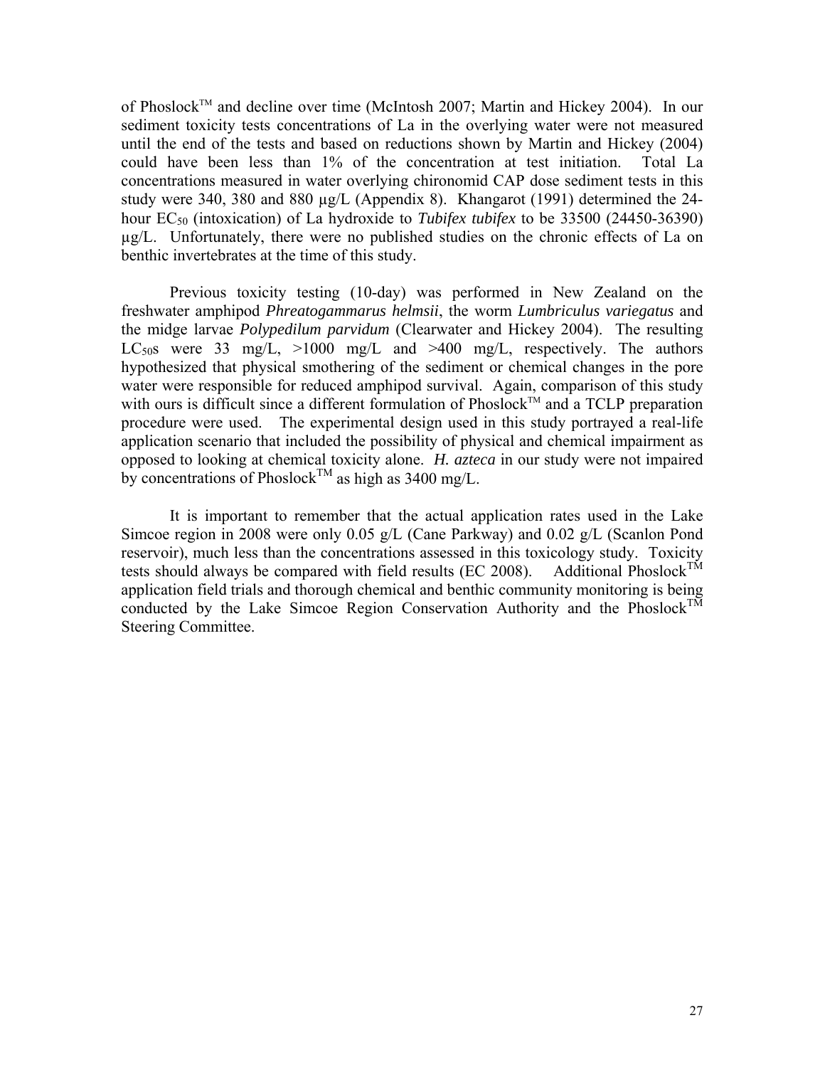of Phoslock™ and decline over time (McIntosh 2007; Martin and Hickey 2004). In our sediment toxicity tests concentrations of La in the overlying water were not measured until the end of the tests and based on reductions shown by Martin and Hickey (2004) could have been less than 1% of the concentration at test initiation. Total La concentrations measured in water overlying chironomid CAP dose sediment tests in this study were 340, 380 and 880 µg/L (Appendix 8). Khangarot (1991) determined the 24-hour $EC_{50}$ (intoxication) of La hydroxide to *Tubifex tubifex* to be 33500 (24450-36390) µg/L. Unfortunately, there were no published studies on the chronic effects of La on benthic invertebrates at the time of this study.

Previous toxicity testing (10-day) was performed in New Zealand on the freshwater amphipod *Phreatogammarus helmsii*, the worm *Lumbriculus variegatus* and the midge larvae *Polypedilum parvidum* (Clearwater and Hickey 2004). The resulting $LC_{50}$s were 33 mg/L, >1000 mg/L and >400 mg/L, respectively. The authors hypothesized that physical smothering of the sediment or chemical changes in the pore water were responsible for reduced amphipod survival. Again, comparison of this study with ours is difficult since a different formulation of Phoslock™ and a TCLP preparation procedure were used. The experimental design used in this study portrayed a real-life application scenario that included the possibility of physical and chemical impairment as opposed to looking at chemical toxicity alone. *H. azteca* in our study were not impaired by concentrations of Phoslock™ as high as 3400 mg/L.

It is important to remember that the actual application rates used in the Lake Simcoe region in 2008 were only 0.05 g/L (Cane Parkway) and 0.02 g/L (Scanlon Pond reservoir), much less than the concentrations assessed in this toxicology study. Toxicity tests should always be compared with field results (EC 2008). Additional Phoslock™ application field trials and thorough chemical and benthic community monitoring is being conducted by the Lake Simcoe Region Conservation Authority and the Phoslock™ Steering Committee.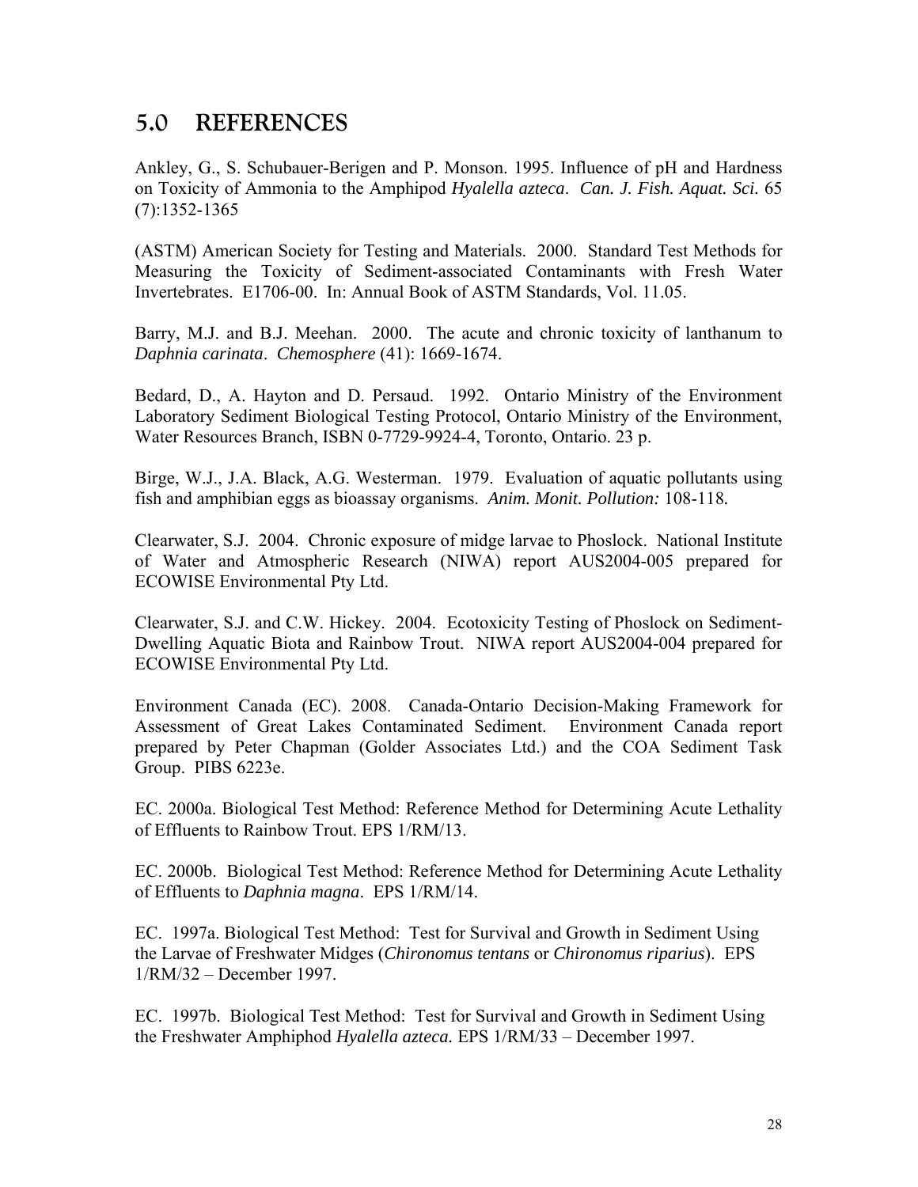## 5.0 REFERENCES

Ankley, G., S. Schubauer-Berigen and P. Monson. 1995. Influence of pH and Hardness on Toxicity of Ammonia to the Amphipod *Hyalella azteca*. *Can. J. Fish. Aquat. Sci.* 65 (7):1352-1365

(ASTM) American Society for Testing and Materials. 2000. Standard Test Methods for Measuring the Toxicity of Sediment-associated Contaminants with Fresh Water Invertebrates. E1706-00. In: Annual Book of ASTM Standards, Vol. 11.05.

Barry, M.J. and B.J. Meehan. 2000. The acute and chronic toxicity of lanthanum to *Daphnia carinata*. *Chemosphere* (41): 1669-1674.

Bedard, D., A. Hayton and D. Persaud. 1992. Ontario Ministry of the Environment Laboratory Sediment Biological Testing Protocol, Ontario Ministry of the Environment, Water Resources Branch, ISBN 0-7729-9924-4, Toronto, Ontario. 23 p.

Birge, W.J., J.A. Black, A.G. Westerman. 1979. Evaluation of aquatic pollutants using fish and amphibian eggs as bioassay organisms. *Anim. Monit. Pollution:* 108-118.

Clearwater, S.J. 2004. Chronic exposure of midge larvae to Phoslock. National Institute of Water and Atmospheric Research (NIWA) report AUS2004-005 prepared for ECOWISE Environmental Pty Ltd.

Clearwater, S.J. and C.W. Hickey. 2004. Ecotoxicity Testing of Phoslock on Sediment-Dwelling Aquatic Biota and Rainbow Trout. NIWA report AUS2004-004 prepared for ECOWISE Environmental Pty Ltd.

Environment Canada (EC). 2008. Canada-Ontario Decision-Making Framework for Assessment of Great Lakes Contaminated Sediment. Environment Canada report prepared by Peter Chapman (Golder Associates Ltd.) and the COA Sediment Task Group. PIBS 6223e.

EC. 2000a. Biological Test Method: Reference Method for Determining Acute Lethality of Effluents to Rainbow Trout. EPS 1/RM/13.

EC. 2000b. Biological Test Method: Reference Method for Determining Acute Lethality of Effluents to *Daphnia magna*. EPS 1/RM/14.

EC. 1997a. Biological Test Method: Test for Survival and Growth in Sediment Using the Larvae of Freshwater Midges (*Chironomus tentans* or *Chironomus riparius*). EPS 1/RM/32 – December 1997.

EC. 1997b. Biological Test Method: Test for Survival and Growth in Sediment Using the Freshwater Amphiphod *Hyalella azteca.* EPS 1/RM/33 – December 1997.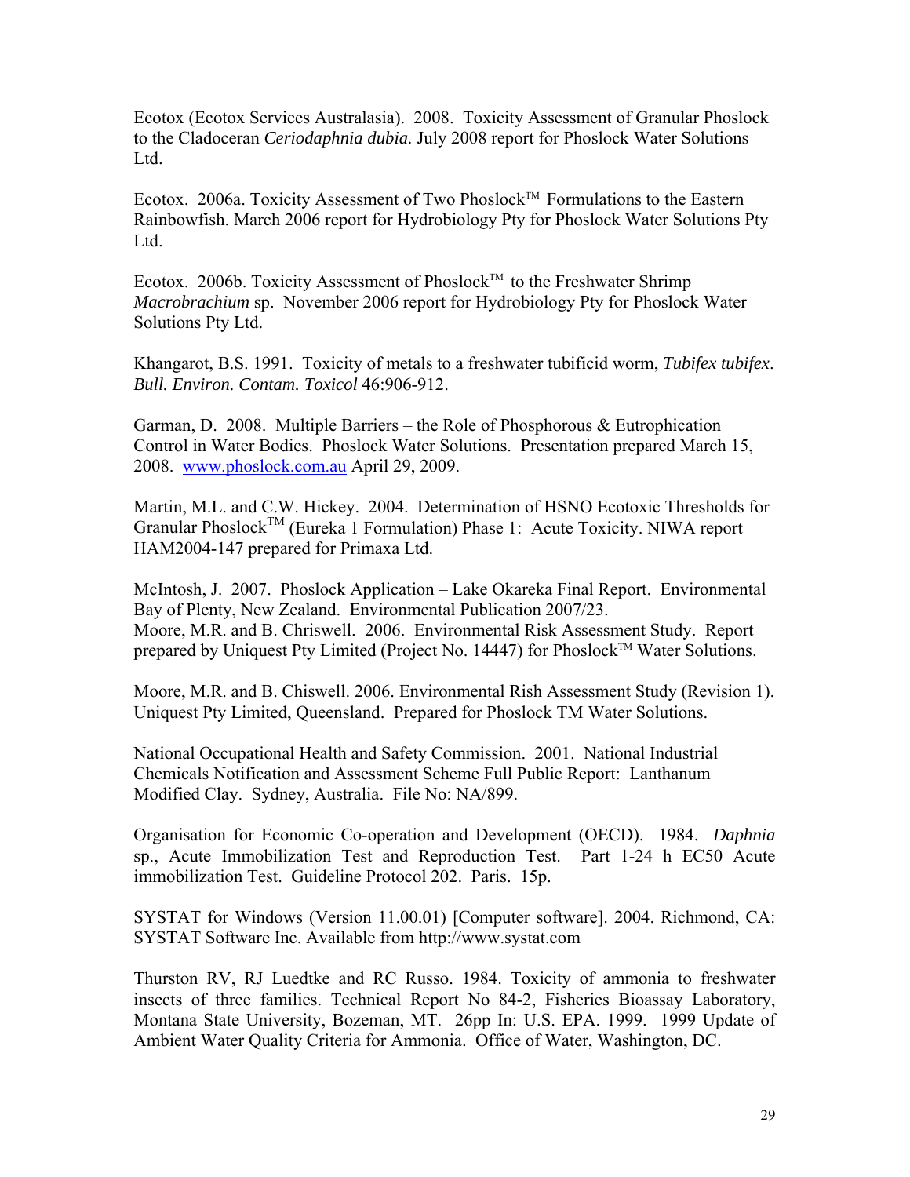Ecotox (Ecotox Services Australasia). 2008. Toxicity Assessment of Granular Phoslock to the Cladoceran *Ceriodaphnia dubia.* July 2008 report for Phoslock Water Solutions Ltd.

Ecotox. 2006a. Toxicity Assessment of Two Phoslock™ Formulations to the Eastern Rainbowfish. March 2006 report for Hydrobiology Pty for Phoslock Water Solutions Pty Ltd.

Ecotox. 2006b. Toxicity Assessment of Phoslock™ to the Freshwater Shrimp *Macrobrachium* sp. November 2006 report for Hydrobiology Pty for Phoslock Water Solutions Pty Ltd.

Khangarot, B.S. 1991. Toxicity of metals to a freshwater tubificid worm, *Tubifex tubifex*. *Bull. Environ. Contam. Toxicol* 46:906-912.

Garman, D. 2008. Multiple Barriers – the Role of Phosphorous & Eutrophication Control in Water Bodies. Phoslock Water Solutions. Presentation prepared March 15, 2008. www.phoslock.com.au April 29, 2009.

Martin, M.L. and C.W. Hickey. 2004. Determination of HSNO Ecotoxic Thresholds for Granular Phoslock™ (Eureka 1 Formulation) Phase 1: Acute Toxicity. NIWA report HAM2004-147 prepared for Primaxa Ltd.

McIntosh, J. 2007. Phoslock Application – Lake Okareka Final Report. Environmental Bay of Plenty, New Zealand. Environmental Publication 2007/23.

Moore, M.R. and B. Chriswell. 2006. Environmental Risk Assessment Study. Report prepared by Uniquest Pty Limited (Project No. 14447) for Phoslock™ Water Solutions.

Moore, M.R. and B. Chiswell. 2006. Environmental Rish Assessment Study (Revision 1). Uniquest Pty Limited, Queensland. Prepared for Phoslock TM Water Solutions.

National Occupational Health and Safety Commission. 2001. National Industrial Chemicals Notification and Assessment Scheme Full Public Report: Lanthanum Modified Clay. Sydney, Australia. File No: NA/899.

Organisation for Economic Co-operation and Development (OECD). 1984. *Daphnia* sp., Acute Immobilization Test and Reproduction Test. Part 1-24 h EC50 Acute immobilization Test. Guideline Protocol 202. Paris. 15p.

SYSTAT for Windows (Version 11.00.01) [Computer software]. 2004. Richmond, CA: SYSTAT Software Inc. Available from http://www.systat.com

Thurston RV, RJ Luedtke and RC Russo. 1984. Toxicity of ammonia to freshwater insects of three families. Technical Report No 84-2, Fisheries Bioassay Laboratory, Montana State University, Bozeman, MT. 26pp In: U.S. EPA. 1999. 1999 Update of Ambient Water Quality Criteria for Ammonia. Office of Water, Washington, DC.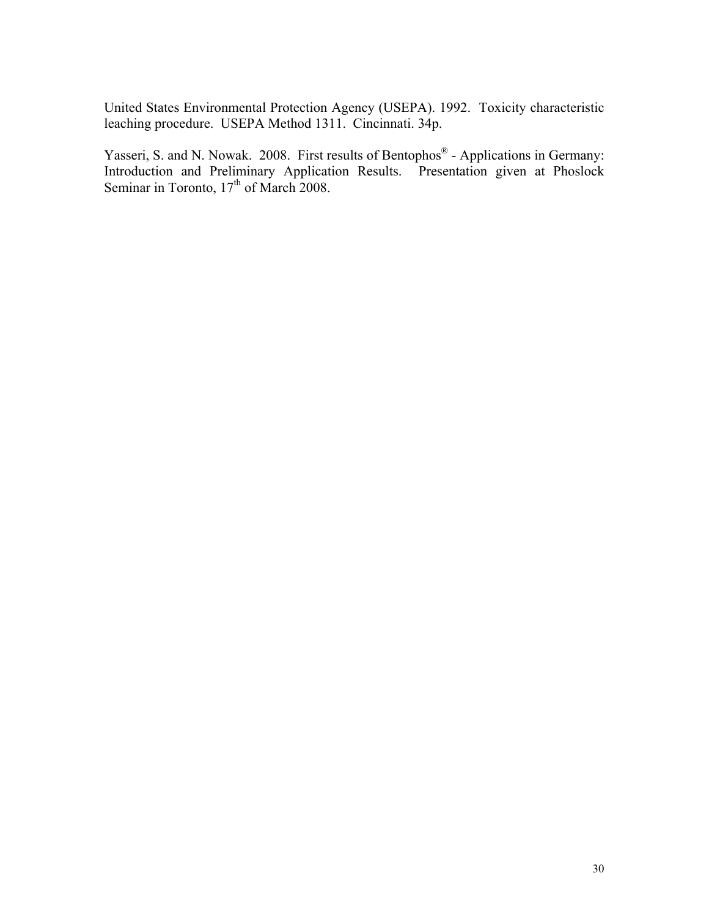United States Environmental Protection Agency (USEPA). 1992. Toxicity characteristic leaching procedure. USEPA Method 1311. Cincinnati. 34p.

Yasseri, S. and N. Nowak. 2008. First results of Bentophos® - Applications in Germany: Introduction and Preliminary Application Results. Presentation given at Phoslock Seminar in Toronto, 17th of March 2008.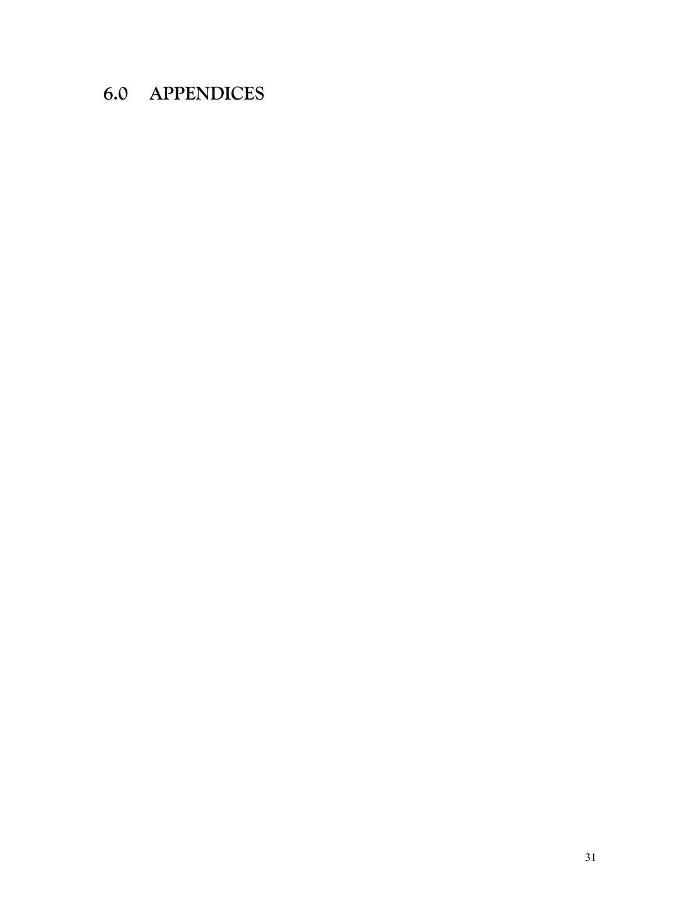# 6.0 APPENDICES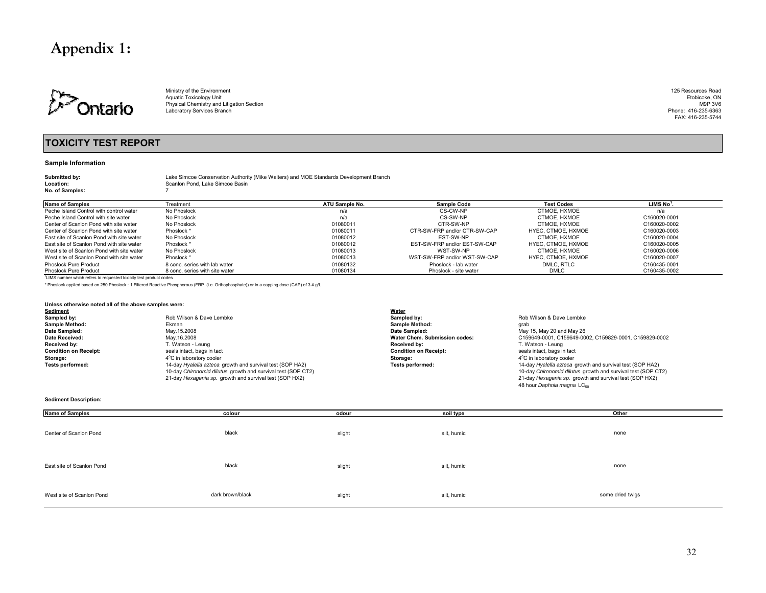# Appendix 1:

Ontario

Ministry of the Environment
Aquatic Toxicology Unit
Physical Chemistry and Litigation Section
Laboratory Services Branch

125 Resources Road
Etobicoke, ON
M9P 3V6
Phone: 416-235-6363
FAX: 416-235-5744

## TOXICITY TEST REPORT

### Sample Information

**Submitted by:** Lake Simcoe Conservation Authority (Mike Walters) and MOE Standards Development Branch
**Location:** Scanlon Pond, Lake Simcoe Basin
**No. of Samples:** 7

| Name of Samples | Treatment | ATU Sample No. | Sample Code | Test Codes | LIMS No[1]. |
|---|---|---|---|---|---|
| Peche Island Control with control water | No Phoslock | n/a | CS-CW-NP | CTMOE, HXMOE | n/a |
| Peche Island Control with site water | No Phoslock | n/a | CS-SW-NP | CTMOE, HXMOE | C160020-0001 |
| Center of Scanlon Pond with site water | No Phoslock | 01080011 | CTR-SW-NP | CTMOE, HXMOE | C160020-0002 |
| Center of Scanlon Pond with site water | Phoslock * | 01080011 | CTR-SW-FRP and/or CTR-SW-CAP | HYEC, CTMOE, HXMOE | C160020-0003 |
| East site of Scanlon Pond with site water | No Phoslock | 01080012 | EST-SW-NP | CTMOE, HXMOE | C160020-0004 |
| East site of Scanlon Pond with site water | Phoslock * | 01080012 | EST-SW-FRP and/or EST-SW-CAP | HYEC, CTMOE, HXMOE | C160020-0005 |
| West site of Scanlon Pond with site water | No Phoslock | 01080013 | WST-SW-NP | CTMOE, HXMOE | C160020-0006 |
| West site of Scanlon Pond with site water | Phoslock * | 01080013 | WST-SW-FRP and/or WST-SW-CAP | HYEC, CTMOE, HXMOE | C160020-0007 |
| Phoslock Pure Product | 8 conc. series with lab water | 01080132 | Phoslock - lab water | DMLC, RTLC | C160435-0001 |
| Phoslock Pure Product | 8 conc. series with site water | 01080134 | Phoslock - site water | DMLC | C160435-0002 |

[1]LIMS number which refers to requested toxicity test product codes

\* Phoslock applied based on 250 Phoslock : 1 Filtered Reactive Phosphorous (FRP (i.e. Orthophosphate)) or in a capping dose (CAP) of 3.4 g/L

**Unless otherwise noted all of the above samples were:**

**Sediment**

| | |
|---|---|
| **Sampled by:** | Rob Wilson & Dave Lembke |
| **Sample Method:** | Ekman |
| **Date Sampled:** | May.15.2008 |
| **Date Received:** | May.16.2008 |
| **Received by:** | T. Watson - Leung |
| **Condition on Receipt:** | seals intact, bags in tact |
| **Storage:** | 4°C in laboratory cooler |
| **Tests performed:** | 14-day *Hyalella azteca* growth and survival test (SOP HA2)<br>10-day *Chironomid dilutus* growth and survival test (SOP CT2)<br>21-day *Hexagenia sp.* growth and survival test (SOP HX2) |

**Water**

| | |
|---|---|
| **Sampled by:** | Rob Wilson & Dave Lembke |
| **Sample Method:** | grab |
| **Date Sampled:** | May 15, May 20 and May 26 |
| **Water Chem. Submission codes:** | C159649-0001, C159649-0002, C159829-0001, C159829-0002 |
| **Received by:** | T. Watson - Leung |
| **Condition on Receipt:** | seals intact, bags in tact |
| **Storage:** | 4°C in laboratory cooler |
| **Tests performed:** | 14-day *Hyalella azteca* growth and survival test (SOP HA2)<br>10-day *Chironomid dilutus* growth and survival test (SOP CT2)<br>21-day *Hexagenia sp.* growth and survival test (SOP HX2)<br>48 hour *Daphnia magna* $LC_{50}$ |

**Sediment Description:**

| Name of Samples | colour | odour | soil type | Other |
|---|---|---|---|---|
| Center of Scanlon Pond | black | slight | silt, humic | none |
| East site of Scanlon Pond | black | slight | silt, humic | none |
| West site of Scanlon Pond | dark brown/black | slight | silt, humic | some dried twigs |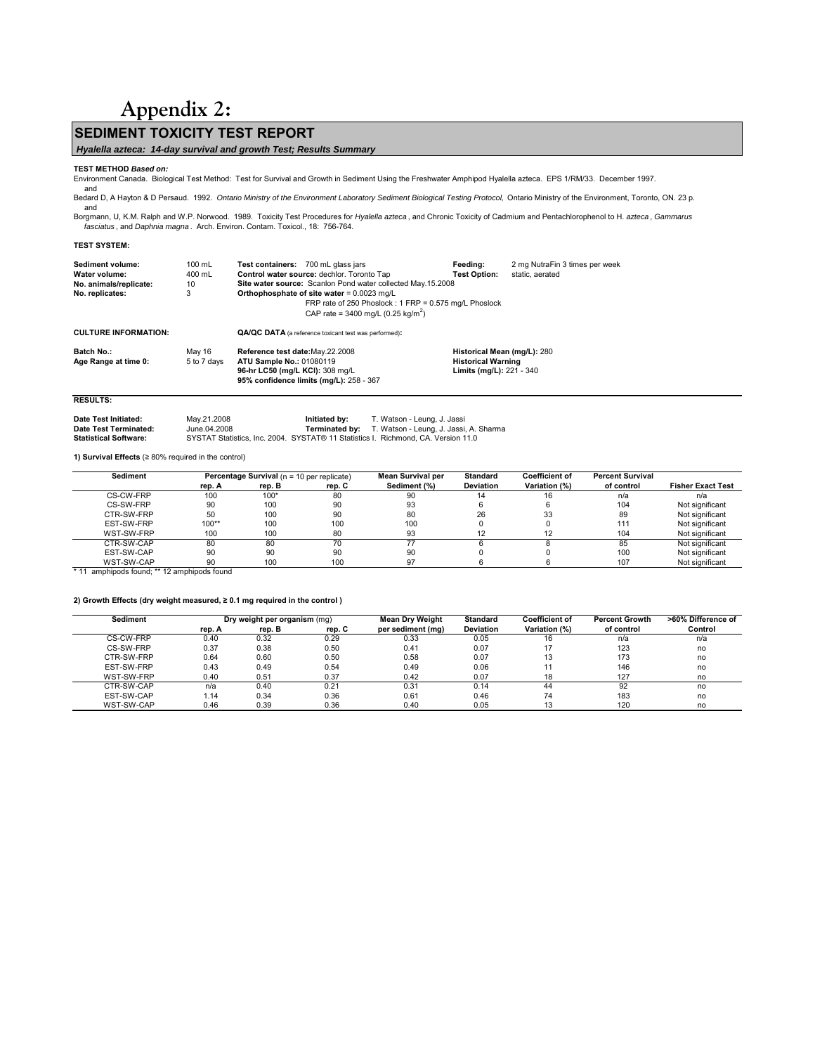# Appendix 2:

## SEDIMENT TOXICITY TEST REPORT

***Hyalella azteca: 14-day survival and growth Test; Results Summary***

**TEST METHOD *Based on:***

Environment Canada. Biological Test Method: Test for Survival and Growth in Sediment Using the Freshwater Amphipod Hyalella azteca. EPS 1/RM/33. December 1997.
and
Bedard D, A Hayton & D Persaud. 1992. *Ontario Ministry of the Environment Laboratory Sediment Biological Testing Protocol,* Ontario Ministry of the Environment, Toronto, ON. 23 p.
and
Borgmann, U, K.M. Ralph and W.P. Norwood. 1989. Toxicity Test Procedures for *Hyalella azteca* , and Chronic Toxicity of Cadmium and Pentachlorophenol to H. *azteca* , *Gammarus fasciatus* , and *Daphnia magna* . Arch. Environ. Contam. Toxicol., 18: 756-764.

**TEST SYSTEM:**

**Sediment volume:** 100 mL
**Water volume:** 400 mL
**No. animals/replicate:** 10
**No. replicates:** 3

**Test containers:** 700 mL glass jars
**Control water source:** dechlor. Toronto Tap
**Site water source:** Scanlon Pond water collected May.15.2008
**Orthophosphate of site water** = 0.0023 mg/L
FRP rate of 250 Phoslock : 1 FRP = 0.575 mg/L Phoslock
CAP rate = 3400 mg/L (0.25 kg/m$^2$)

**Feeding:** 2 mg NutraFin 3 times per week
**Test Option:** static, aerated

**CULTURE INFORMATION:**

**Batch No.:** May 16
**Age Range at time 0:** 5 to 7 days

**QA/QC DATA** (a reference toxicant test was performed)**:**

**Reference test date:** May.22.2008
**ATU Sample No.:** 01080119
**96-hr LC50 (mg/L KCl):** 308 mg/L
**95% confidence limits (mg/L):** 258 - 367

**Historical Mean (mg/L):** 280
**Historical Warning Limits (mg/L):** 221 - 340

**RESULTS:**

**Date Test Initiated:** May.21.2008 — **Initiated by:** T. Watson - Leung, J. Jassi
**Date Test Terminated:** June.04.2008 — **Terminated by:** T. Watson - Leung, J. Jassi, A. Sharma
**Statistical Software:** SYSTAT Statistics, Inc. 2004. SYSTAT® 11 Statistics I. Richmond, CA. Version 11.0

**1) Survival Effects** (≥ 80% required in the control)

| Sediment | Percentage Survival (n = 10 per replicate) rep. A | rep. B | rep. C | Mean Survival per Sediment (%) | Standard Deviation | Coefficient of Variation (%) | Percent Survival of control | Fisher Exact Test |
|---|---|---|---|---|---|---|---|---|
| CS-CW-FRP | 100 | 100* | 80 | 90 | 14 | 16 | n/a | n/a |
| CS-SW-FRP | 90 | 100 | 90 | 93 | 6 | 6 | 104 | Not significant |
| CTR-SW-FRP | 50 | 100 | 90 | 80 | 26 | 33 | 89 | Not significant |
| EST-SW-FRP | 100** | 100 | 100 | 100 | 0 | 0 | 111 | Not significant |
| WST-SW-FRP | 100 | 100 | 80 | 93 | 12 | 12 | 104 | Not significant |
| CTR-SW-CAP | 80 | 80 | 70 | 77 | 6 | 8 | 85 | Not significant |
| EST-SW-CAP | 90 | 90 | 90 | 90 | 0 | 0 | 100 | Not significant |
| WST-SW-CAP | 90 | 100 | 100 | 97 | 6 | 6 | 107 | Not significant |

\* 11 amphipods found; ** 12 amphipods found

**2) Growth Effects (dry weight measured, ≥ 0.1 mg required in the control )**

| Sediment | Dry weight per organism (mg) rep. A | rep. B | rep. C | Mean Dry Weight per sediment (mg) | Standard Deviation | Coefficient of Variation (%) | Percent Growth of control | >60% Difference of Control |
|---|---|---|---|---|---|---|---|---|
| CS-CW-FRP | 0.40 | 0.32 | 0.29 | 0.33 | 0.05 | 16 | n/a | n/a |
| CS-SW-FRP | 0.37 | 0.38 | 0.50 | 0.41 | 0.07 | 17 | 123 | no |
| CTR-SW-FRP | 0.64 | 0.60 | 0.50 | 0.58 | 0.07 | 13 | 173 | no |
| EST-SW-FRP | 0.43 | 0.49 | 0.54 | 0.49 | 0.06 | 11 | 146 | no |
| WST-SW-FRP | 0.40 | 0.51 | 0.37 | 0.42 | 0.07 | 18 | 127 | no |
| CTR-SW-CAP | n/a | 0.40 | 0.21 | 0.31 | 0.14 | 44 | 92 | no |
| EST-SW-CAP | 1.14 | 0.34 | 0.36 | 0.61 | 0.46 | 74 | 183 | no |
| WST-SW-CAP | 0.46 | 0.39 | 0.36 | 0.40 | 0.05 | 13 | 120 | no |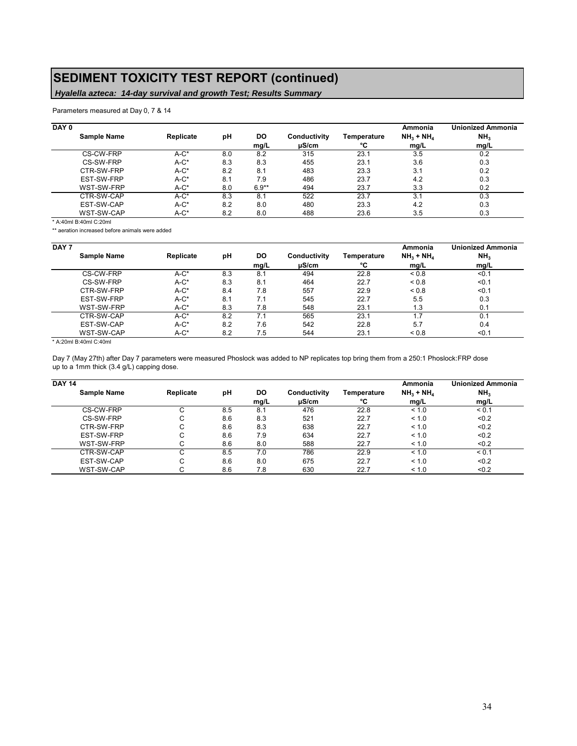# SEDIMENT TOXICITY TEST REPORT (continued)

***Hyalella azteca:* 14-day survival and growth Test; Results Summary**

Parameters measured at Day 0, 7 & 14

| DAY 0 | | | | | | Ammonia | Unionized Ammonia |
|---|---|---|---|---|---|---|---|
| **Sample Name** | **Replicate** | **pH** | **DO mg/L** | **Conductivity µS/cm** | **Temperature °C** | **$NH_3 + NH_4$ mg/L** | **$NH_3$ mg/L** |
| CS-CW-FRP | A-C* | 8.0 | 8.2 | 315 | 23.1 | 3.5 | 0.2 |
| CS-SW-FRP | A-C* | 8.3 | 8.3 | 455 | 23.1 | 3.6 | 0.3 |
| CTR-SW-FRP | A-C* | 8.2 | 8.1 | 483 | 23.3 | 3.1 | 0.2 |
| EST-SW-FRP | A-C* | 8.1 | 7.9 | 486 | 23.7 | 4.2 | 0.3 |
| WST-SW-FRP | A-C* | 8.0 | 6.9** | 494 | 23.7 | 3.3 | 0.2 |
| CTR-SW-CAP | A-C* | 8.3 | 8.1 | 522 | 23.7 | 3.1 | 0.3 |
| EST-SW-CAP | A-C* | 8.2 | 8.0 | 480 | 23.3 | 4.2 | 0.3 |
| WST-SW-CAP | A-C* | 8.2 | 8.0 | 488 | 23.6 | 3.5 | 0.3 |

* A:40ml B:40ml C:20ml

** aeration increased before animals were added

| DAY 7 | | | | | | Ammonia | Unionized Ammonia |
|---|---|---|---|---|---|---|---|
| **Sample Name** | **Replicate** | **pH** | **DO mg/L** | **Conductivity µS/cm** | **Temperature °C** | **$NH_3 + NH_4$ mg/L** | **$NH_3$ mg/L** |
| CS-CW-FRP | A-C* | 8.3 | 8.1 | 494 | 22.8 | < 0.8 | <0.1 |
| CS-SW-FRP | A-C* | 8.3 | 8.1 | 464 | 22.7 | < 0.8 | <0.1 |
| CTR-SW-FRP | A-C* | 8.4 | 7.8 | 557 | 22.9 | < 0.8 | <0.1 |
| EST-SW-FRP | A-C* | 8.1 | 7.1 | 545 | 22.7 | 5.5 | 0.3 |
| WST-SW-FRP | A-C* | 8.3 | 7.8 | 548 | 23.1 | 1.3 | 0.1 |
| CTR-SW-CAP | A-C* | 8.2 | 7.1 | 565 | 23.1 | 1.7 | 0.1 |
| EST-SW-CAP | A-C* | 8.2 | 7.6 | 542 | 22.8 | 5.7 | 0.4 |
| WST-SW-CAP | A-C* | 8.2 | 7.5 | 544 | 23.1 | < 0.8 | <0.1 |

* A:20ml B:40ml C:40ml

Day 7 (May 27th) after Day 7 parameters were measured Phoslock was added to NP replicates top bring them from a 250:1 Phoslock:FRP dose up to a 1mm thick (3.4 g/L) capping dose.

| DAY 14 | | | | | | Ammonia | Unionized Ammonia |
|---|---|---|---|---|---|---|---|
| **Sample Name** | **Replicate** | **pH** | **DO mg/L** | **Conductivity µS/cm** | **Temperature °C** | **$NH_3 + NH_4$ mg/L** | **$NH_3$ mg/L** |
| CS-CW-FRP | C | 8.5 | 8.1 | 476 | 22.8 | < 1.0 | < 0.1 |
| CS-SW-FRP | C | 8.6 | 8.3 | 521 | 22.7 | < 1.0 | <0.2 |
| CTR-SW-FRP | C | 8.6 | 8.3 | 638 | 22.7 | < 1.0 | <0.2 |
| EST-SW-FRP | C | 8.6 | 7.9 | 634 | 22.7 | < 1.0 | <0.2 |
| WST-SW-FRP | C | 8.6 | 8.0 | 588 | 22.7 | < 1.0 | <0.2 |
| CTR-SW-CAP | C | 8.5 | 7.0 | 786 | 22.9 | < 1.0 | < 0.1 |
| EST-SW-CAP | C | 8.6 | 8.0 | 675 | 22.7 | < 1.0 | <0.2 |
| WST-SW-CAP | C | 8.6 | 7.8 | 630 | 22.7 | < 1.0 | <0.2 |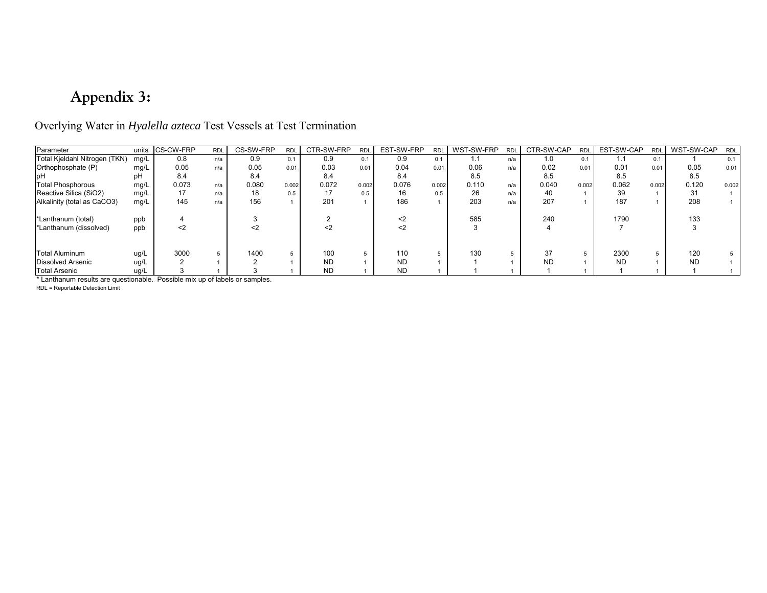# Appendix 3:

Overlying Water in *Hyalella azteca* Test Vessels at Test Termination

| Parameter | units | CS-CW-FRP | RDL | CS-SW-FRP | RDL | CTR-SW-FRP | RDL | EST-SW-FRP | RDL | WST-SW-FRP | RDL | CTR-SW-CAP | RDL | EST-SW-CAP | RDL | WST-SW-CAP | RDL |
|---|---|---|---|---|---|---|---|---|---|---|---|---|---|---|---|---|---|
| Total Kjeldahl Nitrogen (TKN) | mg/L | 0.8 | n/a | 0.9 | 0.1 | 0.9 | 0.1 | 0.9 | 0.1 | 1.1 | n/a | 1.0 | 0.1 | 1.1 | 0.1 | 1 | 0.1 |
| Orthophosphate (P) | mg/L | 0.05 | n/a | 0.05 | 0.01 | 0.03 | 0.01 | 0.04 | 0.01 | 0.06 | n/a | 0.02 | 0.01 | 0.01 | 0.01 | 0.05 | 0.01 |
| pH | pH | 8.4 | | 8.4 | | 8.4 | | 8.4 | | 8.5 | | 8.5 | | 8.5 | | 8.5 | |
| Total Phosphorous | mg/L | 0.073 | n/a | 0.080 | 0.002 | 0.072 | 0.002 | 0.076 | 0.002 | 0.110 | n/a | 0.040 | 0.002 | 0.062 | 0.002 | 0.120 | 0.002 |
| Reactive Silica (SiO2) | mg/L | 17 | n/a | 18 | 0.5 | 17 | 0.5 | 16 | 0.5 | 26 | n/a | 40 | 1 | 39 | 1 | 31 | 1 |
| Alkalinity (total as CaCO3) | mg/L | 145 | n/a | 156 | 1 | 201 | 1 | 186 | 1 | 203 | n/a | 207 | 1 | 187 | 1 | 208 | 1 |
| *Lanthanum (total) | ppb | 4 | | 3 | | 2 | | <2 | | 585 | | 240 | | 1790 | | 133 | |
| *Lanthanum (dissolved) | ppb | <2 | | <2 | | <2 | | <2 | | 3 | | 4 | | 7 | | 3 | |
| Total Aluminum | ug/L | 3000 | 5 | 1400 | 5 | 100 | 5 | 110 | 5 | 130 | 5 | 37 | 5 | 2300 | 5 | 120 | 5 |
| Dissolved Arsenic | ug/L | 2 | 1 | 2 | 1 | ND | 1 | ND | 1 | 1 | 1 | ND | 1 | ND | 1 | ND | 1 |
| Total Arsenic | ug/L | 3 | 1 | 3 | 1 | ND | 1 | ND | 1 | 1 | 1 | 1 | 1 | 1 | 1 | 1 | 1 |

* Lanthanum results are questionable. Possible mix up of labels or samples.

RDL = Reportable Detection Limit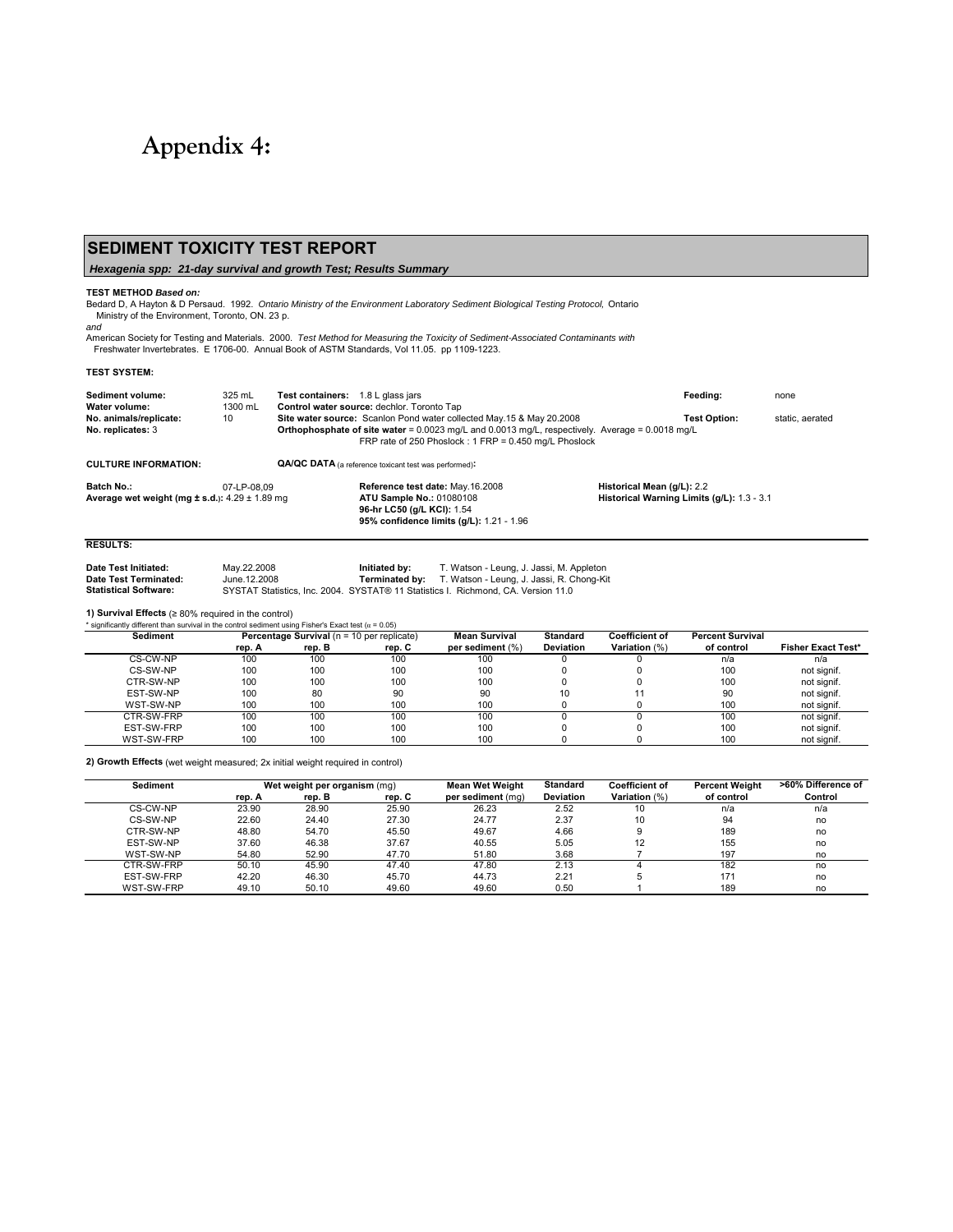# Appendix 4:

## SEDIMENT TOXICITY TEST REPORT

***Hexagenia spp: 21-day survival and growth Test; Results Summary***

**TEST METHOD *Based on:***

Bedard D, A Hayton & D Persaud. 1992. *Ontario Ministry of the Environment Laboratory Sediment Biological Testing Protocol,* Ontario Ministry of the Environment, Toronto, ON. 23 p.

*and*

American Society for Testing and Materials. 2000. *Test Method for Measuring the Toxicity of Sediment-Associated Contaminants with Freshwater Invertebrates.* E 1706-00. Annual Book of ASTM Standards, Vol 11.05. pp 1109-1223.

**TEST SYSTEM:**

**Sediment volume:** 325 mL
**Water volume:** 1300 mL
**No. animals/replicate:** 10
**No. replicates:** 3

**Test containers:** 1.8 L glass jars
**Control water source:** dechlor. Toronto Tap
**Site water source:** Scanlon Pond water collected May.15 & May 20.2008
**Orthophosphate of site water** = 0.0023 mg/L and 0.0013 mg/L, respectively. Average = 0.0018 mg/L
FRP rate of 250 Phoslock : 1 FRP = 0.450 mg/L Phoslock

**Feeding:** none
**Test Option:** static, aerated

**CULTURE INFORMATION:**

**Batch No.:** 07-LP-08,09
**Average wet weight (mg ± s.d.):** 4.29 ± 1.89 mg

**QA/QC DATA** (a reference toxicant test was performed):

**Reference test date:** May.16.2008
**ATU Sample No.:** 01080108
**96-hr LC50 (g/L KCl):** 1.54
**95% confidence limits (g/L):** 1.21 - 1.96

**Historical Mean (g/L):** 2.2
**Historical Warning Limits (g/L):** 1.3 - 3.1

**RESULTS:**

**Date Test Initiated:** May.22.2008
**Date Test Terminated:** June.12.2008
**Statistical Software:** SYSTAT Statistics, Inc. 2004. SYSTAT® 11 Statistics I. Richmond, CA. Version 11.0

**Initiated by:** T. Watson - Leung, J. Jassi, M. Appleton
**Terminated by:** T. Watson - Leung, J. Jassi, R. Chong-Kit

**1) Survival Effects** (≥ 80% required in the control)

\* significantly different than survival in the control sediment using Fisher's Exact test (α = 0.05)

| Sediment | Percentage Survival (n = 10 per replicate) | | | Mean Survival | Standard | Coefficient of | Percent Survival | |
|---|---|---|---|---|---|---|---|---|
| | rep. A | rep. B | rep. C | per sediment (%) | Deviation | Variation (%) | of control | Fisher Exact Test* |
| CS-CW-NP | 100 | 100 | 100 | 100 | 0 | 0 | n/a | n/a |
| CS-SW-NP | 100 | 100 | 100 | 100 | 0 | 0 | 100 | not signif. |
| CTR-SW-NP | 100 | 100 | 100 | 100 | 0 | 0 | 100 | not signif. |
| EST-SW-NP | 100 | 80 | 90 | 90 | 10 | 11 | 90 | not signif. |
| WST-SW-NP | 100 | 100 | 100 | 100 | 0 | 0 | 100 | not signif. |
| CTR-SW-FRP | 100 | 100 | 100 | 100 | 0 | 0 | 100 | not signif. |
| EST-SW-FRP | 100 | 100 | 100 | 100 | 0 | 0 | 100 | not signif. |
| WST-SW-FRP | 100 | 100 | 100 | 100 | 0 | 0 | 100 | not signif. |

**2) Growth Effects** (wet weight measured; 2x initial weight required in control)

| Sediment | Wet weight per organism (mg) | | | Mean Wet Weight | Standard | Coefficient of | Percent Weight | >60% Difference of |
|---|---|---|---|---|---|---|---|---|
| | rep. A | rep. B | rep. C | per sediment (mg) | Deviation | Variation (%) | of control | Control |
| CS-CW-NP | 23.90 | 28.90 | 25.90 | 26.23 | 2.52 | 10 | n/a | n/a |
| CS-SW-NP | 22.60 | 24.40 | 27.30 | 24.77 | 2.37 | 10 | 94 | no |
| CTR-SW-NP | 48.80 | 54.70 | 45.50 | 49.67 | 4.66 | 9 | 189 | no |
| EST-SW-NP | 37.60 | 46.38 | 37.67 | 40.55 | 5.05 | 12 | 155 | no |
| WST-SW-NP | 54.80 | 52.90 | 47.70 | 51.80 | 3.68 | 7 | 197 | no |
| CTR-SW-FRP | 50.10 | 45.90 | 47.40 | 47.80 | 2.13 | 4 | 182 | no |
| EST-SW-FRP | 42.20 | 46.30 | 45.70 | 44.73 | 2.21 | 5 | 171 | no |
| WST-SW-FRP | 49.10 | 50.10 | 49.60 | 49.60 | 0.50 | 1 | 189 | no |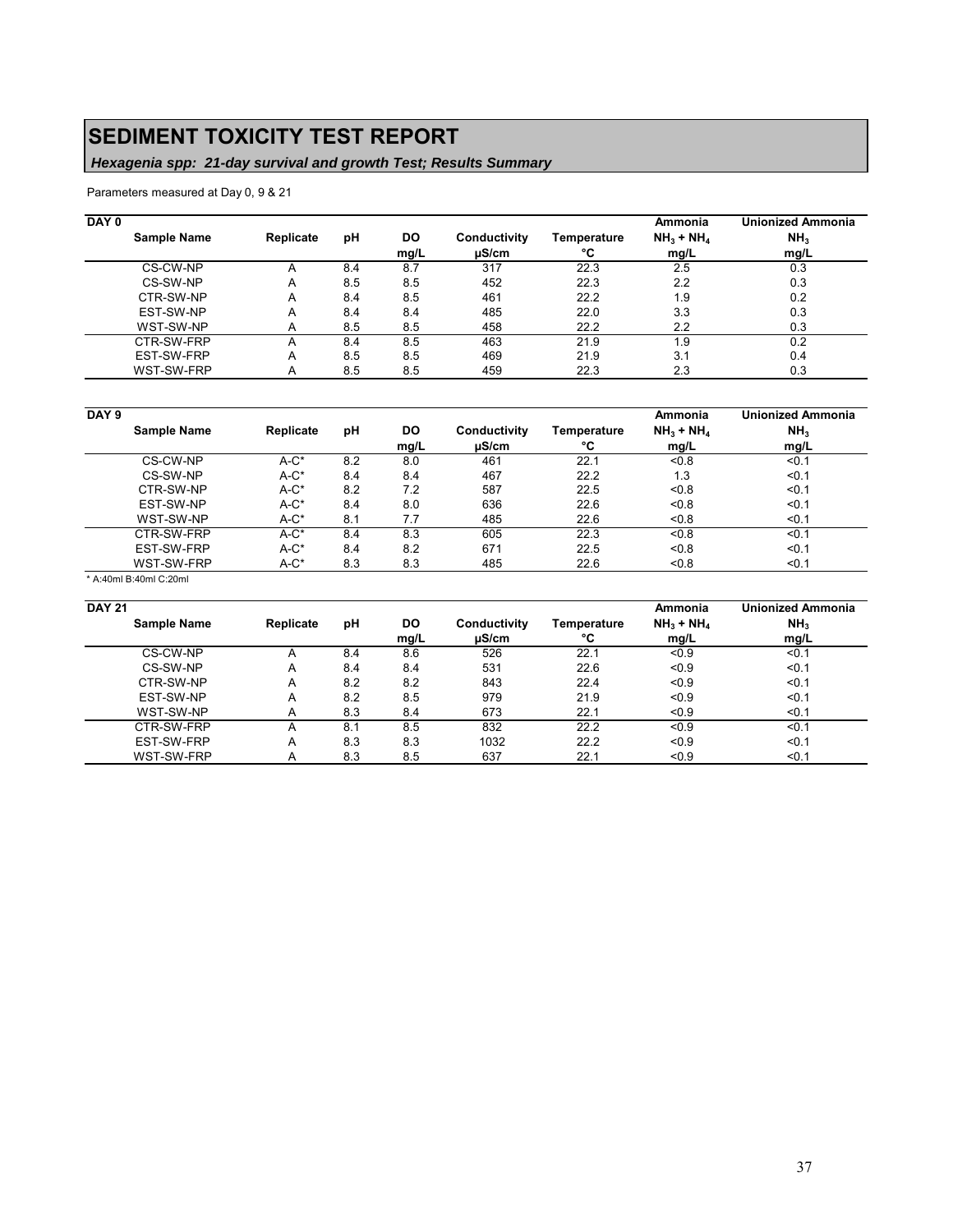# SEDIMENT TOXICITY TEST REPORT

***Hexagenia spp: 21-day survival and growth Test; Results Summary***

Parameters measured at Day 0, 9 & 21

**DAY 0**

| Sample Name | Replicate | pH | DO mg/L | Conductivity µS/cm | Temperature °C | Ammonia $NH_3 + NH_4$ mg/L | Unionized Ammonia $NH_3$ mg/L |
|---|---|---|---|---|---|---|---|
| CS-CW-NP | A | 8.4 | 8.7 | 317 | 22.3 | 2.5 | 0.3 |
| CS-SW-NP | A | 8.5 | 8.5 | 452 | 22.3 | 2.2 | 0.3 |
| CTR-SW-NP | A | 8.4 | 8.5 | 461 | 22.2 | 1.9 | 0.2 |
| EST-SW-NP | A | 8.4 | 8.4 | 485 | 22.0 | 3.3 | 0.3 |
| WST-SW-NP | A | 8.5 | 8.5 | 458 | 22.2 | 2.2 | 0.3 |
| CTR-SW-FRP | A | 8.4 | 8.5 | 463 | 21.9 | 1.9 | 0.2 |
| EST-SW-FRP | A | 8.5 | 8.5 | 469 | 21.9 | 3.1 | 0.4 |
| WST-SW-FRP | A | 8.5 | 8.5 | 459 | 22.3 | 2.3 | 0.3 |

**DAY 9**

| Sample Name | Replicate | pH | DO mg/L | Conductivity µS/cm | Temperature °C | Ammonia $NH_3 + NH_4$ mg/L | Unionized Ammonia $NH_3$ mg/L |
|---|---|---|---|---|---|---|---|
| CS-CW-NP | A-C* | 8.2 | 8.0 | 461 | 22.1 | <0.8 | <0.1 |
| CS-SW-NP | A-C* | 8.4 | 8.4 | 467 | 22.2 | 1.3 | <0.1 |
| CTR-SW-NP | A-C* | 8.2 | 7.2 | 587 | 22.5 | <0.8 | <0.1 |
| EST-SW-NP | A-C* | 8.4 | 8.0 | 636 | 22.6 | <0.8 | <0.1 |
| WST-SW-NP | A-C* | 8.1 | 7.7 | 485 | 22.6 | <0.8 | <0.1 |
| CTR-SW-FRP | A-C* | 8.4 | 8.3 | 605 | 22.3 | <0.8 | <0.1 |
| EST-SW-FRP | A-C* | 8.4 | 8.2 | 671 | 22.5 | <0.8 | <0.1 |
| WST-SW-FRP | A-C* | 8.3 | 8.3 | 485 | 22.6 | <0.8 | <0.1 |

* A:40ml B:40ml C:20ml

**DAY 21**

| Sample Name | Replicate | pH | DO mg/L | Conductivity µS/cm | Temperature °C | Ammonia $NH_3 + NH_4$ mg/L | Unionized Ammonia $NH_3$ mg/L |
|---|---|---|---|---|---|---|---|
| CS-CW-NP | A | 8.4 | 8.6 | 526 | 22.1 | <0.9 | <0.1 |
| CS-SW-NP | A | 8.4 | 8.4 | 531 | 22.6 | <0.9 | <0.1 |
| CTR-SW-NP | A | 8.2 | 8.2 | 843 | 22.4 | <0.9 | <0.1 |
| EST-SW-NP | A | 8.2 | 8.5 | 979 | 21.9 | <0.9 | <0.1 |
| WST-SW-NP | A | 8.3 | 8.4 | 673 | 22.1 | <0.9 | <0.1 |
| CTR-SW-FRP | A | 8.1 | 8.5 | 832 | 22.2 | <0.9 | <0.1 |
| EST-SW-FRP | A | 8.3 | 8.3 | 1032 | 22.2 | <0.9 | <0.1 |
| WST-SW-FRP | A | 8.3 | 8.5 | 637 | 22.1 | <0.9 | <0.1 |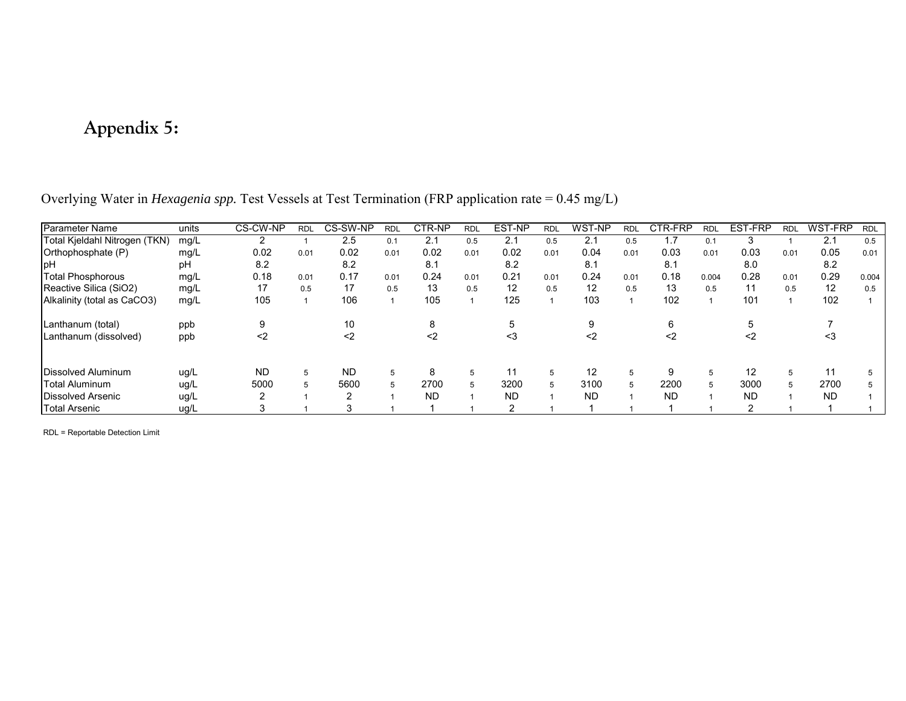## Appendix 5:

Overlying Water in *Hexagenia spp.* Test Vessels at Test Termination (FRP application rate = 0.45 mg/L)

| Parameter Name | units | CS-CW-NP | RDL | CS-SW-NP | RDL | CTR-NP | RDL | EST-NP | RDL | WST-NP | RDL | CTR-FRP | RDL | EST-FRP | RDL | WST-FRP | RDL |
|---|---|---|---|---|---|---|---|---|---|---|---|---|---|---|---|---|---|
| Total Kjeldahl Nitrogen (TKN) | mg/L | 2 | 1 | 2.5 | 0.1 | 2.1 | 0.5 | 2.1 | 0.5 | 2.1 | 0.5 | 1.7 | 0.1 | 3 | 1 | 2.1 | 0.5 |
| Orthophosphate (P) | mg/L | 0.02 | 0.01 | 0.02 | 0.01 | 0.02 | 0.01 | 0.02 | 0.01 | 0.04 | 0.01 | 0.03 | 0.01 | 0.03 | 0.01 | 0.05 | 0.01 |
| pH | pH | 8.2 | | 8.2 | | 8.1 | | 8.2 | | 8.1 | | 8.1 | | 8.0 | | 8.2 | |
| Total Phosphorous | mg/L | 0.18 | 0.01 | 0.17 | 0.01 | 0.24 | 0.01 | 0.21 | 0.01 | 0.24 | 0.01 | 0.18 | 0.004 | 0.28 | 0.01 | 0.29 | 0.004 |
| Reactive Silica ($SiO_2$) | mg/L | 17 | 0.5 | 17 | 0.5 | 13 | 0.5 | 12 | 0.5 | 12 | 0.5 | 13 | 0.5 | 11 | 0.5 | 12 | 0.5 |
| Alkalinity (total as $CaCO_3$) | mg/L | 105 | 1 | 106 | 1 | 105 | 1 | 125 | 1 | 103 | 1 | 102 | 1 | 101 | 1 | 102 | 1 |
| Lanthanum (total) | ppb | 9 | | 10 | | 8 | | 5 | | 9 | | 6 | | 5 | | 7 | |
| Lanthanum (dissolved) | ppb | <2 | | <2 | | <2 | | <3 | | <2 | | <2 | | <2 | | <3 | |
| Dissolved Aluminum | ug/L | ND | 5 | ND | 5 | 8 | 5 | 11 | 5 | 12 | 5 | 9 | 5 | 12 | 5 | 11 | 5 |
| Total Aluminum | ug/L | 5000 | 5 | 5600 | 5 | 2700 | 5 | 3200 | 5 | 3100 | 5 | 2200 | 5 | 3000 | 5 | 2700 | 5 |
| Dissolved Arsenic | ug/L | 2 | 1 | 2 | 1 | ND | 1 | ND | 1 | ND | 1 | ND | 1 | ND | 1 | ND | 1 |
| Total Arsenic | ug/L | 3 | 1 | 3 | 1 | 1 | 1 | 2 | 1 | 1 | 1 | 1 | 1 | 2 | 1 | 1 | 1 |

RDL = Reportable Detection Limit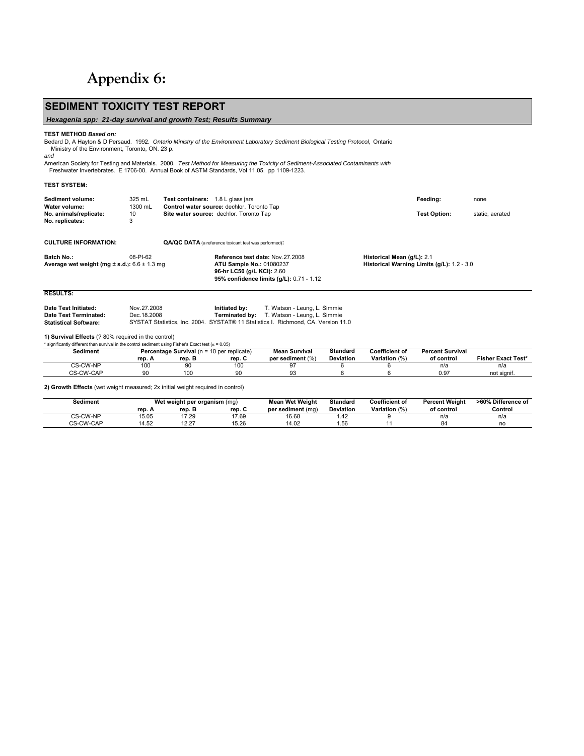# Appendix 6:

## SEDIMENT TOXICITY TEST REPORT

***Hexagenia spp:  21-day survival and growth Test; Results Summary***

**TEST METHOD** ***Based on:***

Bedard D, A Hayton & D Persaud.  1992.  *Ontario Ministry of the Environment Laboratory Sediment Biological Testing Protocol,* Ontario Ministry of the Environment, Toronto, ON. 23 p.

*and*

American Society for Testing and Materials.  2000.  *Test Method for Measuring the Toxicity of Sediment-Associated Contaminants with Freshwater Invertebrates.*  E 1706-00.  Annual Book of ASTM Standards, Vol 11.05.  pp 1109-1223.

**TEST SYSTEM:**

**Sediment volume:** 325 mL  
**Water volume:** 1300 mL  
**No. animals/replicate:** 10  
**No. replicates:** 3

**Test containers:** 1.8 L glass jars  
**Control water source:** dechlor. Toronto Tap  
**Site water source:** dechlor. Toronto Tap

**Feeding:** none  
**Test Option:** static, aerated

**CULTURE INFORMATION:**

**Batch No.:** 08-PI-62  
**Average wet weight (mg ± s.d.):** 6.6 ± 1.3 mg

**QA/QC DATA** (a reference toxicant test was performed)**:**

**Reference test date:** Nov.27.2008  
**ATU Sample No.:** 01080237  
**96-hr LC50 (g/L KCl):** 2.60  
**95% confidence limits (g/L):** 0.71 - 1.12

**Historical Mean (g/L):** 2.1  
**Historical Warning Limits (g/L):** 1.2 - 3.0

**RESULTS:**

**Date Test Initiated:** Nov.27.2008  
**Date Test Terminated:** Dec.18.2008  
**Statistical Software:** SYSTAT Statistics, Inc. 2004.  SYSTAT® 11 Statistics I.  Richmond, CA. Version 11.0

**Initiated by:** T. Watson - Leung, L. Simmie  
**Terminated by:** T. Watson - Leung, L. Simmie

**1) Survival Effects** (? 80% required in the control)

\* significantly different than survival in the control sediment using Fisher's Exact test ($\alpha$ = 0.05)

| Sediment | Percentage Survival (n = 10 per replicate) | | | Mean Survival | Standard | Coefficient of | Percent Survival | |
|---|---|---|---|---|---|---|---|---|
| | rep. A | rep. B | rep. C | per sediment (%) | Deviation | Variation (%) | of control | Fisher Exact Test* |
| CS-CW-NP | 100 | 90 | 100 | 97 | 6 | 6 | n/a | n/a |
| CS-CW-CAP | 90 | 100 | 90 | 93 | 6 | 6 | 0.97 | not signif. |

**2) Growth Effects** (wet weight measured; 2x initial weight required in control)

| Sediment | Wet weight per organism (mg) | | | Mean Wet Weight | Standard | Coefficient of | Percent Weight | >60% Difference of |
|---|---|---|---|---|---|---|---|---|
| | rep. A | rep. B | rep. C | per sediment (mg) | Deviation | Variation (%) | of control | Control |
| CS-CW-NP | 15.05 | 17.29 | 17.69 | 16.68 | 1.42 | 9 | n/a | n/a |
| CS-CW-CAP | 14.52 | 12.27 | 15.26 | 14.02 | 1.56 | 11 | 84 | no |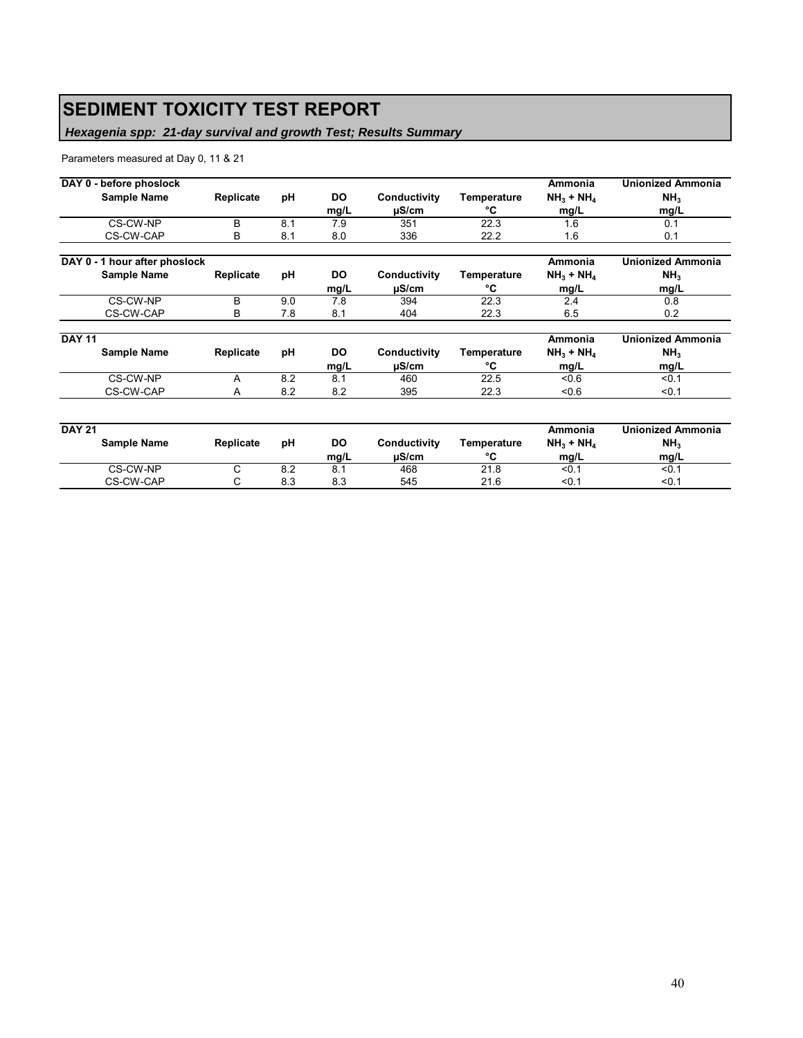# SEDIMENT TOXICITY TEST REPORT

***Hexagenia spp:* 21-day survival and growth Test; Results Summary**

Parameters measured at Day 0, 11 & 21

**DAY 0 - before phoslock**

| Sample Name | Replicate | pH | DO mg/L | Conductivity µS/cm | Temperature °C | Ammonia $NH_3 + NH_4$ mg/L | Unionized Ammonia $NH_3$ mg/L |
|---|---|---|---|---|---|---|---|
| CS-CW-NP | B | 8.1 | 7.9 | 351 | 22.3 | 1.6 | 0.1 |
| CS-CW-CAP | B | 8.1 | 8.0 | 336 | 22.2 | 1.6 | 0.1 |

**DAY 0 - 1 hour after phoslock**

| Sample Name | Replicate | pH | DO mg/L | Conductivity µS/cm | Temperature °C | Ammonia $NH_3 + NH_4$ mg/L | Unionized Ammonia $NH_3$ mg/L |
|---|---|---|---|---|---|---|---|
| CS-CW-NP | B | 9.0 | 7.8 | 394 | 22.3 | 2.4 | 0.8 |
| CS-CW-CAP | B | 7.8 | 8.1 | 404 | 22.3 | 6.5 | 0.2 |

**DAY 11**

| Sample Name | Replicate | pH | DO mg/L | Conductivity µS/cm | Temperature °C | Ammonia $NH_3 + NH_4$ mg/L | Unionized Ammonia $NH_3$ mg/L |
|---|---|---|---|---|---|---|---|
| CS-CW-NP | A | 8.2 | 8.1 | 460 | 22.5 | <0.6 | <0.1 |
| CS-CW-CAP | A | 8.2 | 8.2 | 395 | 22.3 | <0.6 | <0.1 |

**DAY 21**

| Sample Name | Replicate | pH | DO mg/L | Conductivity µS/cm | Temperature °C | Ammonia $NH_3 + NH_4$ mg/L | Unionized Ammonia $NH_3$ mg/L |
|---|---|---|---|---|---|---|---|
| CS-CW-NP | C | 8.2 | 8.1 | 468 | 21.8 | <0.1 | <0.1 |
| CS-CW-CAP | C | 8.3 | 8.3 | 545 | 21.6 | <0.1 | <0.1 |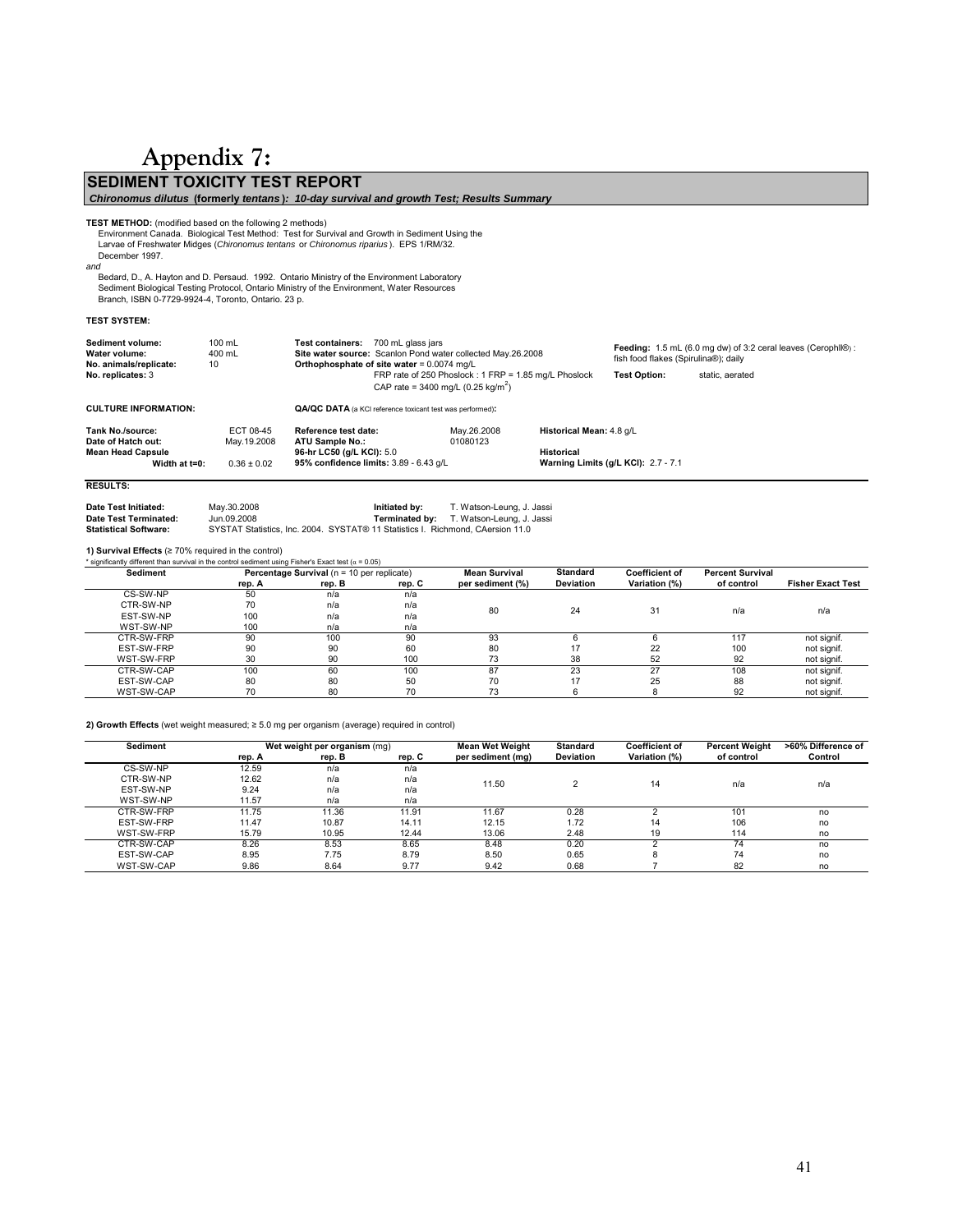# Appendix 7:

## SEDIMENT TOXICITY TEST REPORT

***Chironomus dilutus* (formerly *tentans*): 10-day survival and growth Test; Results Summary**

**TEST METHOD:** (modified based on the following 2 methods)
Environment Canada. Biological Test Method: Test for Survival and Growth in Sediment Using the Larvae of Freshwater Midges (*Chironomus tentans* or *Chironomus riparius*). EPS 1/RM/32. December 1997.

*and*

Bedard, D., A. Hayton and D. Persaud. 1992. Ontario Ministry of the Environment Laboratory Sediment Biological Testing Protocol, Ontario Ministry of the Environment, Water Resources Branch, ISBN 0-7729-9924-4, Toronto, Ontario. 23 p.

**TEST SYSTEM:**

**Sediment volume:** 100 mL
**Water volume:** 400 mL
**No. animals/replicate:** 10
**No. replicates:** 3

**Test containers:** 700 mL glass jars
**Site water source:** Scanlon Pond water collected May.26.2008
**Orthophosphate of site water** = 0.0074 mg/L
FRP rate of 250 Phoslock : 1 FRP = 1.85 mg/L Phoslock
CAP rate = 3400 mg/L (0.25 kg/m$^2$)

**Feeding:** 1.5 mL (6.0 mg dw) of 3:2 ceral leaves (Cerophll®) : fish food flakes (Spirulina®); daily
**Test Option:** static, aerated

**CULTURE INFORMATION:**

**Tank No./source:** ECT 08-45
**Date of Hatch out:** May.19.2008
**Mean Head Capsule Width at t=0:** 0.36 ± 0.02

**QA/QC DATA** (a KCl reference toxicant test was performed)**:**

**Reference test date:** May.26.2008
**ATU Sample No.:** 01080123
**96-hr LC50 (g/L KCl):** 5.0
**95% confidence limits:** 3.89 - 6.43 g/L
**Historical Mean:** 4.8 g/L
**Historical Warning Limits (g/L KCl):** 2.7 - 7.1

**RESULTS:**

**Date Test Initiated:** May.30.2008 — **Initiated by:** T. Watson-Leung, J. Jassi
**Date Test Terminated:** Jun.09.2008 — **Terminated by:** T. Watson-Leung, J. Jassi
**Statistical Software:** SYSTAT Statistics, Inc. 2004. SYSTAT® 11 Statistics I. Richmond, CAersion 11.0

**1) Survival Effects** (≥ 70% required in the control)
\* significantly different than survival in the control sediment using Fisher's Exact test (α = 0.05)

| Sediment | Percentage Survival (n = 10 per replicate) | | | Mean Survival | Standard | Coefficient of | Percent Survival | |
|---|---|---|---|---|---|---|---|---|
| | rep. A | rep. B | rep. C | per sediment (%) | Deviation | Variation (%) | of control | Fisher Exact Test |
| CS-SW-NP | 50 | n/a | n/a | | | | | |
| CTR-SW-NP | 70 | n/a | n/a | 80 | 24 | 31 | n/a | n/a |
| EST-SW-NP | 100 | n/a | n/a | | | | | |
| WST-SW-NP | 100 | n/a | n/a | | | | | |
| CTR-SW-FRP | 90 | 100 | 90 | 93 | 6 | 6 | 117 | not signif. |
| EST-SW-FRP | 90 | 90 | 60 | 80 | 17 | 22 | 100 | not signif. |
| WST-SW-FRP | 30 | 90 | 100 | 73 | 38 | 52 | 92 | not signif. |
| CTR-SW-CAP | 100 | 60 | 100 | 87 | 23 | 27 | 108 | not signif. |
| EST-SW-CAP | 80 | 80 | 50 | 70 | 17 | 25 | 88 | not signif. |
| WST-SW-CAP | 70 | 80 | 70 | 73 | 6 | 8 | 92 | not signif. |

**2) Growth Effects** (wet weight measured; ≥ 5.0 mg per organism (average) required in control)

| Sediment | Wet weight per organism (mg) | | | Mean Wet Weight | Standard | Coefficient of | Percent Weight | >60% Difference of |
|---|---|---|---|---|---|---|---|---|
| | rep. A | rep. B | rep. C | per sediment (mg) | Deviation | Variation (%) | of control | Control |
| CS-SW-NP | 12.59 | n/a | n/a | | | | | |
| CTR-SW-NP | 12.62 | n/a | n/a | 11.50 | 2 | 14 | n/a | n/a |
| EST-SW-NP | 9.24 | n/a | n/a | | | | | |
| WST-SW-NP | 11.57 | n/a | n/a | | | | | |
| CTR-SW-FRP | 11.75 | 11.36 | 11.91 | 11.67 | 0.28 | 2 | 101 | no |
| EST-SW-FRP | 11.47 | 10.87 | 14.11 | 12.15 | 1.72 | 14 | 106 | no |
| WST-SW-FRP | 15.79 | 10.95 | 12.44 | 13.06 | 2.48 | 19 | 114 | no |
| CTR-SW-CAP | 8.26 | 8.53 | 8.65 | 8.48 | 0.20 | 2 | 74 | no |
| EST-SW-CAP | 8.95 | 7.75 | 8.79 | 8.50 | 0.65 | 8 | 74 | no |
| WST-SW-CAP | 9.86 | 8.64 | 9.77 | 9.42 | 0.68 | 7 | 82 | no |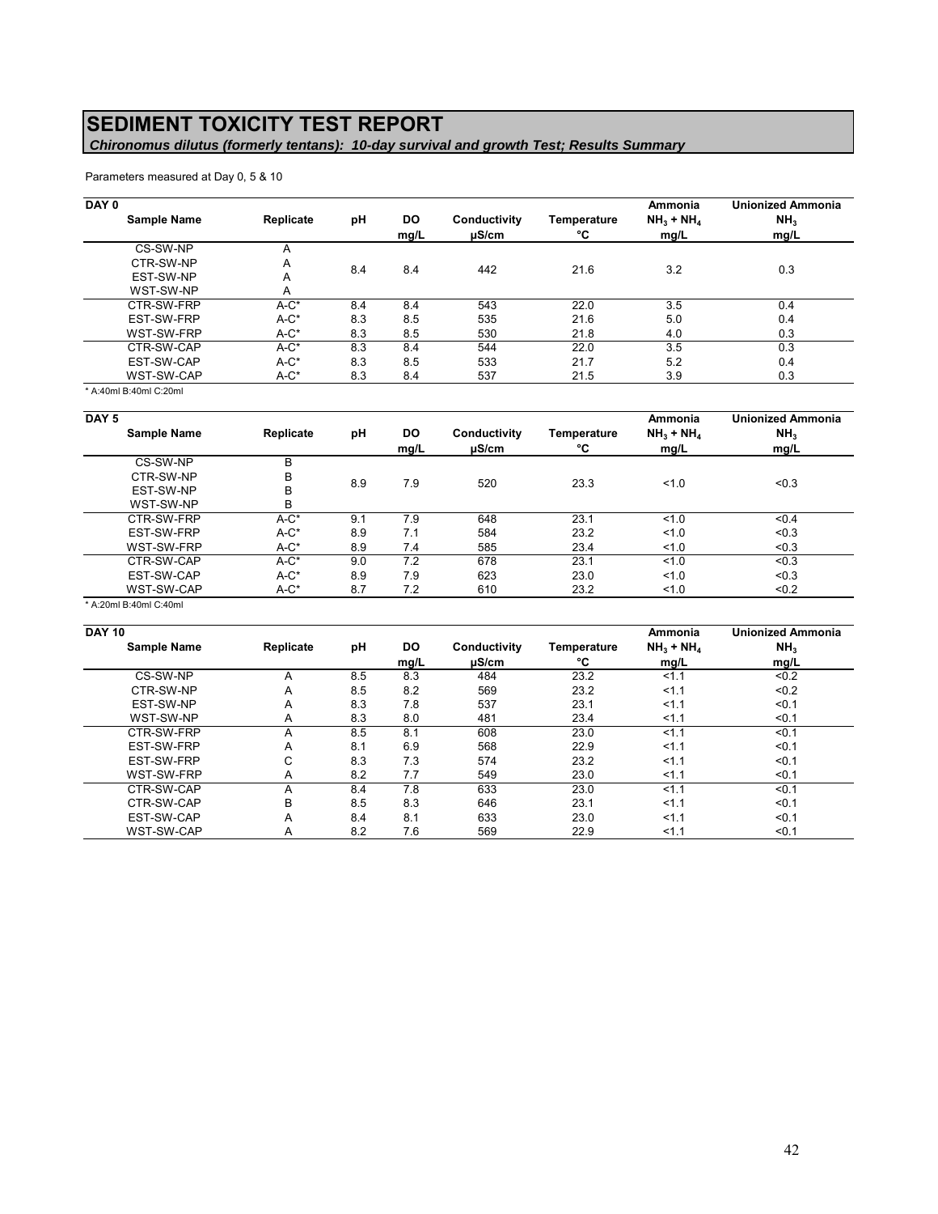# SEDIMENT TOXICITY TEST REPORT

***Chironomus dilutus (formerly tentans): 10-day survival and growth Test; Results Summary***

Parameters measured at Day 0, 5 & 10

**DAY 0**

| Sample Name | Replicate | pH | DO mg/L | Conductivity µS/cm | Temperature °C | Ammonia $NH_3 + NH_4$ mg/L | Unionized Ammonia $NH_3$ mg/L |
|---|---|---|---|---|---|---|---|
| CS-SW-NP | A | 8.4 | 8.4 | 442 | 21.6 | 3.2 | 0.3 |
| CTR-SW-NP | A | | | | | | |
| EST-SW-NP | A | | | | | | |
| WST-SW-NP | A | | | | | | |
| CTR-SW-FRP | A-C* | 8.4 | 8.4 | 543 | 22.0 | 3.5 | 0.4 |
| EST-SW-FRP | A-C* | 8.3 | 8.5 | 535 | 21.6 | 5.0 | 0.4 |
| WST-SW-FRP | A-C* | 8.3 | 8.5 | 530 | 21.8 | 4.0 | 0.3 |
| CTR-SW-CAP | A-C* | 8.3 | 8.4 | 544 | 22.0 | 3.5 | 0.3 |
| EST-SW-CAP | A-C* | 8.3 | 8.5 | 533 | 21.7 | 5.2 | 0.4 |
| WST-SW-CAP | A-C* | 8.3 | 8.4 | 537 | 21.5 | 3.9 | 0.3 |

\* A:40ml B:40ml C:20ml

**DAY 5**

| Sample Name | Replicate | pH | DO mg/L | Conductivity µS/cm | Temperature °C | Ammonia $NH_3 + NH_4$ mg/L | Unionized Ammonia $NH_3$ mg/L |
|---|---|---|---|---|---|---|---|
| CS-SW-NP | B | 8.9 | 7.9 | 520 | 23.3 | <1.0 | <0.3 |
| CTR-SW-NP | B | | | | | | |
| EST-SW-NP | B | | | | | | |
| WST-SW-NP | B | | | | | | |
| CTR-SW-FRP | A-C* | 9.1 | 7.9 | 648 | 23.1 | <1.0 | <0.4 |
| EST-SW-FRP | A-C* | 8.9 | 7.1 | 584 | 23.2 | <1.0 | <0.3 |
| WST-SW-FRP | A-C* | 8.9 | 7.4 | 585 | 23.4 | <1.0 | <0.3 |
| CTR-SW-CAP | A-C* | 9.0 | 7.2 | 678 | 23.1 | <1.0 | <0.3 |
| EST-SW-CAP | A-C* | 8.9 | 7.9 | 623 | 23.0 | <1.0 | <0.3 |
| WST-SW-CAP | A-C* | 8.7 | 7.2 | 610 | 23.2 | <1.0 | <0.2 |

\* A:20ml B:40ml C:40ml

**DAY 10**

| Sample Name | Replicate | pH | DO mg/L | Conductivity µS/cm | Temperature °C | Ammonia $NH_3 + NH_4$ mg/L | Unionized Ammonia $NH_3$ mg/L |
|---|---|---|---|---|---|---|---|
| CS-SW-NP | A | 8.5 | 8.3 | 484 | 23.2 | <1.1 | <0.2 |
| CTR-SW-NP | A | 8.5 | 8.2 | 569 | 23.2 | <1.1 | <0.2 |
| EST-SW-NP | A | 8.3 | 7.8 | 537 | 23.1 | <1.1 | <0.1 |
| WST-SW-NP | A | 8.3 | 8.0 | 481 | 23.4 | <1.1 | <0.1 |
| CTR-SW-FRP | A | 8.5 | 8.1 | 608 | 23.0 | <1.1 | <0.1 |
| EST-SW-FRP | A | 8.1 | 6.9 | 568 | 22.9 | <1.1 | <0.1 |
| EST-SW-FRP | C | 8.3 | 7.3 | 574 | 23.2 | <1.1 | <0.1 |
| WST-SW-FRP | A | 8.2 | 7.7 | 549 | 23.0 | <1.1 | <0.1 |
| CTR-SW-CAP | A | 8.4 | 7.8 | 633 | 23.0 | <1.1 | <0.1 |
| CTR-SW-CAP | B | 8.5 | 8.3 | 646 | 23.1 | <1.1 | <0.1 |
| EST-SW-CAP | A | 8.4 | 8.1 | 633 | 23.0 | <1.1 | <0.1 |
| WST-SW-CAP | A | 8.2 | 7.6 | 569 | 22.9 | <1.1 | <0.1 |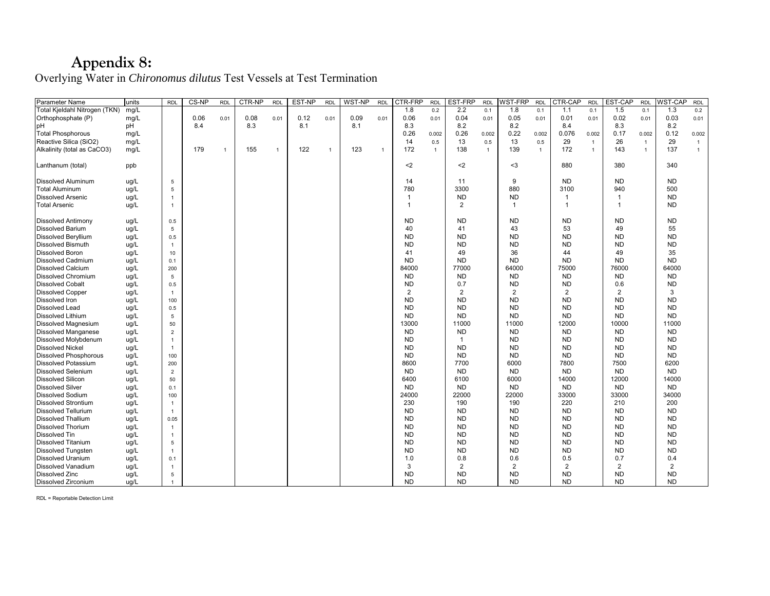# Appendix 8:

Overlying Water in *Chironomus dilutus* Test Vessels at Test Termination

| Parameter Name | units | RDL | CS-NP | RDL | CTR-NP | RDL | EST-NP | RDL | WST-NP | RDL | CTR-FRP | RDL | EST-FRP | RDL | WST-FRP | RDL | CTR-CAP | RDL | EST-CAP | RDL | WST-CAP | RDL |
|---|---|---|---|---|---|---|---|---|---|---|---|---|---|---|---|---|---|---|---|---|---|---|
| Total Kjeldahl Nitrogen (TKN) | mg/L | | | | | | | | | | 1.8 | 0.2 | 2.2 | 0.1 | 1.8 | 0.1 | 1.1 | 0.1 | 1.5 | 0.1 | 1.3 | 0.2 |
| Orthophosphate (P) | mg/L | | 0.06 | 0.01 | 0.08 | 0.01 | 0.12 | 0.01 | 0.09 | 0.01 | 0.06 | 0.01 | 0.04 | 0.01 | 0.05 | 0.01 | 0.01 | 0.01 | 0.02 | 0.01 | 0.03 | 0.01 |
| pH | pH | | 8.4 | | 8.3 | | 8.1 | | 8.1 | | 8.3 | | 8.2 | | 8.2 | | 8.4 | | 8.3 | | 8.2 | |
| Total Phosphorous | mg/L | | | | | | | | | | 0.26 | 0.002 | 0.26 | 0.002 | 0.22 | 0.002 | 0.076 | 0.002 | 0.17 | 0.002 | 0.12 | 0.002 |
| Reactive Silica (SiO2) | mg/L | | | | | | | | | | 14 | 0.5 | 13 | 0.5 | 13 | 0.5 | 29 | 1 | 26 | 1 | 29 | 1 |
| Alkalinity (total as CaCO3) | mg/L | | 179 | 1 | 155 | 1 | 122 | 1 | 123 | 1 | 172 | 1 | 138 | 1 | 139 | 1 | 172 | 1 | 143 | 1 | 137 | 1 |
| Lanthanum (total) | ppb | | | | | | | | | | <2 | | <2 | | <3 | | 880 | | 380 | | 340 | |
| Dissolved Aluminum | ug/L | 5 | | | | | | | | | 14 | | 11 | | 9 | | ND | | ND | | ND | |
| Total Aluminum | ug/L | 5 | | | | | | | | | 780 | | 3300 | | 880 | | 3100 | | 940 | | 500 | |
| Dissolved Arsenic | ug/L | 1 | | | | | | | | | 1 | | ND | | ND | | 1 | | 1 | | ND | |
| Total Arsenic | ug/L | 1 | | | | | | | | | 1 | | 2 | | 1 | | 1 | | 1 | | ND | |
| Dissolved Antimony | ug/L | 0.5 | | | | | | | | | ND | | ND | | ND | | ND | | ND | | ND | |
| Dissolved Barium | ug/L | 5 | | | | | | | | | 40 | | 41 | | 43 | | 53 | | 49 | | 55 | |
| Dissolved Beryllium | ug/L | 0.5 | | | | | | | | | ND | | ND | | ND | | ND | | ND | | ND | |
| Dissolved Bismuth | ug/L | 1 | | | | | | | | | ND | | ND | | ND | | ND | | ND | | ND | |
| Dissolved Boron | ug/L | 10 | | | | | | | | | 41 | | 49 | | 36 | | 44 | | 49 | | 35 | |
| Dissolved Cadmium | ug/L | 0.1 | | | | | | | | | ND | | ND | | ND | | ND | | ND | | ND | |
| Dissolved Calcium | ug/L | 200 | | | | | | | | | 84000 | | 77000 | | 64000 | | 75000 | | 76000 | | 64000 | |
| Dissolved Chromium | ug/L | 5 | | | | | | | | | ND | | ND | | ND | | ND | | ND | | ND | |
| Dissolved Cobalt | ug/L | 0.5 | | | | | | | | | ND | | 0.7 | | ND | | ND | | 0.6 | | ND | |
| Dissolved Copper | ug/L | 1 | | | | | | | | | 2 | | 2 | | 2 | | 2 | | 2 | | 3 | |
| Dissolved Iron | ug/L | 100 | | | | | | | | | ND | | ND | | ND | | ND | | ND | | ND | |
| Dissolved Lead | ug/L | 0.5 | | | | | | | | | ND | | ND | | ND | | ND | | ND | | ND | |
| Dissolved Lithium | ug/L | 5 | | | | | | | | | ND | | ND | | ND | | ND | | ND | | ND | |
| Dissolved Magnesium | ug/L | 50 | | | | | | | | | 13000 | | 11000 | | 11000 | | 12000 | | 10000 | | 11000 | |
| Dissolved Manganese | ug/L | 2 | | | | | | | | | ND | | ND | | ND | | ND | | ND | | ND | |
| Dissolved Molybdenum | ug/L | 1 | | | | | | | | | ND | | 1 | | ND | | ND | | ND | | ND | |
| Dissolved Nickel | ug/L | 1 | | | | | | | | | ND | | ND | | ND | | ND | | ND | | ND | |
| Dissolved Phosphorous | ug/L | 100 | | | | | | | | | ND | | ND | | ND | | ND | | ND | | ND | |
| Dissolved Potassium | ug/L | 200 | | | | | | | | | 8600 | | 7700 | | 6000 | | 7800 | | 7500 | | 6200 | |
| Dissolved Selenium | ug/L | 2 | | | | | | | | | ND | | ND | | ND | | ND | | ND | | ND | |
| Dissolved Silicon | ug/L | 50 | | | | | | | | | 6400 | | 6100 | | 6000 | | 14000 | | 12000 | | 14000 | |
| Dissolved Silver | ug/L | 0.1 | | | | | | | | | ND | | ND | | ND | | ND | | ND | | ND | |
| Dissolved Sodium | ug/L | 100 | | | | | | | | | 24000 | | 22000 | | 22000 | | 33000 | | 33000 | | 34000 | |
| Dissolved Strontium | ug/L | 1 | | | | | | | | | 230 | | 190 | | 190 | | 220 | | 210 | | 200 | |
| Dissolved Tellurium | ug/L | 1 | | | | | | | | | ND | | ND | | ND | | ND | | ND | | ND | |
| Dissolved Thallium | ug/L | 0.05 | | | | | | | | | ND | | ND | | ND | | ND | | ND | | ND | |
| Dissolved Thorium | ug/L | 1 | | | | | | | | | ND | | ND | | ND | | ND | | ND | | ND | |
| Dissolved Tin | ug/L | 1 | | | | | | | | | ND | | ND | | ND | | ND | | ND | | ND | |
| Dissolved Titanium | ug/L | 5 | | | | | | | | | ND | | ND | | ND | | ND | | ND | | ND | |
| Dissolved Tungsten | ug/L | 1 | | | | | | | | | ND | | ND | | ND | | ND | | ND | | ND | |
| Dissolved Uranium | ug/L | 0.1 | | | | | | | | | 1.0 | | 0.8 | | 0.6 | | 0.5 | | 0.7 | | 0.4 | |
| Dissolved Vanadium | ug/L | 1 | | | | | | | | | 3 | | 2 | | 2 | | 2 | | 2 | | 2 | |
| Dissolved Zinc | ug/L | 5 | | | | | | | | | ND | | ND | | ND | | ND | | ND | | ND | |
| Dissolved Zirconium | ug/L | 1 | | | | | | | | | ND | | ND | | ND | | ND | | ND | | ND | |

RDL = Reportable Detection Limit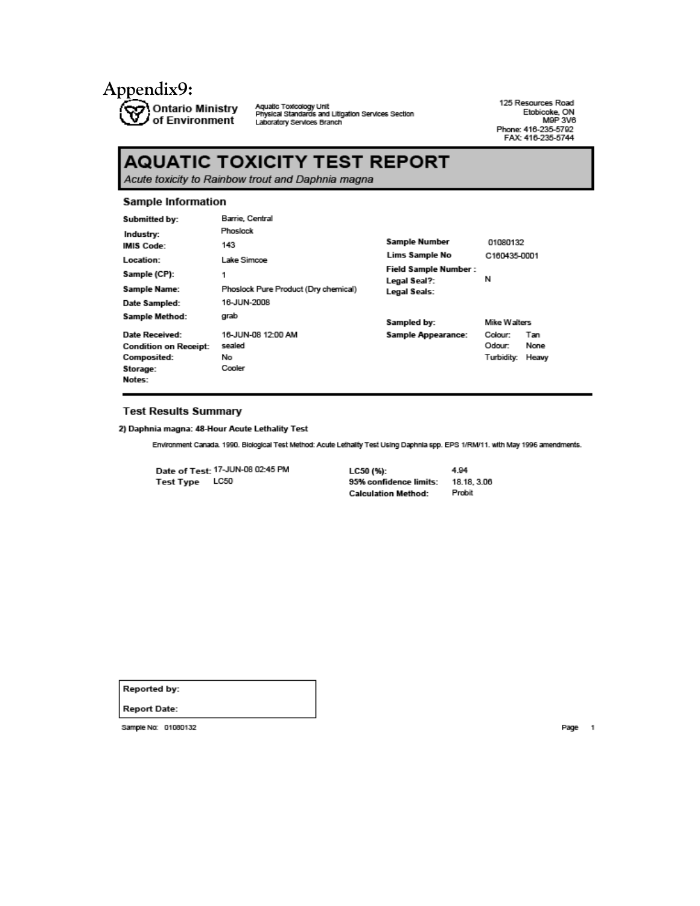# Appendix9:

**Ontario Ministry of Environment**

Aquatic Toxicology Unit
Physical Standards and Litigation Services Section
Laboratory Services Branch

125 Resources Road
Etobicoke, ON
M9P 3V6
Phone: 416-235-5792
FAX: 416-235-5744

## AQUATIC TOXICITY TEST REPORT

*Acute toxicity to Rainbow trout and Daphnia magna*

### Sample Information

| | | | |
|---|---|---|---|
| **Submitted by:** | Barrie, Central | | |
| **Industry:** | Phoslock | | |
| **IMIS Code:** | 143 | **Sample Number** | 01080132 |
| **Location:** | Lake Simcoe | **Lims Sample No** | C160435-0001 |
| **Sample (CP):** | 1 | **Field Sample Number :** | |
| **Sample Name:** | Phoslock Pure Product (Dry chemical) | **Legal Seal?:** | N |
| **Date Sampled:** | 16-JUN-2008 | **Legal Seals:** | |
| **Sample Method:** | grab | **Sampled by:** | Mike Walters |
| **Date Received:** | 16-JUN-08 12:00 AM | **Sample Appearance:** | Colour: Tan |
| **Condition on Receipt:** | sealed | | Odour: None |
| **Composited:** | No | | Turbidity: Heavy |
| **Storage:** | Cooler | | |
| **Notes:** | | | |

### Test Results Summary

**2) Daphnia magna: 48-Hour Acute Lethality Test**

Environment Canada. 1990. Biological Test Method: Acute Lethality Test Using Daphnia spp. EPS 1/RM/11. with May 1996 amendments.

| | | | |
|---|---|---|---|
| **Date of Test:** | 17-JUN-08 02:45 PM | **LC50 (%):** | 4.94 |
| **Test Type** | LC50 | **95% confidence limits:** | 18.18, 3.06 |
| | | **Calculation Method:** | Probit |

| |
|---|
| **Reported by:** |
| **Report Date:** |

Sample No: 01080132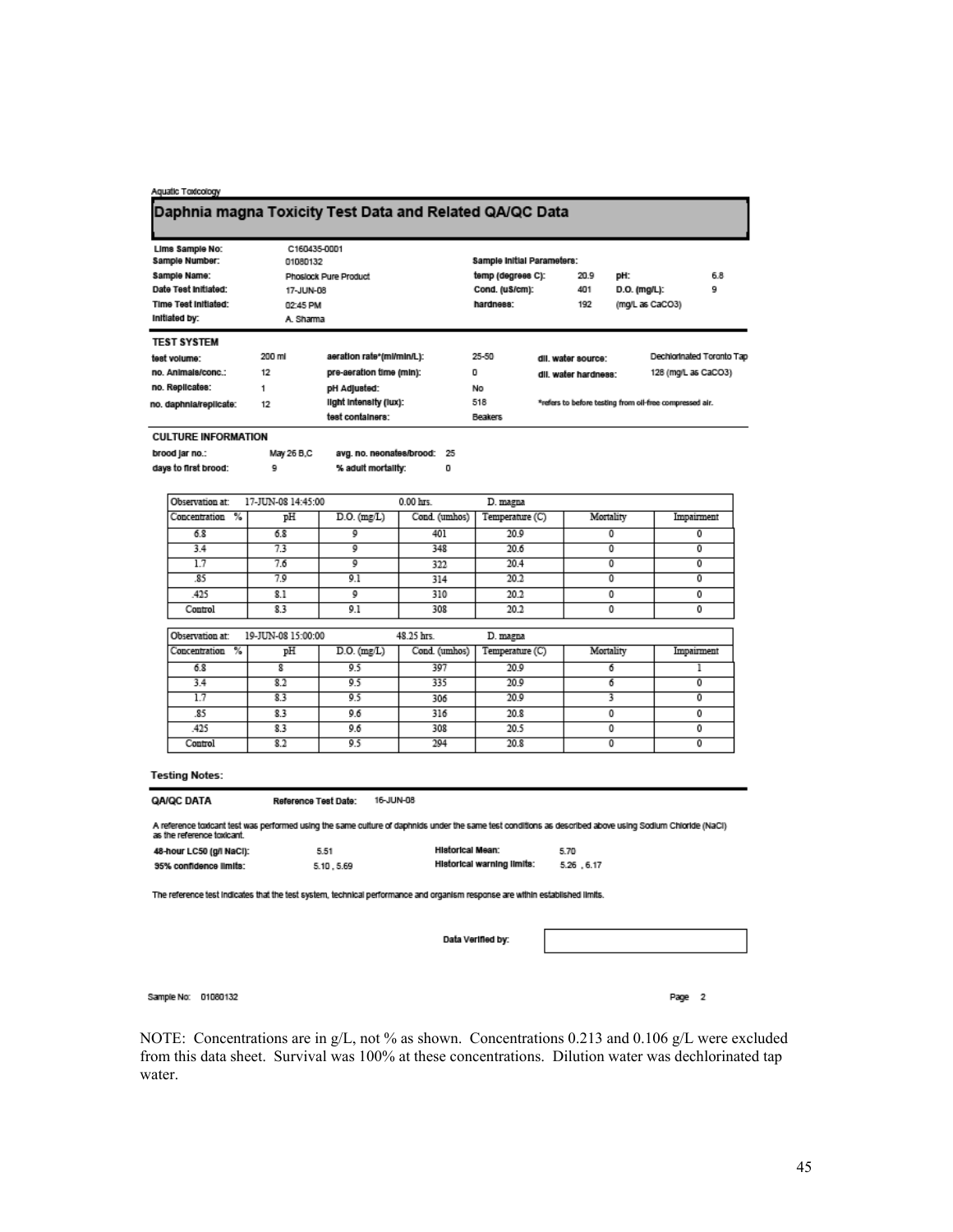Aquatic Toxicology

# Daphnia magna Toxicity Test Data and Related QA/QC Data

| | | | | | | |
|---|---|---|---|---|---|---|
| **Lims Sample No:** | C160435-0001 | | | | | |
| **Sample Number:** | 01080132 | **Sample Initial Parameters:** | | | | |
| **Sample Name:** | Phoslock Pure Product | **temp (degrees C):** | 20.9 | **pH:** | 6.8 | |
| **Date Test Initiated:** | 17-JUN-08 | **Cond. (uS/cm):** | 401 | **D.O. (mg/L):** | 9 | |
| **Time Test Initiated:** | 02:45 PM | **hardness:** | 192 | (mg/L as CaCO3) | | |
| **Initiated by:** | A. Sharma | | | | | |

**TEST SYSTEM**

| | | | | | |
|---|---|---|---|---|---|
| **test volume:** | 200 ml | **aeration rate\*(ml/min/L):** | 25-50 | **dil. water source:** | Dechlorinated Toronto Tap |
| **no. Animals/conc.:** | 12 | **pre-aeration time (min):** | 0 | **dil. water hardness:** | 128 (mg/L as CaCO3) |
| **no. Replicates:** | 1 | **pH Adjusted:** | No | | |
| **no. daphnia/replicate:** | 12 | **light intensity (lux):** | 518 | \*refers to before testing from oil-free compressed air. | |
| | | **test containers:** | Beakers | | |

**CULTURE INFORMATION**

| | | | |
|---|---|---|---|
| **brood jar no.:** | May 26 B,C | **avg. no. neonates/brood:** | 25 |
| **days to first brood:** | 9 | **% adult mortality:** | 0 |

| Observation at: | 17-JUN-08 14:45:00 | | 0.00 hrs. | D. magna | | |
|---|---|---|---|---|---|---|
| Concentration % | pH | D.O. (mg/L) | Cond. (umhos) | Temperature (C) | Mortality | Impairment |
| 6.8 | 6.8 | 9 | 401 | 20.9 | 0 | 0 |
| 3.4 | 7.3 | 9 | 348 | 20.6 | 0 | 0 |
| 1.7 | 7.6 | 9 | 322 | 20.4 | 0 | 0 |
| .85 | 7.9 | 9.1 | 314 | 20.2 | 0 | 0 |
| .425 | 8.1 | 9 | 310 | 20.2 | 0 | 0 |
| Control | 8.3 | 9.1 | 308 | 20.2 | 0 | 0 |

| Observation at: | 19-JUN-08 15:00:00 | | 48.25 hrs. | D. magna | | |
|---|---|---|---|---|---|---|
| Concentration % | pH | D.O. (mg/L) | Cond. (umhos) | Temperature (C) | Mortality | Impairment |
| 6.8 | 8 | 9.5 | 397 | 20.9 | 6 | 1 |
| 3.4 | 8.2 | 9.5 | 335 | 20.9 | 6 | 0 |
| 1.7 | 8.3 | 9.5 | 306 | 20.9 | 3 | 0 |
| .85 | 8.3 | 9.6 | 316 | 20.8 | 0 | 0 |
| .425 | 8.3 | 9.6 | 308 | 20.5 | 0 | 0 |
| Control | 8.2 | 9.5 | 294 | 20.8 | 0 | 0 |

**Testing Notes:**

**QA/QC DATA** **Reference Test Date:** 16-JUN-08

A reference toxicant test was performed using the same culture of daphnids under the same test conditions as described above using Sodium Chloride (NaCl) as the reference toxicant.

| | | | |
|---|---|---|---|
| **48-hour LC50 (g/l NaCl):** | 5.51 | **Historical Mean:** | 5.70 |
| **95% confidence limits:** | 5.10 , 5.69 | **Historical warning limits:** | 5.26 , 6.17 |

The reference test indicates that the test system, technical performance and organism response are within established limits.

Data Verified by:

Sample No: 01080132 Page 2

NOTE: Concentrations are in g/L, not % as shown. Concentrations 0.213 and 0.106 g/L were excluded from this data sheet. Survival was 100% at these concentrations. Dilution water was dechlorinated tap water.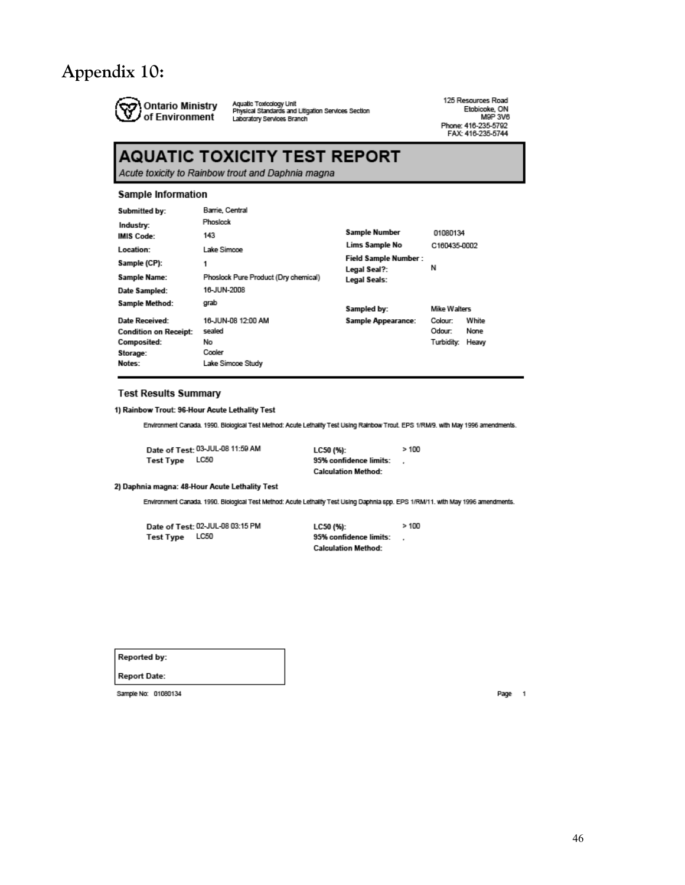# Appendix 10:

**Ontario Ministry of Environment**

Aquatic Toxicology Unit
Physical Standards and Litigation Services Section
Laboratory Services Branch

125 Resources Road
Etobicoke, ON
M9P 3V6
Phone: 416-235-5792
FAX: 416-235-5744

## AQUATIC TOXICITY TEST REPORT

*Acute toxicity to Rainbow trout and Daphnia magna*

### Sample Information

| | | | |
|---|---|---|---|
| **Submitted by:** | Barrie, Central | | |
| **Industry:** | Phoslock | | |
| **IMIS Code:** | 143 | **Sample Number** | 01080134 |
| **Location:** | Lake Simcoe | **Lims Sample No** | C160435-0002 |
| **Sample (CP):** | 1 | **Field Sample Number :** | |
| | | **Legal Seal?:** | N |
| **Sample Name:** | Phoslock Pure Product (Dry chemical) | **Legal Seals:** | |
| **Date Sampled:** | 16-JUN-2008 | | |
| **Sample Method:** | grab | **Sampled by:** | Mike Walters |
| **Date Received:** | 16-JUN-08 12:00 AM | **Sample Appearance:** | Colour: White |
| **Condition on Receipt:** | sealed | | Odour: None |
| **Composited:** | No | | Turbidity: Heavy |
| **Storage:** | Cooler | | |
| **Notes:** | Lake Simcoe Study | | |

### Test Results Summary

**1) Rainbow Trout: 96-Hour Acute Lethality Test**

Environment Canada. 1990. Biological Test Method: Acute Lethality Test Using Rainbow Trout. EPS 1/RM/9. with May 1996 amendments.

| | | | |
|---|---|---|---|
| **Date of Test:** | 03-JUL-08 11:59 AM | **LC50 (%):** | > 100 |
| **Test Type** | LC50 | **95% confidence limits:** | , |
| | | **Calculation Method:** | |

**2) Daphnia magna: 48-Hour Acute Lethality Test**

Environment Canada. 1990. Biological Test Method: Acute Lethality Test Using Daphnia spp. EPS 1/RM/11. with May 1996 amendments.

| | | | |
|---|---|---|---|
| **Date of Test:** | 02-JUL-08 03:15 PM | **LC50 (%):** | > 100 |
| **Test Type** | LC50 | **95% confidence limits:** | , |
| | | **Calculation Method:** | |

**Reported by:**

**Report Date:**

Sample No: 01080134

Page 1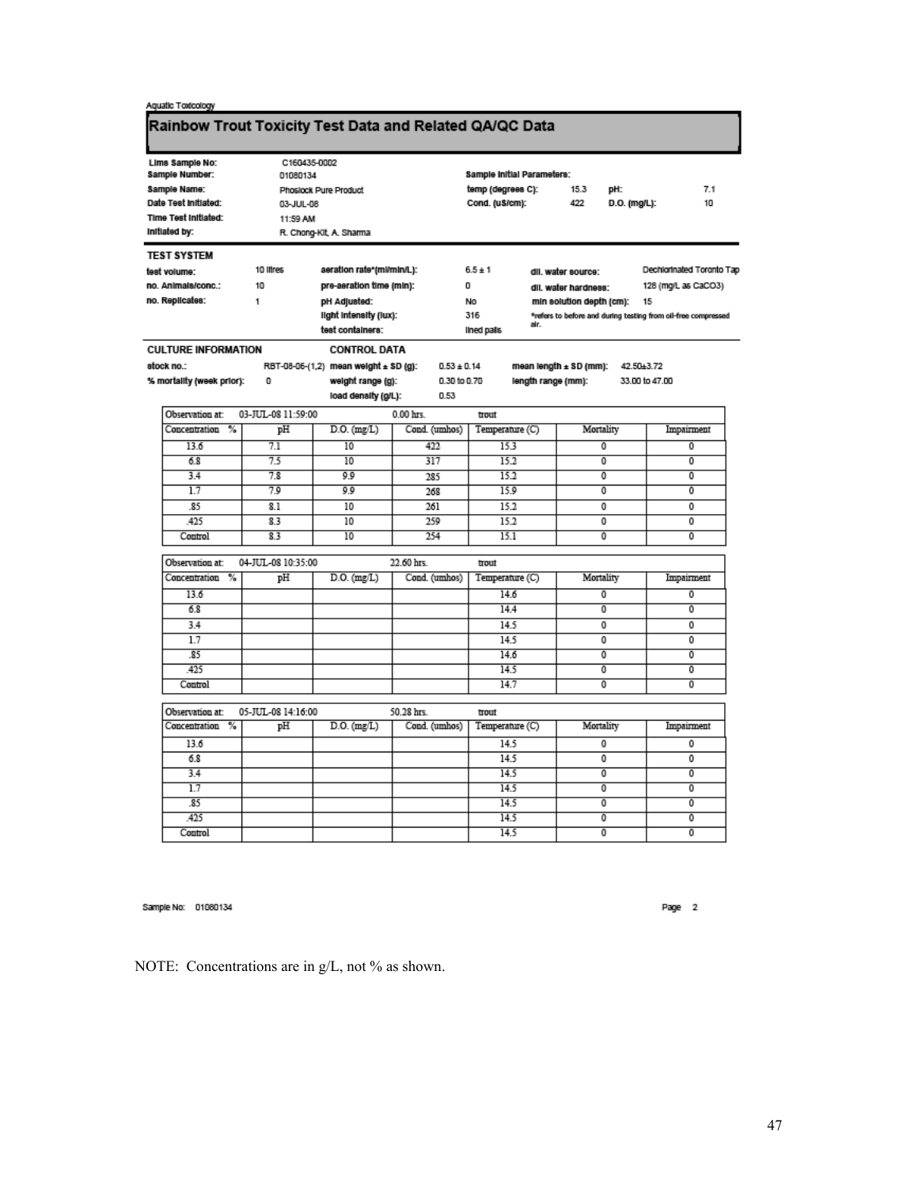Aquatic Toxicology

# Rainbow Trout Toxicity Test Data and Related QA/QC Data

**Lims Sample No:** C160435-0002
**Sample Number:** 01080134
**Sample Name:** Phoslock Pure Product
**Date Test Initiated:** 03-JUL-08
**Time Test Initiated:** 11:59 AM
**Initiated by:** R. Chong-Kit, A. Sharma

**Sample Initial Parameters:**
temp (degrees C): 15.3  pH: 7.1
Cond. (uS/cm): 422  D.O. (mg/L): 10

## TEST SYSTEM

| | | | | | |
|---|---|---|---|---|---|
| test volume: | 10 litres | aeration rate*(ml/min/L): | 6.5 ± 1 | dil. water source: | Dechlorinated Toronto Tap |
| no. Animals/conc.: | 10 | pre-aeration time (min): | 0 | dil. water hardness: | 128 (mg/L as CaCO3) |
| no. Replicates: | 1 | pH Adjusted: | No | min solution depth (cm): | 15 |
| | | light intensity (lux): | 316 | *refers to before and during testing from oil-free compressed air. | |
| | | test containers: | lined pails | | |

## CULTURE INFORMATION / CONTROL DATA

| | | | | | |
|---|---|---|---|---|---|
| stock no.: | RBT-08-06-(1,2) | mean weight ± SD (g): | 0.53 ± 0.14 | mean length ± SD (mm): | 42.50±3.72 |
| % mortality (week prior): | 0 | weight range (g): | 0.30 to 0.70 | length range (mm): | 33.00 to 47.00 |
| | | load density (g/L): | 0.53 | | |

Observation at: 03-JUL-08 11:59:00 — 0.00 hrs. — trout

| Concentration % | pH | D.O. (mg/L) | Cond. (umhos) | Temperature (C) | Mortality | Impairment |
|---|---|---|---|---|---|---|
| 13.6 | 7.1 | 10 | 422 | 15.3 | 0 | 0 |
| 6.8 | 7.5 | 10 | 317 | 15.2 | 0 | 0 |
| 3.4 | 7.8 | 9.9 | 285 | 15.2 | 0 | 0 |
| 1.7 | 7.9 | 9.9 | 268 | 15.9 | 0 | 0 |
| .85 | 8.1 | 10 | 261 | 15.2 | 0 | 0 |
| .425 | 8.3 | 10 | 259 | 15.2 | 0 | 0 |
| Control | 8.3 | 10 | 254 | 15.1 | 0 | 0 |

Observation at: 04-JUL-08 10:35:00 — 22.60 hrs. — trout

| Concentration % | pH | D.O. (mg/L) | Cond. (umhos) | Temperature (C) | Mortality | Impairment |
|---|---|---|---|---|---|---|
| 13.6 | | | | 14.6 | 0 | 0 |
| 6.8 | | | | 14.4 | 0 | 0 |
| 3.4 | | | | 14.5 | 0 | 0 |
| 1.7 | | | | 14.5 | 0 | 0 |
| .85 | | | | 14.6 | 0 | 0 |
| .425 | | | | 14.5 | 0 | 0 |
| Control | | | | 14.7 | 0 | 0 |

Observation at: 05-JUL-08 14:16:00 — 50.28 hrs. — trout

| Concentration % | pH | D.O. (mg/L) | Cond. (umhos) | Temperature (C) | Mortality | Impairment |
|---|---|---|---|---|---|---|
| 13.6 | | | | 14.5 | 0 | 0 |
| 6.8 | | | | 14.5 | 0 | 0 |
| 3.4 | | | | 14.5 | 0 | 0 |
| 1.7 | | | | 14.5 | 0 | 0 |
| .85 | | | | 14.5 | 0 | 0 |
| .425 | | | | 14.5 | 0 | 0 |
| Control | | | | 14.5 | 0 | 0 |

Sample No: 01080134 — Page 2

NOTE: Concentrations are in g/L, not % as shown.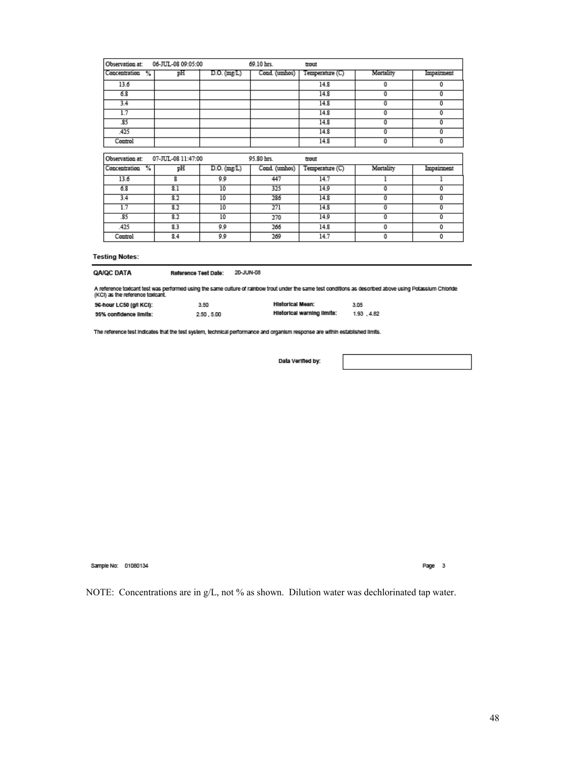| Observation at: | 06-JUL-08 09:05:00 | | 69.10 hrs. | trout | | |
|---|---|---|---|---|---|---|
| Concentration % | pH | D.O. (mg/L) | Cond. (umhos) | Temperature (C) | Mortality | Impairment |
| 13.6 | | | | 14.8 | 0 | 0 |
| 6.8 | | | | 14.8 | 0 | 0 |
| 3.4 | | | | 14.8 | 0 | 0 |
| 1.7 | | | | 14.8 | 0 | 0 |
| .85 | | | | 14.8 | 0 | 0 |
| .425 | | | | 14.8 | 0 | 0 |
| Control | | | | 14.8 | 0 | 0 |

| Observation at: | 07-JUL-08 11:47:00 | | 95.80 hrs. | trout | | |
|---|---|---|---|---|---|---|
| Concentration % | pH | D.O. (mg/L) | Cond. (umhos) | Temperature (C) | Mortality | Impairment |
| 13.6 | 8 | 9.9 | 447 | 14.7 | 1 | 1 |
| 6.8 | 8.1 | 10 | 325 | 14.9 | 0 | 0 |
| 3.4 | 8.2 | 10 | 286 | 14.8 | 0 | 0 |
| 1.7 | 8.2 | 10 | 271 | 14.8 | 0 | 0 |
| .85 | 8.2 | 10 | 270 | 14.9 | 0 | 0 |
| .425 | 8.3 | 9.9 | 266 | 14.8 | 0 | 0 |
| Control | 8.4 | 9.9 | 269 | 14.7 | 0 | 0 |

**Testing Notes:**

**QA/QC DATA** **Reference Test Date:** 20-JUN-08

A reference toxicant test was performed using the same culture of rainbow trout under the same test conditions as described above using Potassium Chloride (KCl) as the reference toxicant.

| | | | |
|---|---|---|---|
| **96-hour LC50 (g/l KCl):** | 3.50 | **Historical Mean:** | 3.05 |
| **95% confidence limits:** | 2.50 , 5.00 | **Historical warning limits:** | 1.93 , 4.82 |

The reference test indicates that the test system, technical performance and organism response are within established limits.

**Data Verified by:**

Sample No: 01080134

NOTE: Concentrations are in g/L, not % as shown. Dilution water was dechlorinated tap water.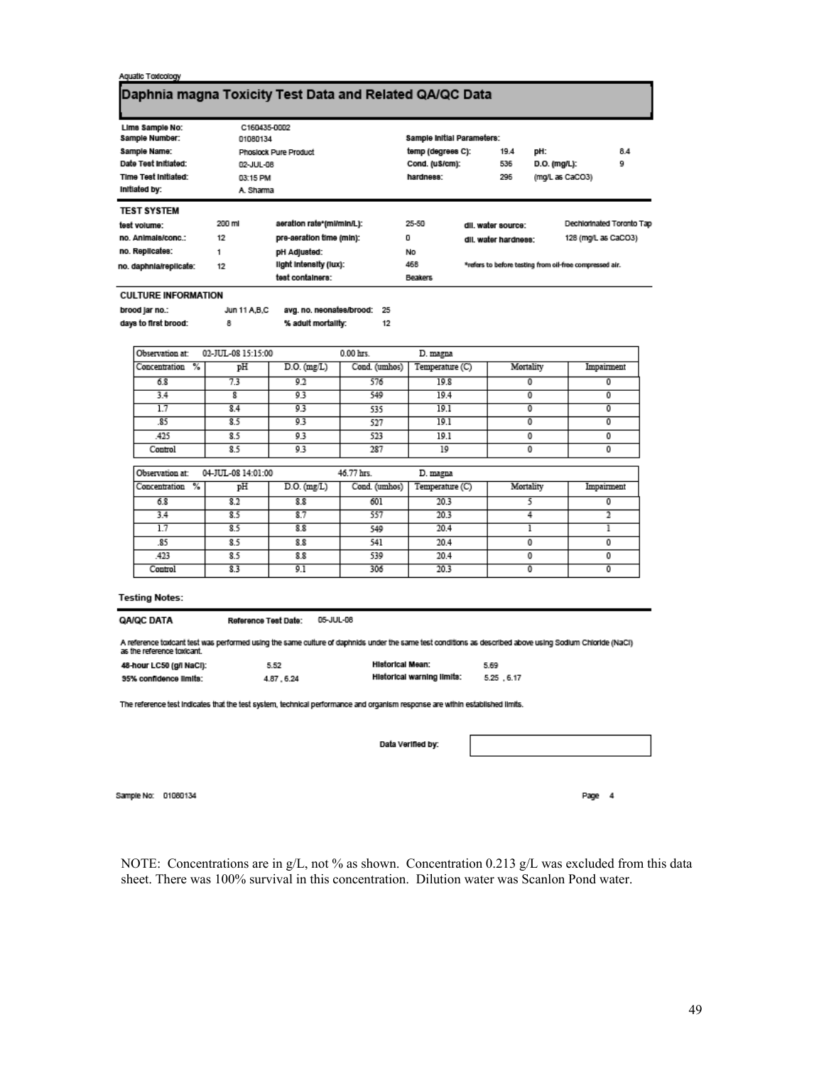Aquatic Toxicology

# Daphnia magna Toxicity Test Data and Related QA/QC Data

| | | | | | | |
|---|---|---|---|---|---|---|
| **Lims Sample No:** | C160435-0002 | | | | | |
| **Sample Number:** | 01080134 | **Sample Initial Parameters:** | | | | |
| **Sample Name:** | Phoslock Pure Product | **temp (degrees C):** | 19.4 | **pH:** | 8.4 | |
| **Date Test Initiated:** | 02-JUL-08 | **Cond. (uS/cm):** | 536 | **D.O. (mg/L):** | 9 | |
| **Time Test Initiated:** | 03:15 PM | **hardness:** | 295 | (mg/L as CaCO3) | | |
| **Initiated by:** | A. Sharma | | | | | |

## TEST SYSTEM

| | | | | | |
|---|---|---|---|---|---|
| **test volume:** | 200 ml | **aeration rate*(ml/min/L):** | 25-50 | **dil. water source:** | Dechlorinated Toronto Tap |
| **no. Animals/conc.:** | 12 | **pre-aeration time (min):** | 0 | **dil. water hardness:** | 128 (mg/L as CaCO3) |
| **no. Replicates:** | 1 | **pH Adjusted:** | No | | |
| **no. daphnia/replicate:** | 12 | **light intensity (lux):** | 468 | *refers to before testing from oil-free compressed air. | |
| | | **test containers:** | Beakers | | |

## CULTURE INFORMATION

| | | | |
|---|---|---|---|
| **brood jar no.:** | Jun 11 A,B,C | **avg. no. neonates/brood:** | 25 |
| **days to first brood:** | 8 | **% adult mortality:** | 12 |

| Observation at: | 02-JUL-08 15:15:00 | | 0.00 hrs. | D. magna | | |
|---|---|---|---|---|---|---|
| **Concentration %** | **pH** | **D.O. (mg/L)** | **Cond. (umhos)** | **Temperature (C)** | **Mortality** | **Impairment** |
| 6.8 | 7.3 | 9.2 | 576 | 19.8 | 0 | 0 |
| 3.4 | 8 | 9.3 | 549 | 19.4 | 0 | 0 |
| 1.7 | 8.4 | 9.3 | 535 | 19.1 | 0 | 0 |
| .85 | 8.5 | 9.3 | 527 | 19.1 | 0 | 0 |
| .425 | 8.5 | 9.3 | 523 | 19.1 | 0 | 0 |
| Control | 8.5 | 9.3 | 287 | 19 | 0 | 0 |

| Observation at: | 04-JUL-08 14:01:00 | | 46.77 hrs. | D. magna | | |
|---|---|---|---|---|---|---|
| **Concentration %** | **pH** | **D.O. (mg/L)** | **Cond. (umhos)** | **Temperature (C)** | **Mortality** | **Impairment** |
| 6.8 | 8.2 | 8.8 | 601 | 20.3 | 5 | 0 |
| 3.4 | 8.5 | 8.7 | 557 | 20.3 | 4 | 2 |
| 1.7 | 8.5 | 8.8 | 549 | 20.4 | 1 | 1 |
| .85 | 8.5 | 8.8 | 541 | 20.4 | 0 | 0 |
| .423 | 8.5 | 8.8 | 539 | 20.4 | 0 | 0 |
| Control | 8.3 | 9.1 | 306 | 20.3 | 0 | 0 |

**Testing Notes:**

## QA/QC DATA

**Reference Test Date:** 05-JUL-08

A reference toxicant test was performed using the same culture of daphnids under the same test conditions as described above using Sodium Chloride (NaCl) as the reference toxicant.

| | | | |
|---|---|---|---|
| **48-hour LC50 (g/l NaCl):** | 5.52 | **Historical Mean:** | 5.69 |
| **95% confidence limits:** | 4.87 , 6.24 | **Historical warning limits:** | 5.25 , 6.17 |

The reference test indicates that the test system, technical performance and organism response are within established limits.

Data Verified by:

Sample No: 01080134

NOTE: Concentrations are in g/L, not % as shown. Concentration 0.213 g/L was excluded from this data sheet. There was 100% survival in this concentration. Dilution water was Scanlon Pond water.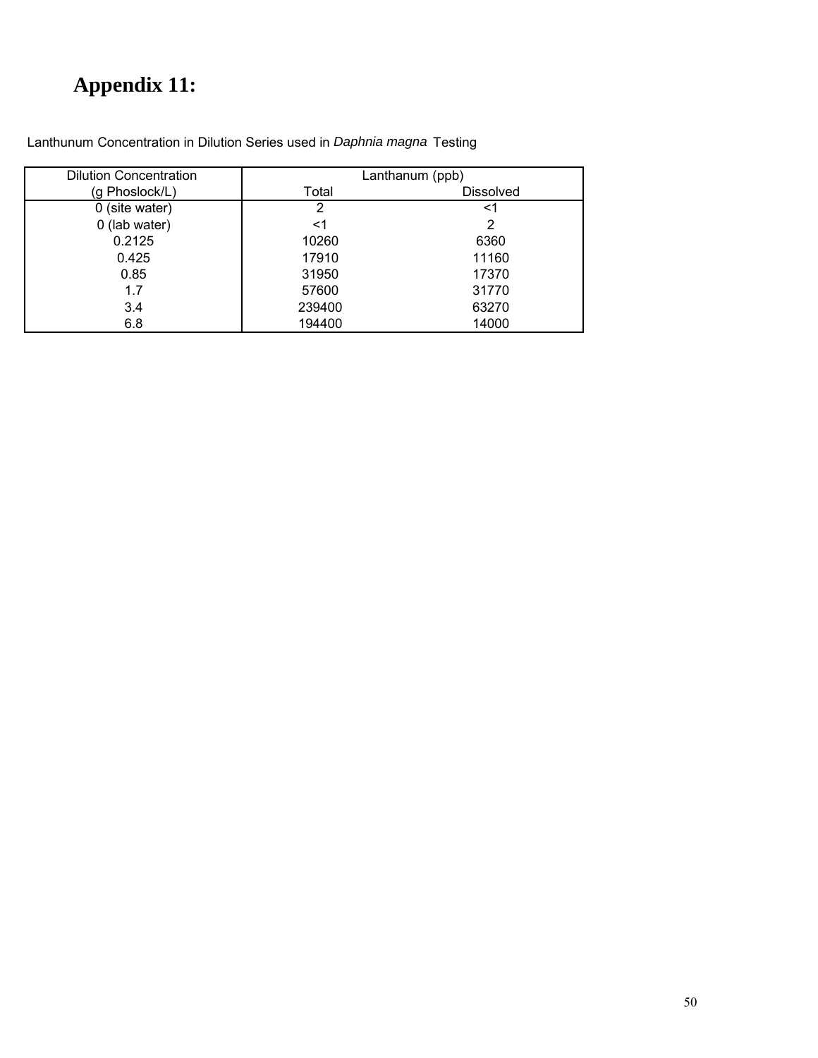# Appendix 11:

Lanthunum Concentration in Dilution Series used in *Daphnia magna* Testing

| Dilution Concentration (g Phoslock/L) | Lanthanum (ppb) | |
|---|---|---|
| | Total | Dissolved |
| 0 (site water) | 2 | <1 |
| 0 (lab water) | <1 | 2 |
| 0.2125 | 10260 | 6360 |
| 0.425 | 17910 | 11160 |
| 0.85 | 31950 | 17370 |
| 1.7 | 57600 | 31770 |
| 3.4 | 239400 | 63270 |
| 6.8 | 194400 | 14000 |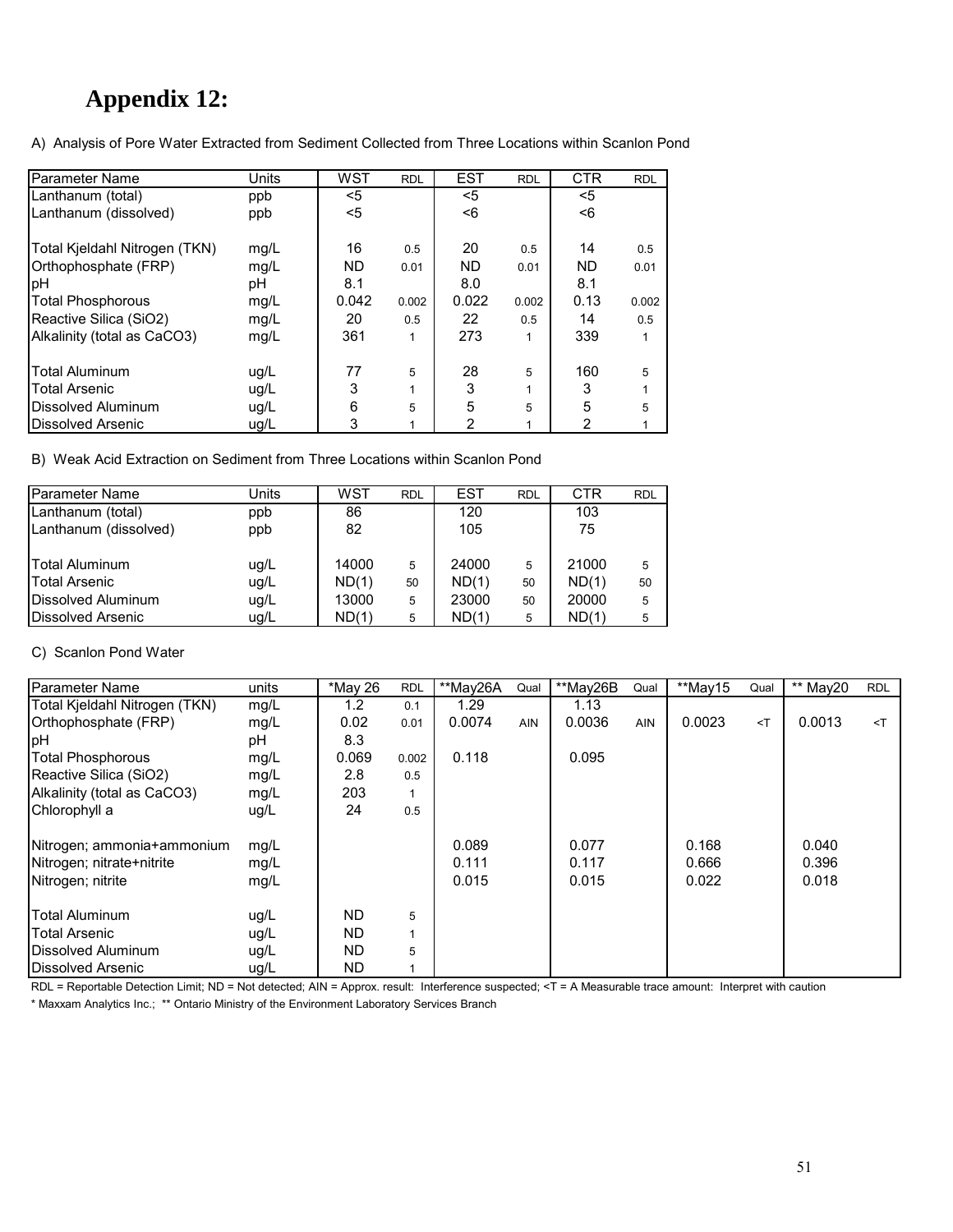# Appendix 12:

A) Analysis of Pore Water Extracted from Sediment Collected from Three Locations within Scanlon Pond

| Parameter Name | Units | WST | RDL | EST | RDL | CTR | RDL |
|---|---|---|---|---|---|---|---|
| Lanthanum (total) | ppb | <5 | | <5 | | <5 | |
| Lanthanum (dissolved) | ppb | <5 | | <6 | | <6 | |
| | | | | | | | |
| Total Kjeldahl Nitrogen (TKN) | mg/L | 16 | 0.5 | 20 | 0.5 | 14 | 0.5 |
| Orthophosphate (FRP) | mg/L | ND | 0.01 | ND | 0.01 | ND | 0.01 |
| pH | pH | 8.1 | | 8.0 | | 8.1 | |
| Total Phosphorous | mg/L | 0.042 | 0.002 | 0.022 | 0.002 | 0.13 | 0.002 |
| Reactive Silica (SiO2) | mg/L | 20 | 0.5 | 22 | 0.5 | 14 | 0.5 |
| Alkalinity (total as CaCO3) | mg/L | 361 | 1 | 273 | 1 | 339 | 1 |
| | | | | | | | |
| Total Aluminum | ug/L | 77 | 5 | 28 | 5 | 160 | 5 |
| Total Arsenic | ug/L | 3 | 1 | 3 | 1 | 3 | 1 |
| Dissolved Aluminum | ug/L | 6 | 5 | 5 | 5 | 5 | 5 |
| Dissolved Arsenic | ug/L | 3 | 1 | 2 | 1 | 2 | 1 |

B) Weak Acid Extraction on Sediment from Three Locations within Scanlon Pond

| Parameter Name | Units | WST | RDL | EST | RDL | CTR | RDL |
|---|---|---|---|---|---|---|---|
| Lanthanum (total) | ppb | 86 | | 120 | | 103 | |
| Lanthanum (dissolved) | ppb | 82 | | 105 | | 75 | |
| | | | | | | | |
| Total Aluminum | ug/L | 14000 | 5 | 24000 | 5 | 21000 | 5 |
| Total Arsenic | ug/L | ND(1) | 50 | ND(1) | 50 | ND(1) | 50 |
| Dissolved Aluminum | ug/L | 13000 | 5 | 23000 | 50 | 20000 | 5 |
| Dissolved Arsenic | ug/L | ND(1) | 5 | ND(1) | 5 | ND(1) | 5 |

C) Scanlon Pond Water

| Parameter Name | units | *May 26 | RDL | **May26A | Qual | **May26B | Qual | **May15 | Qual | ** May20 | RDL |
|---|---|---|---|---|---|---|---|---|---|---|---|
| Total Kjeldahl Nitrogen (TKN) | mg/L | 1.2 | 0.1 | 1.29 | | 1.13 | | | | | |
| Orthophosphate (FRP) | mg/L | 0.02 | 0.01 | 0.0074 | AIN | 0.0036 | AIN | 0.0023 | <T | 0.0013 | <T |
| pH | pH | 8.3 | | | | | | | | | |
| Total Phosphorous | mg/L | 0.069 | 0.002 | 0.118 | | 0.095 | | | | | |
| Reactive Silica (SiO2) | mg/L | 2.8 | 0.5 | | | | | | | | |
| Alkalinity (total as CaCO3) | mg/L | 203 | 1 | | | | | | | | |
| Chlorophyll a | ug/L | 24 | 0.5 | | | | | | | | |
| | | | | | | | | | | | |
| Nitrogen; ammonia+ammonium | mg/L | | | 0.089 | | 0.077 | | 0.168 | | 0.040 | |
| Nitrogen; nitrate+nitrite | mg/L | | | 0.111 | | 0.117 | | 0.666 | | 0.396 | |
| Nitrogen; nitrite | mg/L | | | 0.015 | | 0.015 | | 0.022 | | 0.018 | |
| | | | | | | | | | | | |
| Total Aluminum | ug/L | ND | 5 | | | | | | | | |
| Total Arsenic | ug/L | ND | 1 | | | | | | | | |
| Dissolved Aluminum | ug/L | ND | 5 | | | | | | | | |
| Dissolved Arsenic | ug/L | ND | 1 | | | | | | | | |

RDL = Reportable Detection Limit; ND = Not detected; AIN = Approx. result: Interference suspected; <T = A Measurable trace amount: Interpret with caution

\* Maxxam Analytics Inc.; ** Ontario Ministry of the Environment Laboratory Services Branch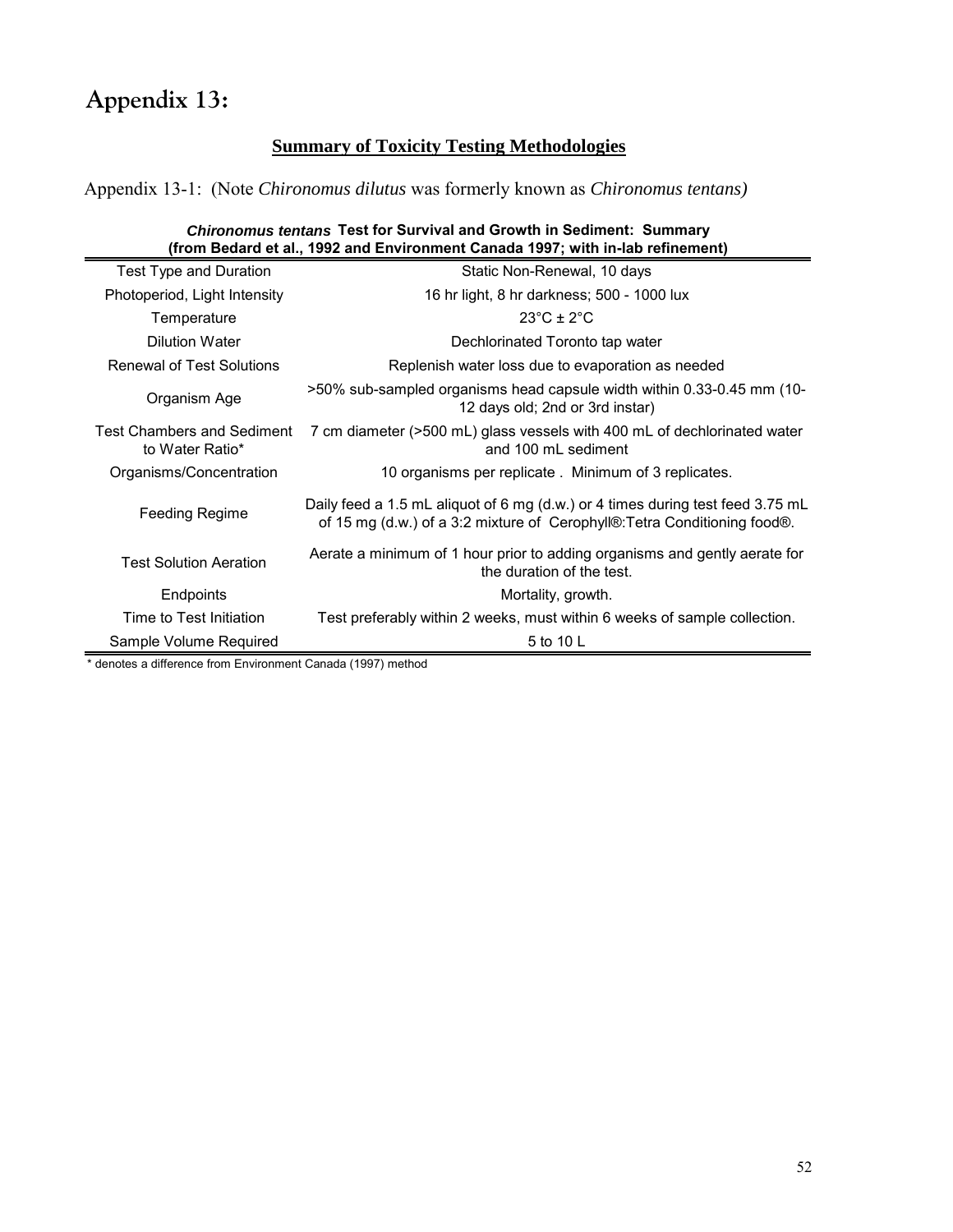# Appendix 13:

## Summary of Toxicity Testing Methodologies

Appendix 13-1: (Note *Chironomus dilutus* was formerly known as *Chironomus tentans)*

***Chironomus tentans* Test for Survival and Growth in Sediment: Summary (from Bedard et al., 1992 and Environment Canada 1997; with in-lab refinement)**

| | |
|---|---|
| Test Type and Duration | Static Non-Renewal, 10 days |
| Photoperiod, Light Intensity | 16 hr light, 8 hr darkness; 500 - 1000 lux |
| Temperature | 23°C ± 2°C |
| Dilution Water | Dechlorinated Toronto tap water |
| Renewal of Test Solutions | Replenish water loss due to evaporation as needed |
| Organism Age | >50% sub-sampled organisms head capsule width within 0.33-0.45 mm (10-12 days old; 2nd or 3rd instar) |
| Test Chambers and Sediment to Water Ratio* | 7 cm diameter (>500 mL) glass vessels with 400 mL of dechlorinated water and 100 mL sediment |
| Organisms/Concentration | 10 organisms per replicate . Minimum of 3 replicates. |
| Feeding Regime | Daily feed a 1.5 mL aliquot of 6 mg (d.w.) or 4 times during test feed 3.75 mL of 15 mg (d.w.) of a 3:2 mixture of Cerophyll®:Tetra Conditioning food®. |
| Test Solution Aeration | Aerate a minimum of 1 hour prior to adding organisms and gently aerate for the duration of the test. |
| Endpoints | Mortality, growth. |
| Time to Test Initiation | Test preferably within 2 weeks, must within 6 weeks of sample collection. |
| Sample Volume Required | 5 to 10 L |

\* denotes a difference from Environment Canada (1997) method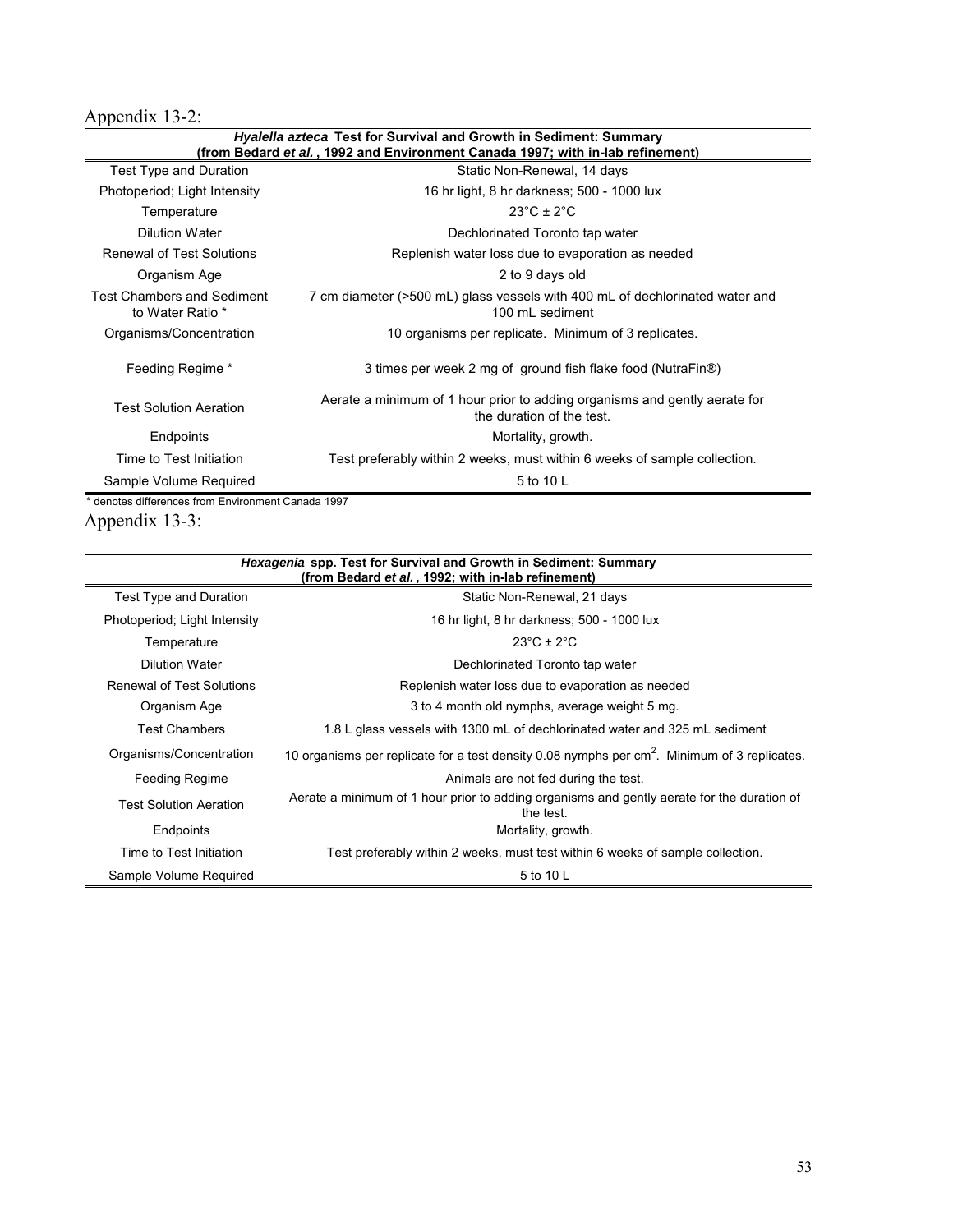Appendix 13-2:

| ***Hyalella azteca* Test for Survival and Growth in Sediment: Summary (from Bedard *et al.*, 1992 and Environment Canada 1997; with in-lab refinement)** | |
|---|---|
| Test Type and Duration | Static Non-Renewal, 14 days |
| Photoperiod; Light Intensity | 16 hr light, 8 hr darkness; 500 - 1000 lux |
| Temperature | 23°C ± 2°C |
| Dilution Water | Dechlorinated Toronto tap water |
| Renewal of Test Solutions | Replenish water loss due to evaporation as needed |
| Organism Age | 2 to 9 days old |
| Test Chambers and Sediment to Water Ratio * | 7 cm diameter (>500 mL) glass vessels with 400 mL of dechlorinated water and 100 mL sediment |
| Organisms/Concentration | 10 organisms per replicate. Minimum of 3 replicates. |
| Feeding Regime * | 3 times per week 2 mg of ground fish flake food (NutraFin®) |
| Test Solution Aeration | Aerate a minimum of 1 hour prior to adding organisms and gently aerate for the duration of the test. |
| Endpoints | Mortality, growth. |
| Time to Test Initiation | Test preferably within 2 weeks, must within 6 weeks of sample collection. |
| Sample Volume Required | 5 to 10 L |

* denotes differences from Environment Canada 1997

Appendix 13-3:

| ***Hexagenia* spp. Test for Survival and Growth in Sediment: Summary (from Bedard *et al.*, 1992; with in-lab refinement)** | |
|---|---|
| Test Type and Duration | Static Non-Renewal, 21 days |
| Photoperiod; Light Intensity | 16 hr light, 8 hr darkness; 500 - 1000 lux |
| Temperature | 23°C ± 2°C |
| Dilution Water | Dechlorinated Toronto tap water |
| Renewal of Test Solutions | Replenish water loss due to evaporation as needed |
| Organism Age | 3 to 4 month old nymphs, average weight 5 mg. |
| Test Chambers | 1.8 L glass vessels with 1300 mL of dechlorinated water and 325 mL sediment |
| Organisms/Concentration | 10 organisms per replicate for a test density 0.08 nymphs per $cm^2$. Minimum of 3 replicates. |
| Feeding Regime | Animals are not fed during the test. |
| Test Solution Aeration | Aerate a minimum of 1 hour prior to adding organisms and gently aerate for the duration of the test. |
| Endpoints | Mortality, growth. |
| Time to Test Initiation | Test preferably within 2 weeks, must test within 6 weeks of sample collection. |
| Sample Volume Required | 5 to 10 L |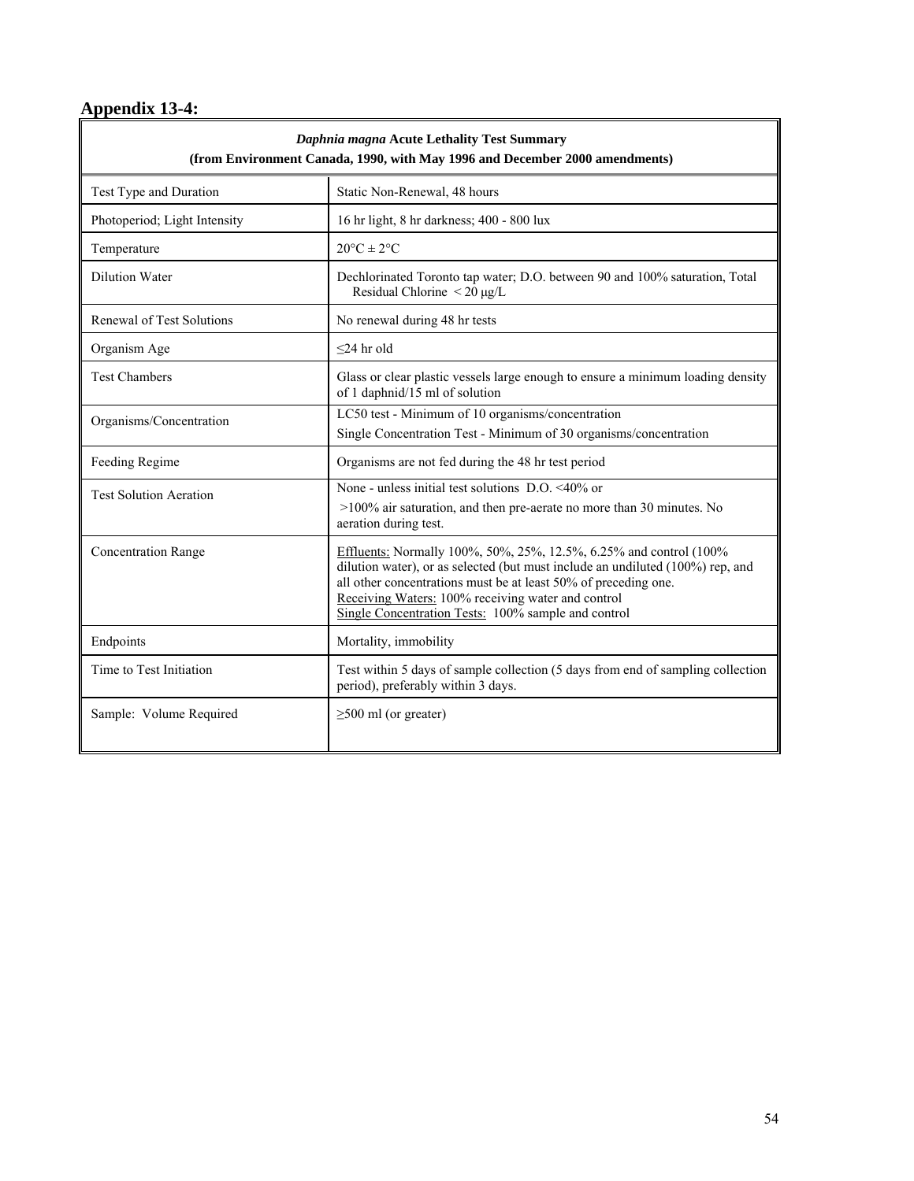## Appendix 13-4:

| ***Daphnia magna*** **Acute Lethality Test Summary (from Environment Canada, 1990, with May 1996 and December 2000 amendments)** | |
|---|---|
| Test Type and Duration | Static Non-Renewal, 48 hours |
| Photoperiod; Light Intensity | 16 hr light, 8 hr darkness; 400 - 800 lux |
| Temperature | 20°C ± 2°C |
| Dilution Water | Dechlorinated Toronto tap water; D.O. between 90 and 100% saturation, Total Residual Chlorine < 20 μg/L |
| Renewal of Test Solutions | No renewal during 48 hr tests |
| Organism Age | ≤24 hr old |
| Test Chambers | Glass or clear plastic vessels large enough to ensure a minimum loading density of 1 daphnid/15 ml of solution |
| Organisms/Concentration | LC50 test - Minimum of 10 organisms/concentration<br>Single Concentration Test - Minimum of 30 organisms/concentration |
| Feeding Regime | Organisms are not fed during the 48 hr test period |
| Test Solution Aeration | None - unless initial test solutions D.O. <40% or >100% air saturation, and then pre-aerate no more than 30 minutes. No aeration during test. |
| Concentration Range | Effluents: Normally 100%, 50%, 25%, 12.5%, 6.25% and control (100% dilution water), or as selected (but must include an undiluted (100%) rep, and all other concentrations must be at least 50% of preceding one.<br>Receiving Waters: 100% receiving water and control<br>Single Concentration Tests: 100% sample and control |
| Endpoints | Mortality, immobility |
| Time to Test Initiation | Test within 5 days of sample collection (5 days from end of sampling collection period), preferably within 3 days. |
| Sample: Volume Required | ≥500 ml (or greater) |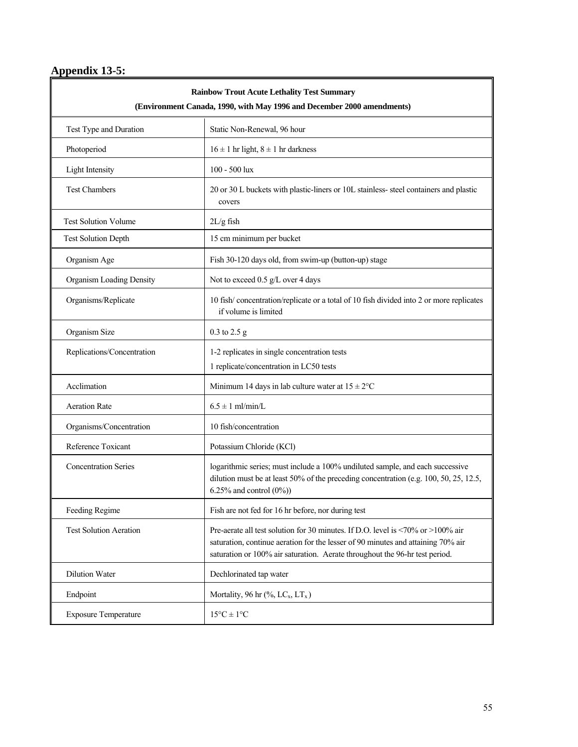## Appendix 13-5:

| Rainbow Trout Acute Lethality Test Summary (Environment Canada, 1990, with May 1996 and December 2000 amendments) | |
|---|---|
| Test Type and Duration | Static Non-Renewal, 96 hour |
| Photoperiod | 16 ± 1 hr light, 8 ± 1 hr darkness |
| Light Intensity | 100 - 500 lux |
| Test Chambers | 20 or 30 L buckets with plastic-liners or 10L stainless- steel containers and plastic covers |
| Test Solution Volume | 2L/g fish |
| Test Solution Depth | 15 cm minimum per bucket |
| Organism Age | Fish 30-120 days old, from swim-up (button-up) stage |
| Organism Loading Density | Not to exceed 0.5 g/L over 4 days |
| Organisms/Replicate | 10 fish/ concentration/replicate or a total of 10 fish divided into 2 or more replicates if volume is limited |
| Organism Size | 0.3 to 2.5 g |
| Replications/Concentration | 1-2 replicates in single concentration tests<br>1 replicate/concentration in LC50 tests |
| Acclimation | Minimum 14 days in lab culture water at 15 ± 2°C |
| Aeration Rate | 6.5 ± 1 ml/min/L |
| Organisms/Concentration | 10 fish/concentration |
| Reference Toxicant | Potassium Chloride (KCl) |
| Concentration Series | logarithmic series; must include a 100% undiluted sample, and each successive dilution must be at least 50% of the preceding concentration (e.g. 100, 50, 25, 12.5, 6.25% and control (0%)) |
| Feeding Regime | Fish are not fed for 16 hr before, nor during test |
| Test Solution Aeration | Pre-aerate all test solution for 30 minutes. If D.O. level is <70% or >100% air saturation, continue aeration for the lesser of 90 minutes and attaining 70% air saturation or 100% air saturation. Aerate throughout the 96-hr test period. |
| Dilution Water | Dechlorinated tap water |
| Endpoint | Mortality, 96 hr (%, $LC_x$, $LT_x$) |
| Exposure Temperature | 15°C ± 1°C |